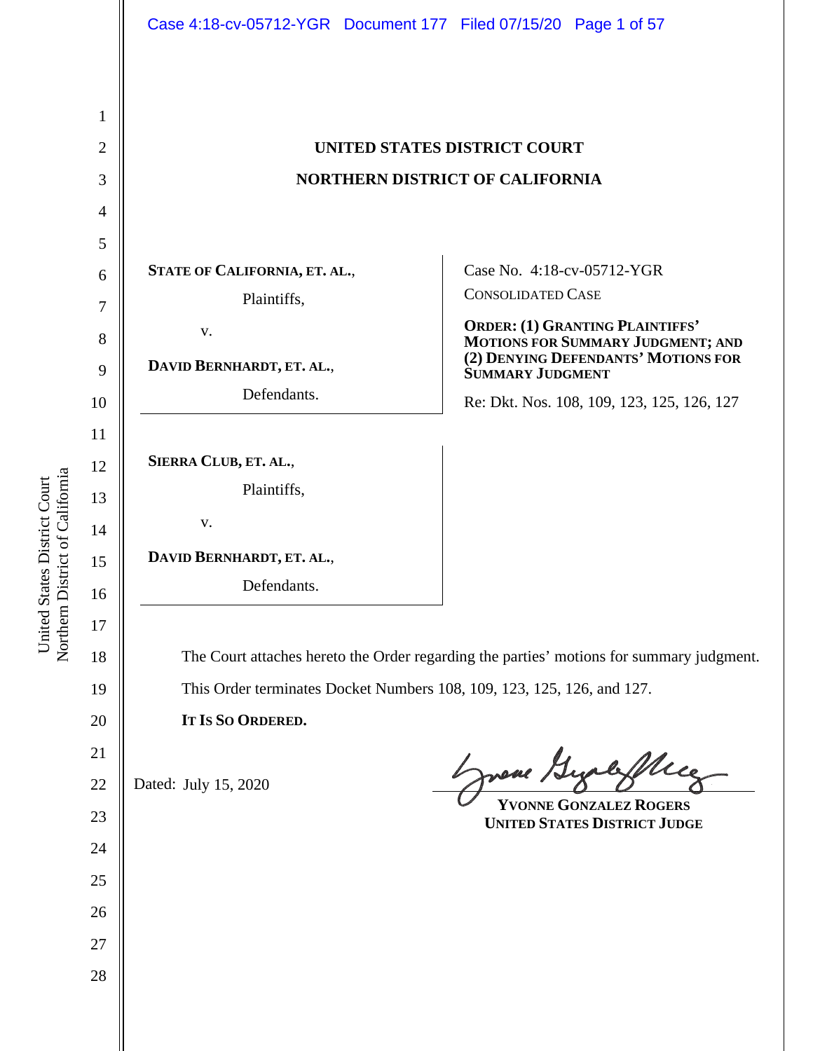**UNITED STATES DISTRICT COURT**

**NORTHERN DISTRICT OF CALIFORNIA**

**STATE OF CALIFORNIA, ET. AL.,**

Plaintiffs,

v.

**DAVID BERNHARDT, ET. AL.,**

Defendants.

Case No. 4:18-cv-05712-YGR

CONSOLIDATED CASE

**ORDER: (1) GRANTING PLAINTIFFS' MOTIONS FOR SUMMARY JUDGMENT; AND (2) DENYING DEFENDANTS' MOTIONS FOR SUMMARY JUDGMENT**

Re: Dkt. Nos. 108, 109, 123, 125, 126, 127

**SIERRA CLUB, ET. AL.,**

Plaintiffs,

v.

**DAVID BERNHARDT, ET. AL.,**

Defendants.

The Court attaches hereto the Order regarding the parties' motions for summary judgment. This Order terminates Docket Numbers 108, 109, 123, 125, 126, and 127.

**IT IS SO ORDERED.**

Dated: July 15, 2020

**YVONNE GONZALEZ ROGERS**
**UNITED STATES DISTRICT JUDGE**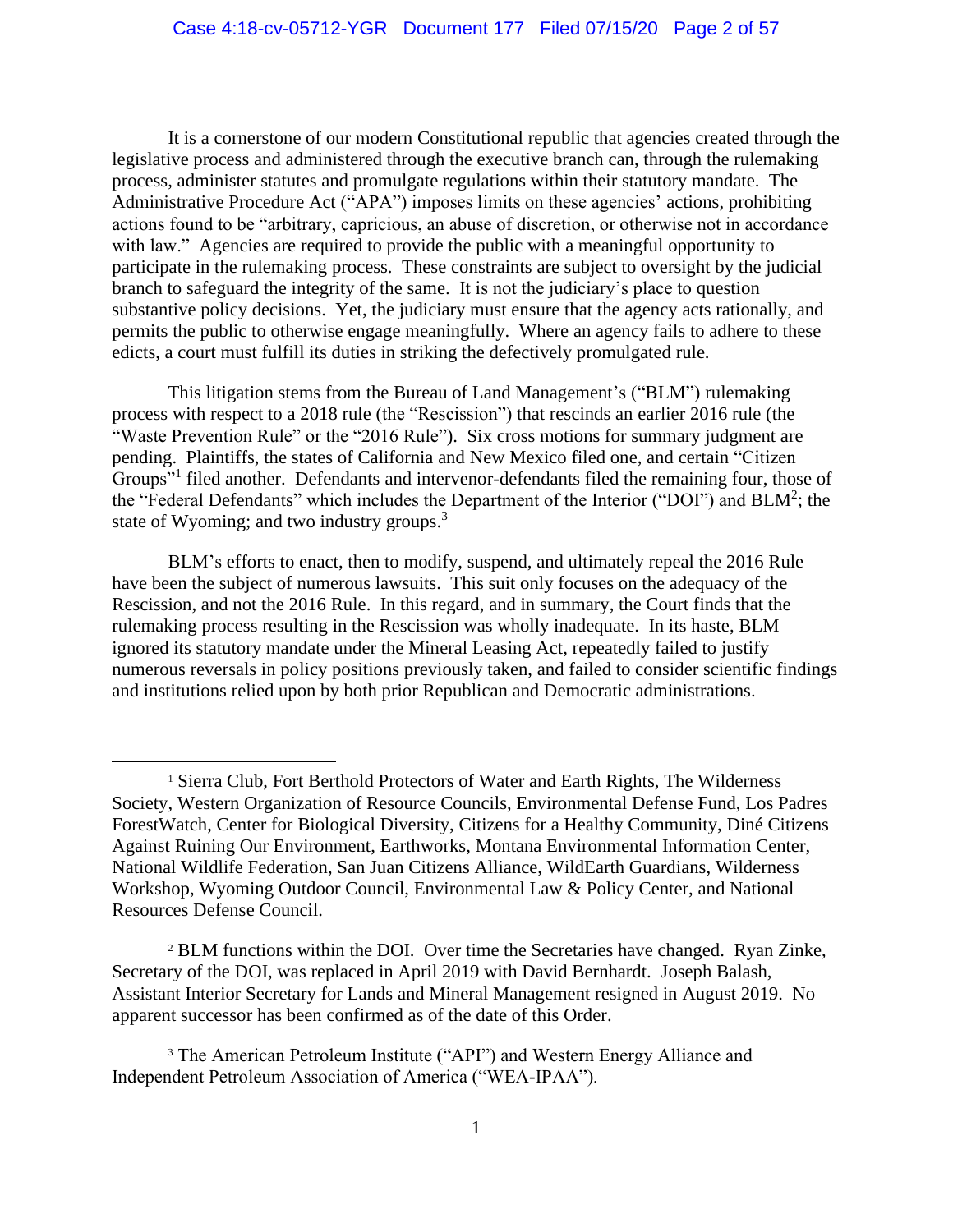It is a cornerstone of our modern Constitutional republic that agencies created through the legislative process and administered through the executive branch can, through the rulemaking process, administer statutes and promulgate regulations within their statutory mandate. The Administrative Procedure Act ("APA") imposes limits on these agencies' actions, prohibiting actions found to be "arbitrary, capricious, an abuse of discretion, or otherwise not in accordance with law." Agencies are required to provide the public with a meaningful opportunity to participate in the rulemaking process. These constraints are subject to oversight by the judicial branch to safeguard the integrity of the same. It is not the judiciary's place to question substantive policy decisions. Yet, the judiciary must ensure that the agency acts rationally, and permits the public to otherwise engage meaningfully. Where an agency fails to adhere to these edicts, a court must fulfill its duties in striking the defectively promulgated rule.

This litigation stems from the Bureau of Land Management's ("BLM") rulemaking process with respect to a 2018 rule (the "Rescission") that rescinds an earlier 2016 rule (the "Waste Prevention Rule" or the "2016 Rule"). Six cross motions for summary judgment are pending. Plaintiffs, the states of California and New Mexico filed one, and certain "Citizen Groups"[1] filed another. Defendants and intervenor-defendants filed the remaining four, those of the "Federal Defendants" which includes the Department of the Interior ("DOI") and BLM[2]; the state of Wyoming; and two industry groups.[3]

BLM's efforts to enact, then to modify, suspend, and ultimately repeal the 2016 Rule have been the subject of numerous lawsuits. This suit only focuses on the adequacy of the Rescission, and not the 2016 Rule. In this regard, and in summary, the Court finds that the rulemaking process resulting in the Rescission was wholly inadequate. In its haste, BLM ignored its statutory mandate under the Mineral Leasing Act, repeatedly failed to justify numerous reversals in policy positions previously taken, and failed to consider scientific findings and institutions relied upon by both prior Republican and Democratic administrations.

---

[1] Sierra Club, Fort Berthold Protectors of Water and Earth Rights, The Wilderness Society, Western Organization of Resource Councils, Environmental Defense Fund, Los Padres ForestWatch, Center for Biological Diversity, Citizens for a Healthy Community, Diné Citizens Against Ruining Our Environment, Earthworks, Montana Environmental Information Center, National Wildlife Federation, San Juan Citizens Alliance, WildEarth Guardians, Wilderness Workshop, Wyoming Outdoor Council, Environmental Law & Policy Center, and National Resources Defense Council.

[2] BLM functions within the DOI. Over time the Secretaries have changed. Ryan Zinke, Secretary of the DOI, was replaced in April 2019 with David Bernhardt. Joseph Balash, Assistant Interior Secretary for Lands and Mineral Management resigned in August 2019. No apparent successor has been confirmed as of the date of this Order.

[3] The American Petroleum Institute ("API") and Western Energy Alliance and Independent Petroleum Association of America ("WEA-IPAA").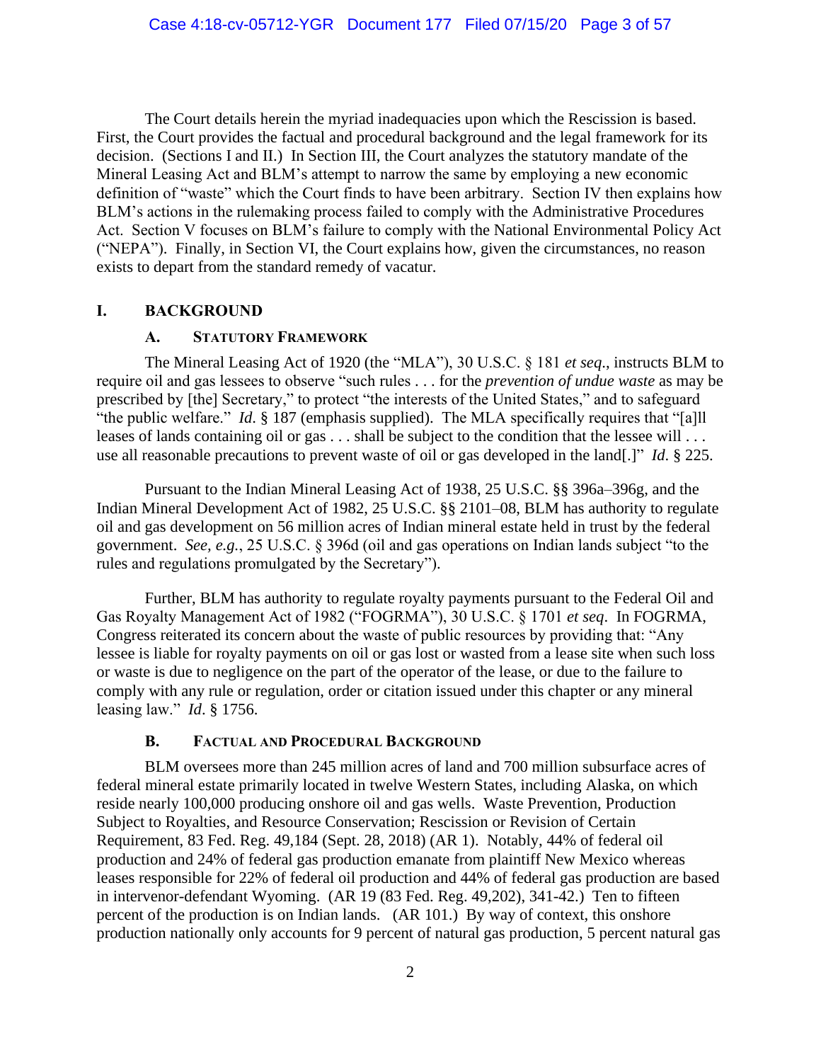The Court details herein the myriad inadequacies upon which the Rescission is based. First, the Court provides the factual and procedural background and the legal framework for its decision. (Sections I and II.) In Section III, the Court analyzes the statutory mandate of the Mineral Leasing Act and BLM's attempt to narrow the same by employing a new economic definition of "waste" which the Court finds to have been arbitrary. Section IV then explains how BLM's actions in the rulemaking process failed to comply with the Administrative Procedures Act. Section V focuses on BLM's failure to comply with the National Environmental Policy Act ("NEPA"). Finally, in Section VI, the Court explains how, given the circumstances, no reason exists to depart from the standard remedy of vacatur.

## I. BACKGROUND

### A. STATUTORY FRAMEWORK

The Mineral Leasing Act of 1920 (the "MLA"), 30 U.S.C. § 181 *et seq.*, instructs BLM to require oil and gas lessees to observe "such rules . . . for the *prevention of undue waste* as may be prescribed by [the] Secretary," to protect "the interests of the United States," and to safeguard "the public welfare." *Id.* § 187 (emphasis supplied). The MLA specifically requires that "[a]ll leases of lands containing oil or gas . . . shall be subject to the condition that the lessee will . . . use all reasonable precautions to prevent waste of oil or gas developed in the land[.]" *Id.* § 225.

Pursuant to the Indian Mineral Leasing Act of 1938, 25 U.S.C. §§ 396a–396g, and the Indian Mineral Development Act of 1982, 25 U.S.C. §§ 2101–08, BLM has authority to regulate oil and gas development on 56 million acres of Indian mineral estate held in trust by the federal government. *See, e.g.*, 25 U.S.C. § 396d (oil and gas operations on Indian lands subject "to the rules and regulations promulgated by the Secretary").

Further, BLM has authority to regulate royalty payments pursuant to the Federal Oil and Gas Royalty Management Act of 1982 ("FOGRMA"), 30 U.S.C. § 1701 *et seq*. In FOGRMA, Congress reiterated its concern about the waste of public resources by providing that: "Any lessee is liable for royalty payments on oil or gas lost or wasted from a lease site when such loss or waste is due to negligence on the part of the operator of the lease, or due to the failure to comply with any rule or regulation, order or citation issued under this chapter or any mineral leasing law." *Id*. § 1756.

### B. FACTUAL AND PROCEDURAL BACKGROUND

BLM oversees more than 245 million acres of land and 700 million subsurface acres of federal mineral estate primarily located in twelve Western States, including Alaska, on which reside nearly 100,000 producing onshore oil and gas wells. Waste Prevention, Production Subject to Royalties, and Resource Conservation; Rescission or Revision of Certain Requirement, 83 Fed. Reg. 49,184 (Sept. 28, 2018) (AR 1). Notably, 44% of federal oil production and 24% of federal gas production emanate from plaintiff New Mexico whereas leases responsible for 22% of federal oil production and 44% of federal gas production are based in intervenor-defendant Wyoming. (AR 19 (83 Fed. Reg. 49,202), 341-42.) Ten to fifteen percent of the production is on Indian lands. (AR 101.) By way of context, this onshore production nationally only accounts for 9 percent of natural gas production, 5 percent natural gas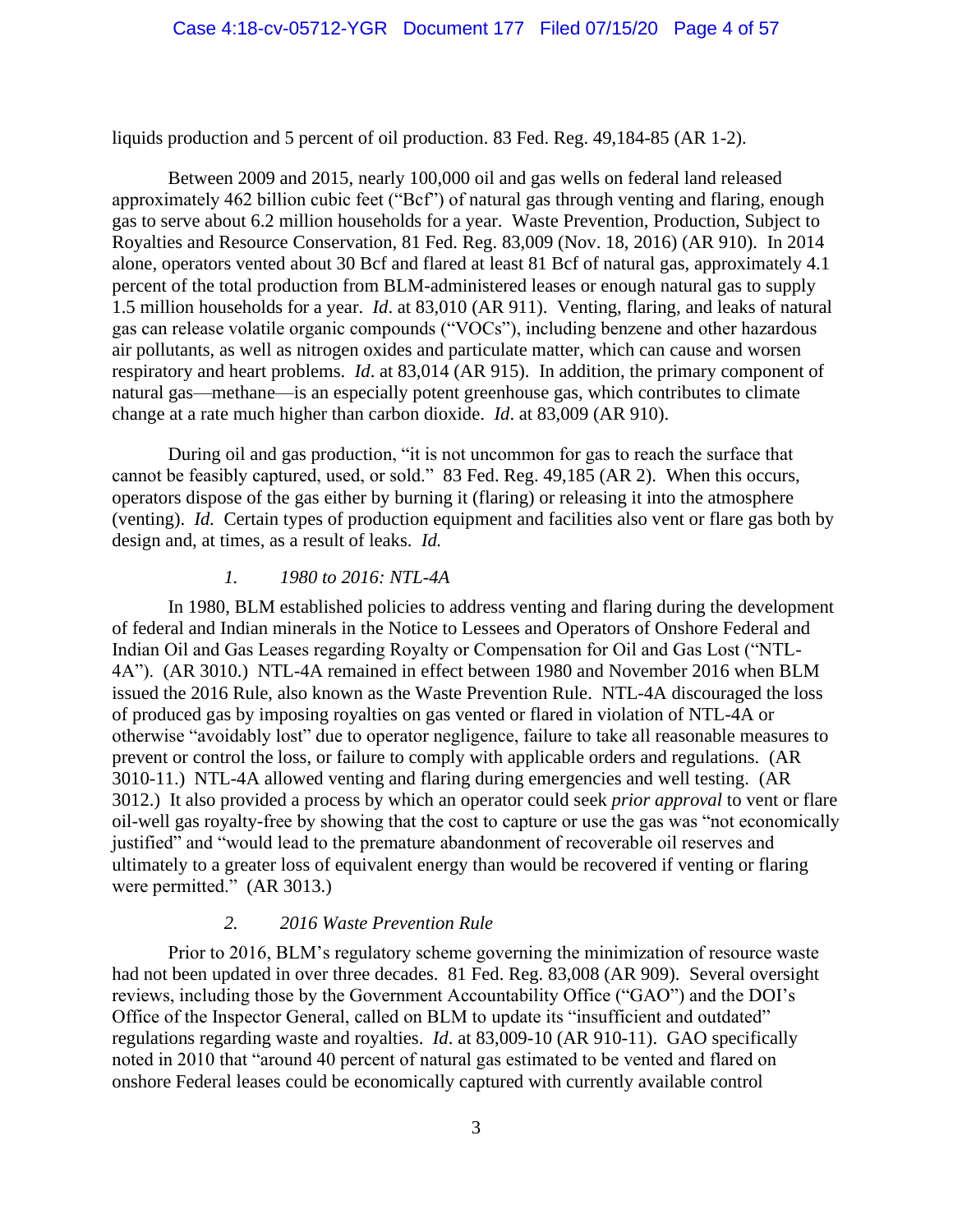liquids production and 5 percent of oil production. 83 Fed. Reg. 49,184-85 (AR 1-2).

Between 2009 and 2015, nearly 100,000 oil and gas wells on federal land released approximately 462 billion cubic feet ("Bcf") of natural gas through venting and flaring, enough gas to serve about 6.2 million households for a year. Waste Prevention, Production, Subject to Royalties and Resource Conservation, 81 Fed. Reg. 83,009 (Nov. 18, 2016) (AR 910). In 2014 alone, operators vented about 30 Bcf and flared at least 81 Bcf of natural gas, approximately 4.1 percent of the total production from BLM-administered leases or enough natural gas to supply 1.5 million households for a year. *Id*. at 83,010 (AR 911). Venting, flaring, and leaks of natural gas can release volatile organic compounds ("VOCs"), including benzene and other hazardous air pollutants, as well as nitrogen oxides and particulate matter, which can cause and worsen respiratory and heart problems. *Id*. at 83,014 (AR 915). In addition, the primary component of natural gas—methane—is an especially potent greenhouse gas, which contributes to climate change at a rate much higher than carbon dioxide. *Id*. at 83,009 (AR 910).

During oil and gas production, "it is not uncommon for gas to reach the surface that cannot be feasibly captured, used, or sold." 83 Fed. Reg. 49,185 (AR 2). When this occurs, operators dispose of the gas either by burning it (flaring) or releasing it into the atmosphere (venting). *Id.* Certain types of production equipment and facilities also vent or flare gas both by design and, at times, as a result of leaks. *Id.*

### *1. 1980 to 2016: NTL-4A*

In 1980, BLM established policies to address venting and flaring during the development of federal and Indian minerals in the Notice to Lessees and Operators of Onshore Federal and Indian Oil and Gas Leases regarding Royalty or Compensation for Oil and Gas Lost ("NTL-4A"). (AR 3010.) NTL-4A remained in effect between 1980 and November 2016 when BLM issued the 2016 Rule, also known as the Waste Prevention Rule. NTL-4A discouraged the loss of produced gas by imposing royalties on gas vented or flared in violation of NTL-4A or otherwise "avoidably lost" due to operator negligence, failure to take all reasonable measures to prevent or control the loss, or failure to comply with applicable orders and regulations. (AR 3010-11.) NTL-4A allowed venting and flaring during emergencies and well testing. (AR 3012.) It also provided a process by which an operator could seek *prior approval* to vent or flare oil-well gas royalty-free by showing that the cost to capture or use the gas was "not economically justified" and "would lead to the premature abandonment of recoverable oil reserves and ultimately to a greater loss of equivalent energy than would be recovered if venting or flaring were permitted." (AR 3013.)

### *2. 2016 Waste Prevention Rule*

Prior to 2016, BLM's regulatory scheme governing the minimization of resource waste had not been updated in over three decades. 81 Fed. Reg. 83,008 (AR 909). Several oversight reviews, including those by the Government Accountability Office ("GAO") and the DOI's Office of the Inspector General, called on BLM to update its "insufficient and outdated" regulations regarding waste and royalties. *Id*. at 83,009-10 (AR 910-11). GAO specifically noted in 2010 that "around 40 percent of natural gas estimated to be vented and flared on onshore Federal leases could be economically captured with currently available control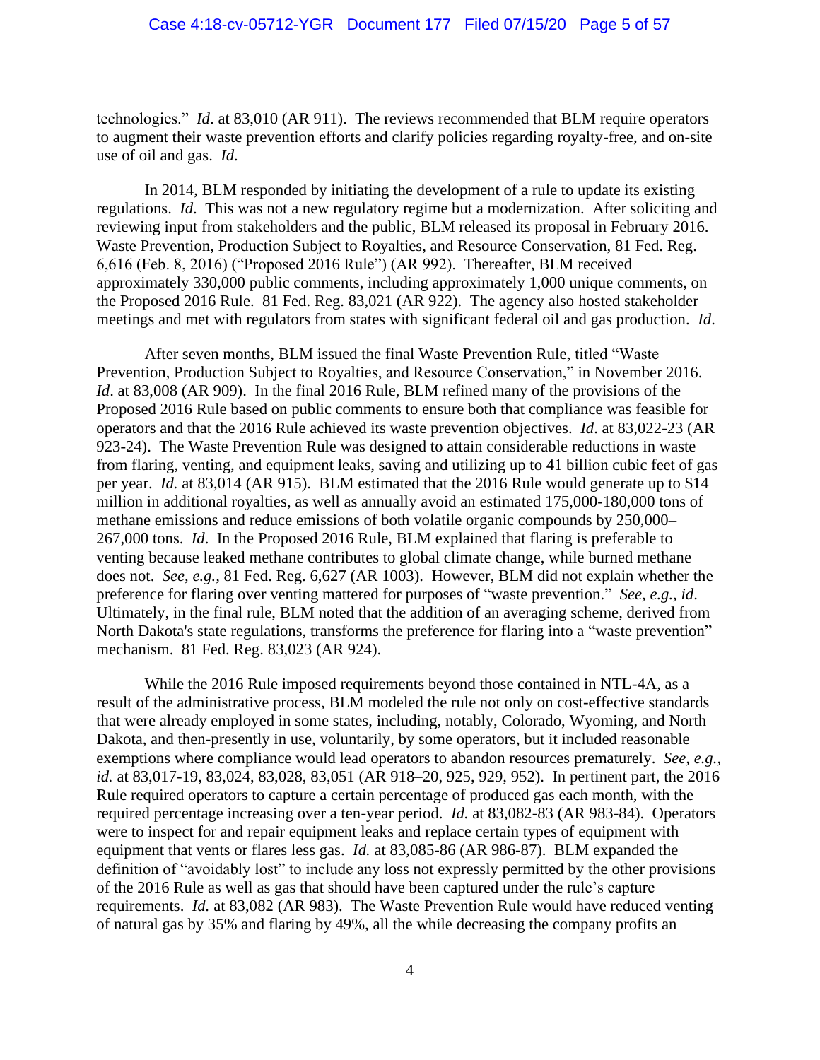technologies." *Id*. at 83,010 (AR 911). The reviews recommended that BLM require operators to augment their waste prevention efforts and clarify policies regarding royalty-free, and on-site use of oil and gas. *Id*.

In 2014, BLM responded by initiating the development of a rule to update its existing regulations. *Id*. This was not a new regulatory regime but a modernization. After soliciting and reviewing input from stakeholders and the public, BLM released its proposal in February 2016. Waste Prevention, Production Subject to Royalties, and Resource Conservation, 81 Fed. Reg. 6,616 (Feb. 8, 2016) ("Proposed 2016 Rule") (AR 992). Thereafter, BLM received approximately 330,000 public comments, including approximately 1,000 unique comments, on the Proposed 2016 Rule. 81 Fed. Reg. 83,021 (AR 922). The agency also hosted stakeholder meetings and met with regulators from states with significant federal oil and gas production. *Id*.

After seven months, BLM issued the final Waste Prevention Rule, titled "Waste Prevention, Production Subject to Royalties, and Resource Conservation," in November 2016. *Id*. at 83,008 (AR 909). In the final 2016 Rule, BLM refined many of the provisions of the Proposed 2016 Rule based on public comments to ensure both that compliance was feasible for operators and that the 2016 Rule achieved its waste prevention objectives. *Id*. at 83,022-23 (AR 923-24). The Waste Prevention Rule was designed to attain considerable reductions in waste from flaring, venting, and equipment leaks, saving and utilizing up to 41 billion cubic feet of gas per year. *Id.* at 83,014 (AR 915). BLM estimated that the 2016 Rule would generate up to $14 million in additional royalties, as well as annually avoid an estimated 175,000-180,000 tons of methane emissions and reduce emissions of both volatile organic compounds by 250,000–267,000 tons. *Id*. In the Proposed 2016 Rule, BLM explained that flaring is preferable to venting because leaked methane contributes to global climate change, while burned methane does not. *See, e.g.,* 81 Fed. Reg. 6,627 (AR 1003). However, BLM did not explain whether the preference for flaring over venting mattered for purposes of "waste prevention." *See, e.g., id*. Ultimately, in the final rule, BLM noted that the addition of an averaging scheme, derived from North Dakota's state regulations, transforms the preference for flaring into a "waste prevention" mechanism. 81 Fed. Reg. 83,023 (AR 924).

While the 2016 Rule imposed requirements beyond those contained in NTL-4A, as a result of the administrative process, BLM modeled the rule not only on cost-effective standards that were already employed in some states, including, notably, Colorado, Wyoming, and North Dakota, and then-presently in use, voluntarily, by some operators, but it included reasonable exemptions where compliance would lead operators to abandon resources prematurely. *See, e.g.*, *id.* at 83,017-19, 83,024, 83,028, 83,051 (AR 918–20, 925, 929, 952). In pertinent part, the 2016 Rule required operators to capture a certain percentage of produced gas each month, with the required percentage increasing over a ten-year period. *Id.* at 83,082-83 (AR 983-84). Operators were to inspect for and repair equipment leaks and replace certain types of equipment with equipment that vents or flares less gas. *Id.* at 83,085-86 (AR 986-87). BLM expanded the definition of "avoidably lost" to include any loss not expressly permitted by the other provisions of the 2016 Rule as well as gas that should have been captured under the rule's capture requirements. *Id.* at 83,082 (AR 983). The Waste Prevention Rule would have reduced venting of natural gas by 35% and flaring by 49%, all the while decreasing the company profits an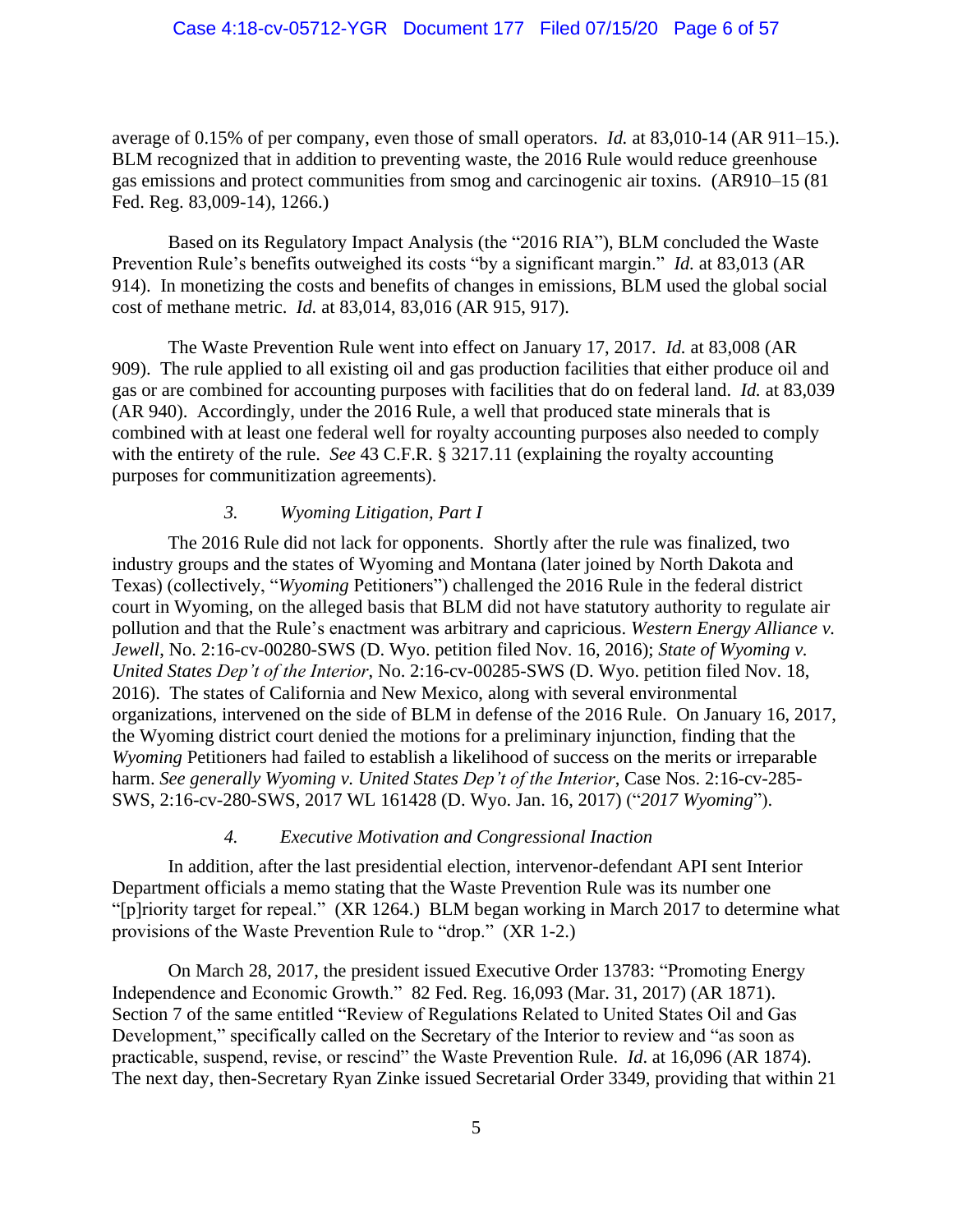average of 0.15% of per company, even those of small operators. *Id.* at 83,010-14 (AR 911–15.). BLM recognized that in addition to preventing waste, the 2016 Rule would reduce greenhouse gas emissions and protect communities from smog and carcinogenic air toxins. (AR910–15 (81 Fed. Reg. 83,009-14), 1266.)

Based on its Regulatory Impact Analysis (the "2016 RIA"), BLM concluded the Waste Prevention Rule's benefits outweighed its costs "by a significant margin." *Id.* at 83,013 (AR 914). In monetizing the costs and benefits of changes in emissions, BLM used the global social cost of methane metric. *Id.* at 83,014, 83,016 (AR 915, 917).

The Waste Prevention Rule went into effect on January 17, 2017. *Id.* at 83,008 (AR 909). The rule applied to all existing oil and gas production facilities that either produce oil and gas or are combined for accounting purposes with facilities that do on federal land. *Id.* at 83,039 (AR 940). Accordingly, under the 2016 Rule, a well that produced state minerals that is combined with at least one federal well for royalty accounting purposes also needed to comply with the entirety of the rule. *See* 43 C.F.R. § 3217.11 (explaining the royalty accounting purposes for communitization agreements).

### *3. Wyoming Litigation, Part I*

The 2016 Rule did not lack for opponents. Shortly after the rule was finalized, two industry groups and the states of Wyoming and Montana (later joined by North Dakota and Texas) (collectively, "*Wyoming* Petitioners") challenged the 2016 Rule in the federal district court in Wyoming, on the alleged basis that BLM did not have statutory authority to regulate air pollution and that the Rule's enactment was arbitrary and capricious. *Western Energy Alliance v. Jewell*, No. 2:16-cv-00280-SWS (D. Wyo. petition filed Nov. 16, 2016); *State of Wyoming v. United States Dep't of the Interior*, No. 2:16-cv-00285-SWS (D. Wyo. petition filed Nov. 18, 2016). The states of California and New Mexico, along with several environmental organizations, intervened on the side of BLM in defense of the 2016 Rule. On January 16, 2017, the Wyoming district court denied the motions for a preliminary injunction, finding that the *Wyoming* Petitioners had failed to establish a likelihood of success on the merits or irreparable harm. *See generally Wyoming v. United States Dep't of the Interior*, Case Nos. 2:16-cv-285-SWS, 2:16-cv-280-SWS, 2017 WL 161428 (D. Wyo. Jan. 16, 2017) ("*2017 Wyoming*").

### *4. Executive Motivation and Congressional Inaction*

In addition, after the last presidential election, intervenor-defendant API sent Interior Department officials a memo stating that the Waste Prevention Rule was its number one "[p]riority target for repeal." (XR 1264.) BLM began working in March 2017 to determine what provisions of the Waste Prevention Rule to "drop." (XR 1-2.)

On March 28, 2017, the president issued Executive Order 13783: "Promoting Energy Independence and Economic Growth." 82 Fed. Reg. 16,093 (Mar. 31, 2017) (AR 1871). Section 7 of the same entitled "Review of Regulations Related to United States Oil and Gas Development," specifically called on the Secretary of the Interior to review and "as soon as practicable, suspend, revise, or rescind" the Waste Prevention Rule. *Id.* at 16,096 (AR 1874). The next day, then-Secretary Ryan Zinke issued Secretarial Order 3349, providing that within 21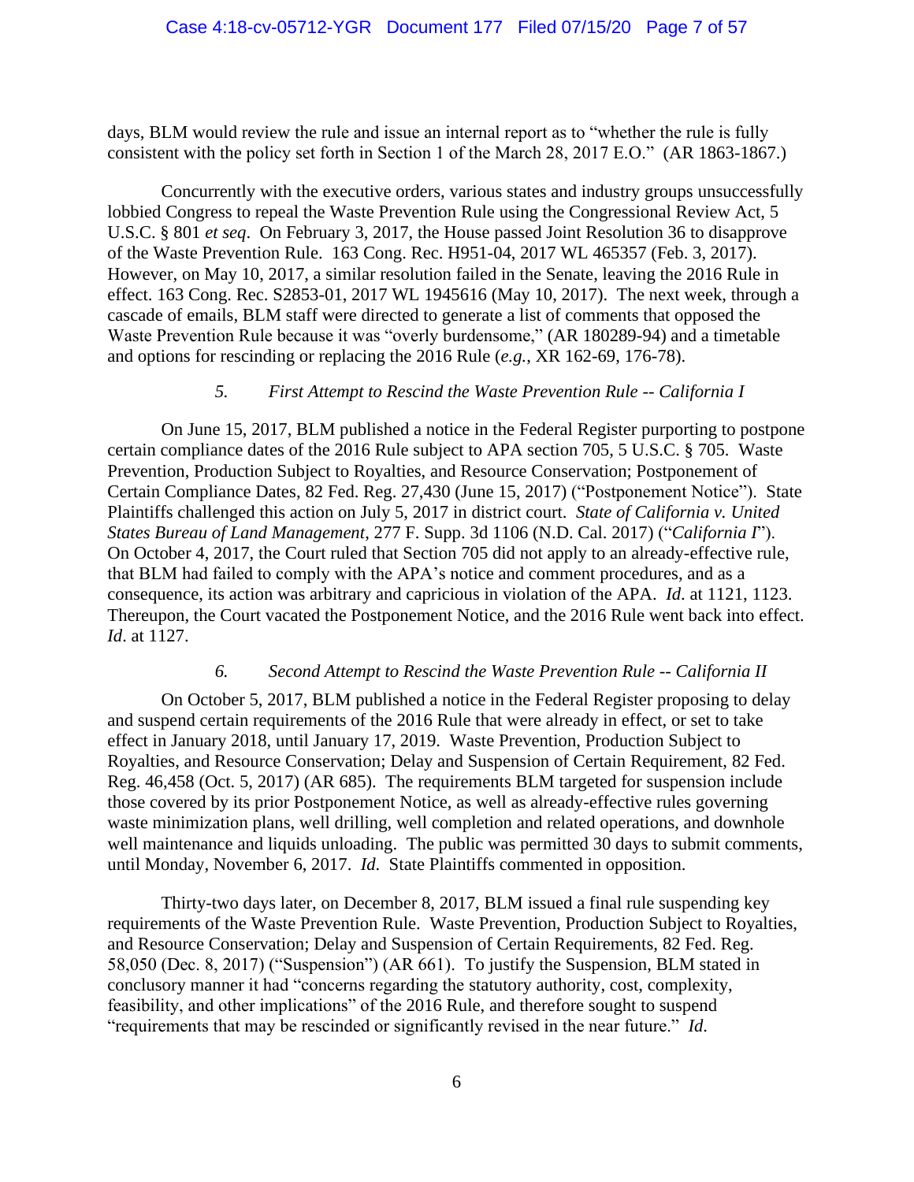days, BLM would review the rule and issue an internal report as to "whether the rule is fully consistent with the policy set forth in Section 1 of the March 28, 2017 E.O." (AR 1863-1867.)

Concurrently with the executive orders, various states and industry groups unsuccessfully lobbied Congress to repeal the Waste Prevention Rule using the Congressional Review Act, 5 U.S.C. § 801 *et seq*. On February 3, 2017, the House passed Joint Resolution 36 to disapprove of the Waste Prevention Rule. 163 Cong. Rec. H951-04, 2017 WL 465357 (Feb. 3, 2017). However, on May 10, 2017, a similar resolution failed in the Senate, leaving the 2016 Rule in effect. 163 Cong. Rec. S2853-01, 2017 WL 1945616 (May 10, 2017). The next week, through a cascade of emails, BLM staff were directed to generate a list of comments that opposed the Waste Prevention Rule because it was "overly burdensome," (AR 180289-94) and a timetable and options for rescinding or replacing the 2016 Rule (*e.g.*, XR 162-69, 176-78).

### *5. First Attempt to Rescind the Waste Prevention Rule -- California I*

On June 15, 2017, BLM published a notice in the Federal Register purporting to postpone certain compliance dates of the 2016 Rule subject to APA section 705, 5 U.S.C. § 705. Waste Prevention, Production Subject to Royalties, and Resource Conservation; Postponement of Certain Compliance Dates, 82 Fed. Reg. 27,430 (June 15, 2017) ("Postponement Notice"). State Plaintiffs challenged this action on July 5, 2017 in district court. *State of California v. United States Bureau of Land Management*, 277 F. Supp. 3d 1106 (N.D. Cal. 2017) ("*California I*"). On October 4, 2017, the Court ruled that Section 705 did not apply to an already-effective rule, that BLM had failed to comply with the APA's notice and comment procedures, and as a consequence, its action was arbitrary and capricious in violation of the APA. *Id*. at 1121, 1123. Thereupon, the Court vacated the Postponement Notice, and the 2016 Rule went back into effect. *Id*. at 1127.

### *6. Second Attempt to Rescind the Waste Prevention Rule -- California II*

On October 5, 2017, BLM published a notice in the Federal Register proposing to delay and suspend certain requirements of the 2016 Rule that were already in effect, or set to take effect in January 2018, until January 17, 2019. Waste Prevention, Production Subject to Royalties, and Resource Conservation; Delay and Suspension of Certain Requirement, 82 Fed. Reg. 46,458 (Oct. 5, 2017) (AR 685). The requirements BLM targeted for suspension include those covered by its prior Postponement Notice, as well as already-effective rules governing waste minimization plans, well drilling, well completion and related operations, and downhole well maintenance and liquids unloading. The public was permitted 30 days to submit comments, until Monday, November 6, 2017. *Id.* State Plaintiffs commented in opposition.

Thirty-two days later, on December 8, 2017, BLM issued a final rule suspending key requirements of the Waste Prevention Rule. Waste Prevention, Production Subject to Royalties, and Resource Conservation; Delay and Suspension of Certain Requirements, 82 Fed. Reg. 58,050 (Dec. 8, 2017) ("Suspension") (AR 661). To justify the Suspension, BLM stated in conclusory manner it had "concerns regarding the statutory authority, cost, complexity, feasibility, and other implications" of the 2016 Rule, and therefore sought to suspend "requirements that may be rescinded or significantly revised in the near future." *Id.*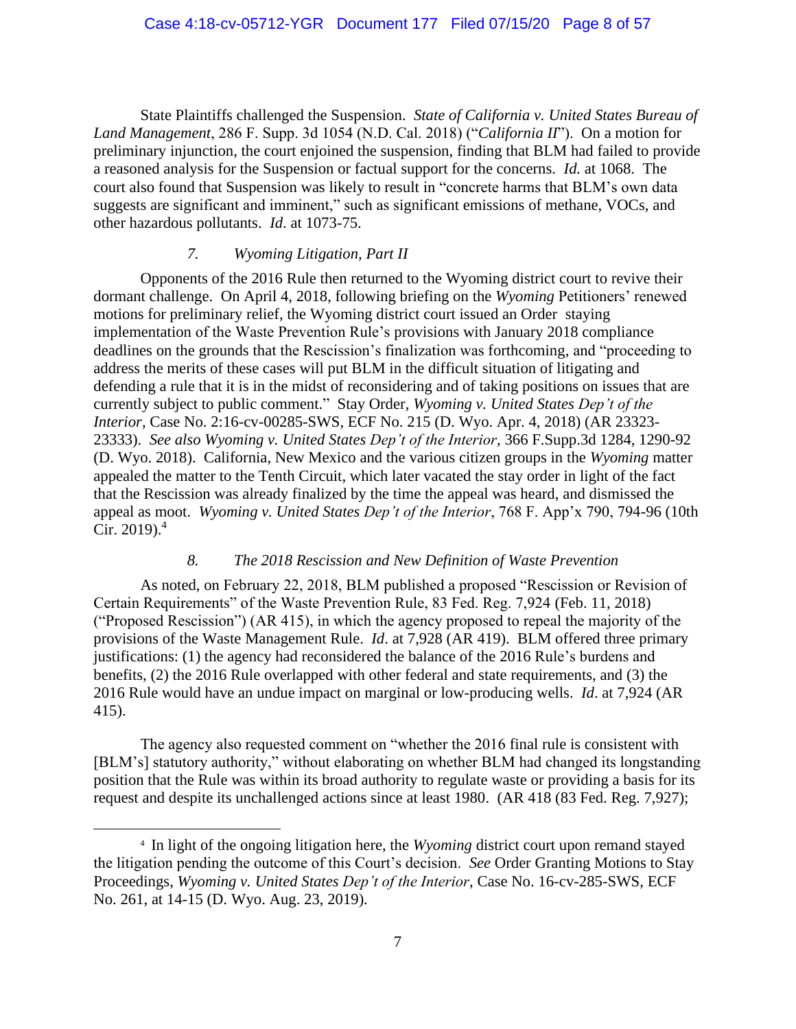State Plaintiffs challenged the Suspension. *State of California v. United States Bureau of Land Management*, 286 F. Supp. 3d 1054 (N.D. Cal. 2018) ("*California II*"). On a motion for preliminary injunction, the court enjoined the suspension, finding that BLM had failed to provide a reasoned analysis for the Suspension or factual support for the concerns. *Id.* at 1068. The court also found that Suspension was likely to result in "concrete harms that BLM's own data suggests are significant and imminent," such as significant emissions of methane, VOCs, and other hazardous pollutants. *Id*. at 1073-75.

### *7. Wyoming Litigation, Part II*

Opponents of the 2016 Rule then returned to the Wyoming district court to revive their dormant challenge. On April 4, 2018, following briefing on the *Wyoming* Petitioners' renewed motions for preliminary relief, the Wyoming district court issued an Order staying implementation of the Waste Prevention Rule's provisions with January 2018 compliance deadlines on the grounds that the Rescission's finalization was forthcoming, and "proceeding to address the merits of these cases will put BLM in the difficult situation of litigating and defending a rule that it is in the midst of reconsidering and of taking positions on issues that are currently subject to public comment." Stay Order, *Wyoming v. United States Dep't of the Interior*, Case No. 2:16-cv-00285-SWS, ECF No. 215 (D. Wyo. Apr. 4, 2018) (AR 23323-23333). *See also Wyoming v. United States Dep't of the Interior*, 366 F.Supp.3d 1284, 1290-92 (D. Wyo. 2018). California, New Mexico and the various citizen groups in the *Wyoming* matter appealed the matter to the Tenth Circuit, which later vacated the stay order in light of the fact that the Rescission was already finalized by the time the appeal was heard, and dismissed the appeal as moot. *Wyoming v. United States Dep't of the Interior*, 768 F. App'x 790, 794-96 (10th Cir. 2019).[4]

### *8. The 2018 Rescission and New Definition of Waste Prevention*

As noted, on February 22, 2018, BLM published a proposed "Rescission or Revision of Certain Requirements" of the Waste Prevention Rule, 83 Fed. Reg. 7,924 (Feb. 11, 2018) ("Proposed Rescission") (AR 415), in which the agency proposed to repeal the majority of the provisions of the Waste Management Rule. *Id*. at 7,928 (AR 419). BLM offered three primary justifications: (1) the agency had reconsidered the balance of the 2016 Rule's burdens and benefits, (2) the 2016 Rule overlapped with other federal and state requirements, and (3) the 2016 Rule would have an undue impact on marginal or low-producing wells. *Id*. at 7,924 (AR 415).

The agency also requested comment on "whether the 2016 final rule is consistent with [BLM's] statutory authority," without elaborating on whether BLM had changed its longstanding position that the Rule was within its broad authority to regulate waste or providing a basis for its request and despite its unchallenged actions since at least 1980. (AR 418 (83 Fed. Reg. 7,927);

---

[4] In light of the ongoing litigation here, the *Wyoming* district court upon remand stayed the litigation pending the outcome of this Court's decision. *See* Order Granting Motions to Stay Proceedings, *Wyoming v. United States Dep't of the Interior*, Case No. 16-cv-285-SWS, ECF No. 261, at 14-15 (D. Wyo. Aug. 23, 2019).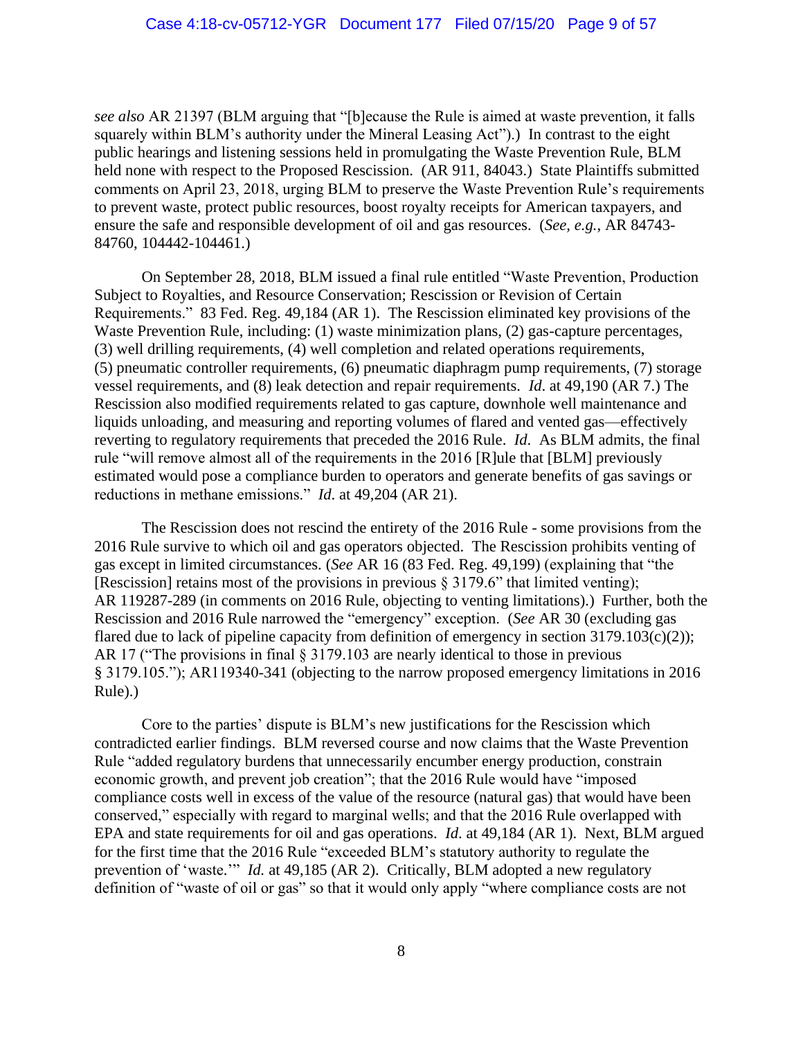*see also* AR 21397 (BLM arguing that "[b]ecause the Rule is aimed at waste prevention, it falls squarely within BLM's authority under the Mineral Leasing Act").) In contrast to the eight public hearings and listening sessions held in promulgating the Waste Prevention Rule, BLM held none with respect to the Proposed Rescission. (AR 911, 84043.) State Plaintiffs submitted comments on April 23, 2018, urging BLM to preserve the Waste Prevention Rule's requirements to prevent waste, protect public resources, boost royalty receipts for American taxpayers, and ensure the safe and responsible development of oil and gas resources. (*See, e.g.*, AR 84743-84760, 104442-104461.)

On September 28, 2018, BLM issued a final rule entitled "Waste Prevention, Production Subject to Royalties, and Resource Conservation; Rescission or Revision of Certain Requirements." 83 Fed. Reg. 49,184 (AR 1). The Rescission eliminated key provisions of the Waste Prevention Rule, including: (1) waste minimization plans, (2) gas-capture percentages, (3) well drilling requirements, (4) well completion and related operations requirements, (5) pneumatic controller requirements, (6) pneumatic diaphragm pump requirements, (7) storage vessel requirements, and (8) leak detection and repair requirements. *Id*. at 49,190 (AR 7.) The Rescission also modified requirements related to gas capture, downhole well maintenance and liquids unloading, and measuring and reporting volumes of flared and vented gas—effectively reverting to regulatory requirements that preceded the 2016 Rule. *Id*. As BLM admits, the final rule "will remove almost all of the requirements in the 2016 [R]ule that [BLM] previously estimated would pose a compliance burden to operators and generate benefits of gas savings or reductions in methane emissions." *Id*. at 49,204 (AR 21).

The Rescission does not rescind the entirety of the 2016 Rule - some provisions from the 2016 Rule survive to which oil and gas operators objected. The Rescission prohibits venting of gas except in limited circumstances. (*See* AR 16 (83 Fed. Reg. 49,199) (explaining that "the [Rescission] retains most of the provisions in previous § 3179.6" that limited venting); AR 119287-289 (in comments on 2016 Rule, objecting to venting limitations).) Further, both the Rescission and 2016 Rule narrowed the "emergency" exception. (*See* AR 30 (excluding gas flared due to lack of pipeline capacity from definition of emergency in section 3179.103(c)(2)); AR 17 ("The provisions in final § 3179.103 are nearly identical to those in previous § 3179.105."); AR119340-341 (objecting to the narrow proposed emergency limitations in 2016 Rule).)

Core to the parties' dispute is BLM's new justifications for the Rescission which contradicted earlier findings. BLM reversed course and now claims that the Waste Prevention Rule "added regulatory burdens that unnecessarily encumber energy production, constrain economic growth, and prevent job creation"; that the 2016 Rule would have "imposed compliance costs well in excess of the value of the resource (natural gas) that would have been conserved," especially with regard to marginal wells; and that the 2016 Rule overlapped with EPA and state requirements for oil and gas operations. *Id.* at 49,184 (AR 1). Next, BLM argued for the first time that the 2016 Rule "exceeded BLM's statutory authority to regulate the prevention of 'waste.'" *Id.* at 49,185 (AR 2). Critically, BLM adopted a new regulatory definition of "waste of oil or gas" so that it would only apply "where compliance costs are not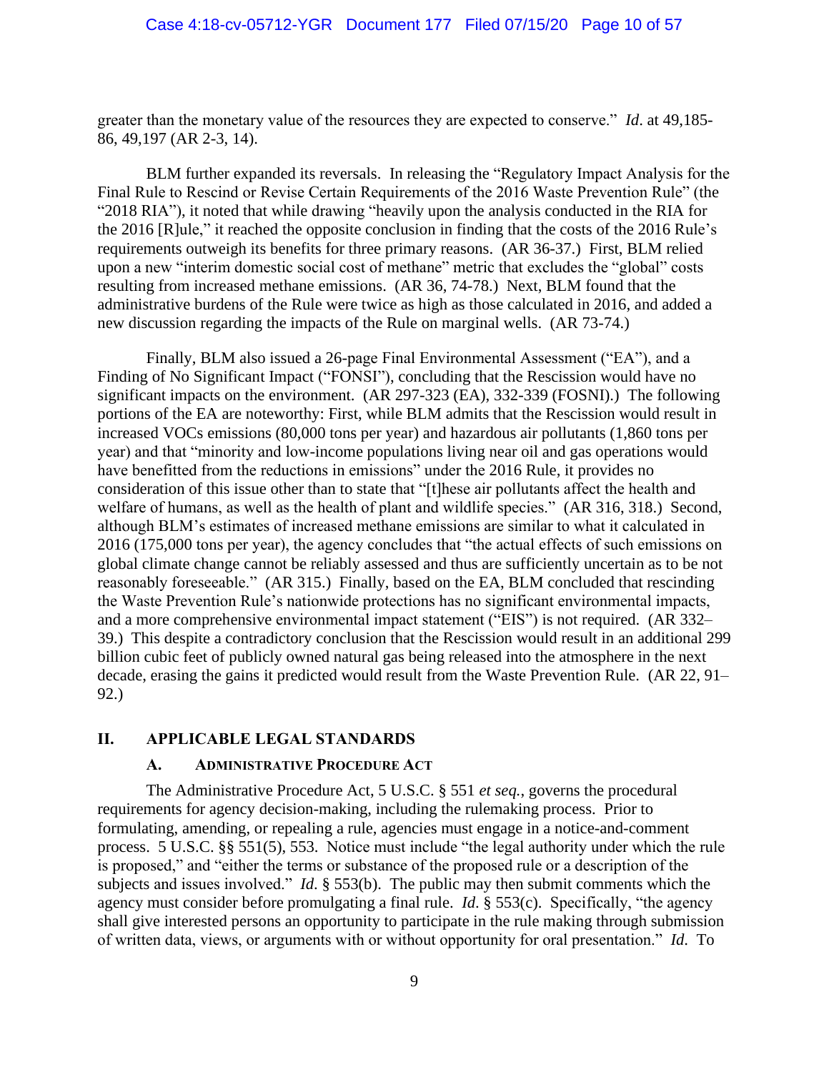greater than the monetary value of the resources they are expected to conserve." *Id*. at 49,185-86, 49,197 (AR 2-3, 14).

BLM further expanded its reversals. In releasing the "Regulatory Impact Analysis for the Final Rule to Rescind or Revise Certain Requirements of the 2016 Waste Prevention Rule" (the "2018 RIA"), it noted that while drawing "heavily upon the analysis conducted in the RIA for the 2016 [R]ule," it reached the opposite conclusion in finding that the costs of the 2016 Rule's requirements outweigh its benefits for three primary reasons. (AR 36-37.) First, BLM relied upon a new "interim domestic social cost of methane" metric that excludes the "global" costs resulting from increased methane emissions. (AR 36, 74-78.) Next, BLM found that the administrative burdens of the Rule were twice as high as those calculated in 2016, and added a new discussion regarding the impacts of the Rule on marginal wells. (AR 73-74.)

Finally, BLM also issued a 26-page Final Environmental Assessment ("EA"), and a Finding of No Significant Impact ("FONSI"), concluding that the Rescission would have no significant impacts on the environment. (AR 297-323 (EA), 332-339 (FOSNI).) The following portions of the EA are noteworthy: First, while BLM admits that the Rescission would result in increased VOCs emissions (80,000 tons per year) and hazardous air pollutants (1,860 tons per year) and that "minority and low-income populations living near oil and gas operations would have benefitted from the reductions in emissions" under the 2016 Rule, it provides no consideration of this issue other than to state that "[t]hese air pollutants affect the health and welfare of humans, as well as the health of plant and wildlife species." (AR 316, 318.) Second, although BLM's estimates of increased methane emissions are similar to what it calculated in 2016 (175,000 tons per year), the agency concludes that "the actual effects of such emissions on global climate change cannot be reliably assessed and thus are sufficiently uncertain as to be not reasonably foreseeable." (AR 315.) Finally, based on the EA, BLM concluded that rescinding the Waste Prevention Rule's nationwide protections has no significant environmental impacts, and a more comprehensive environmental impact statement ("EIS") is not required. (AR 332–39.) This despite a contradictory conclusion that the Rescission would result in an additional 299 billion cubic feet of publicly owned natural gas being released into the atmosphere in the next decade, erasing the gains it predicted would result from the Waste Prevention Rule. (AR 22, 91–92.)

## II. APPLICABLE LEGAL STANDARDS

### A. ADMINISTRATIVE PROCEDURE ACT

The Administrative Procedure Act, 5 U.S.C. § 551 *et seq.*, governs the procedural requirements for agency decision-making, including the rulemaking process. Prior to formulating, amending, or repealing a rule, agencies must engage in a notice-and-comment process. 5 U.S.C. §§ 551(5), 553. Notice must include "the legal authority under which the rule is proposed," and "either the terms or substance of the proposed rule or a description of the subjects and issues involved." *Id*. § 553(b). The public may then submit comments which the agency must consider before promulgating a final rule. *Id*. § 553(c). Specifically, "the agency shall give interested persons an opportunity to participate in the rule making through submission of written data, views, or arguments with or without opportunity for oral presentation." *Id*. To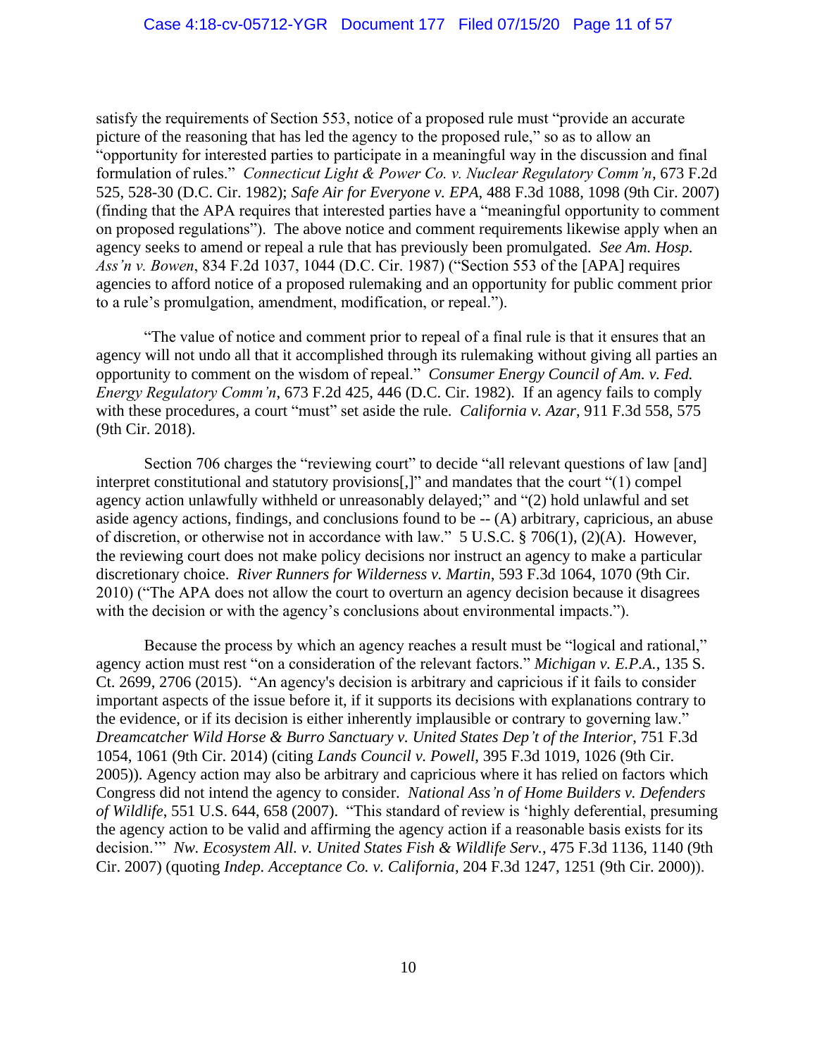satisfy the requirements of Section 553, notice of a proposed rule must "provide an accurate picture of the reasoning that has led the agency to the proposed rule," so as to allow an "opportunity for interested parties to participate in a meaningful way in the discussion and final formulation of rules." *Connecticut Light & Power Co. v. Nuclear Regulatory Comm'n*, 673 F.2d 525, 528-30 (D.C. Cir. 1982); *Safe Air for Everyone v. EPA*, 488 F.3d 1088, 1098 (9th Cir. 2007) (finding that the APA requires that interested parties have a "meaningful opportunity to comment on proposed regulations"). The above notice and comment requirements likewise apply when an agency seeks to amend or repeal a rule that has previously been promulgated. *See Am. Hosp. Ass'n v. Bowen*, 834 F.2d 1037, 1044 (D.C. Cir. 1987) ("Section 553 of the [APA] requires agencies to afford notice of a proposed rulemaking and an opportunity for public comment prior to a rule's promulgation, amendment, modification, or repeal.").

"The value of notice and comment prior to repeal of a final rule is that it ensures that an agency will not undo all that it accomplished through its rulemaking without giving all parties an opportunity to comment on the wisdom of repeal." *Consumer Energy Council of Am. v. Fed. Energy Regulatory Comm'n*, 673 F.2d 425, 446 (D.C. Cir. 1982). If an agency fails to comply with these procedures, a court "must" set aside the rule. *California v. Azar*, 911 F.3d 558, 575 (9th Cir. 2018).

Section 706 charges the "reviewing court" to decide "all relevant questions of law [and] interpret constitutional and statutory provisions[,]" and mandates that the court "(1) compel agency action unlawfully withheld or unreasonably delayed;" and "(2) hold unlawful and set aside agency actions, findings, and conclusions found to be -- (A) arbitrary, capricious, an abuse of discretion, or otherwise not in accordance with law." 5 U.S.C. § 706(1), (2)(A). However, the reviewing court does not make policy decisions nor instruct an agency to make a particular discretionary choice. *River Runners for Wilderness v. Martin*, 593 F.3d 1064, 1070 (9th Cir. 2010) ("The APA does not allow the court to overturn an agency decision because it disagrees with the decision or with the agency's conclusions about environmental impacts.").

Because the process by which an agency reaches a result must be "logical and rational," agency action must rest "on a consideration of the relevant factors." *Michigan v. E.P.A.*, 135 S. Ct. 2699, 2706 (2015). "An agency's decision is arbitrary and capricious if it fails to consider important aspects of the issue before it, if it supports its decisions with explanations contrary to the evidence, or if its decision is either inherently implausible or contrary to governing law." *Dreamcatcher Wild Horse & Burro Sanctuary v. United States Dep't of the Interior*, 751 F.3d 1054, 1061 (9th Cir. 2014) (citing *Lands Council v. Powell*, 395 F.3d 1019, 1026 (9th Cir. 2005)). Agency action may also be arbitrary and capricious where it has relied on factors which Congress did not intend the agency to consider. *National Ass'n of Home Builders v. Defenders of Wildlife*, 551 U.S. 644, 658 (2007). "This standard of review is 'highly deferential, presuming the agency action to be valid and affirming the agency action if a reasonable basis exists for its decision.'" *Nw. Ecosystem All. v. United States Fish & Wildlife Serv.*, 475 F.3d 1136, 1140 (9th Cir. 2007) (quoting *Indep. Acceptance Co. v. California*, 204 F.3d 1247, 1251 (9th Cir. 2000)).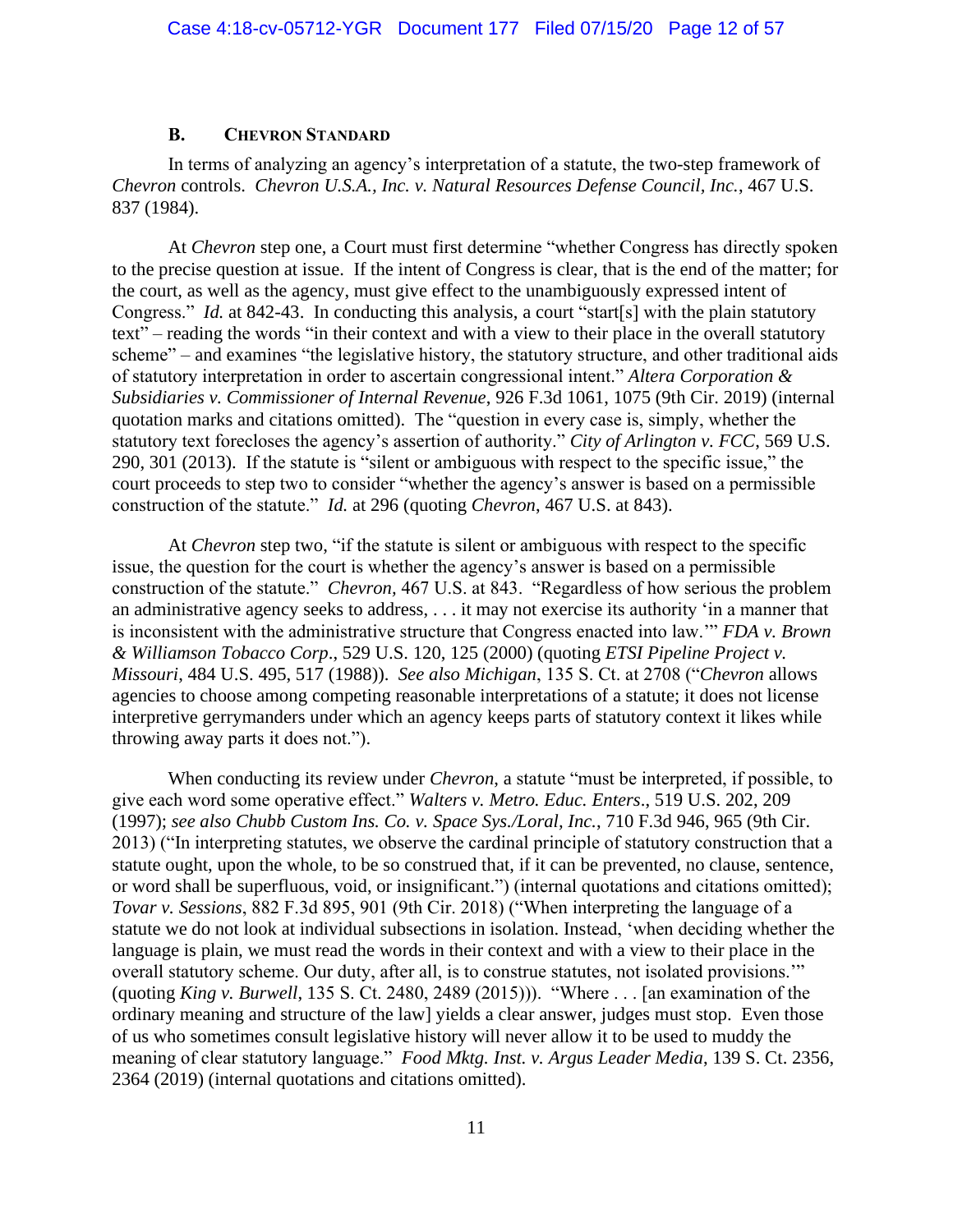### B. CHEVRON STANDARD

In terms of analyzing an agency's interpretation of a statute, the two-step framework of *Chevron* controls. *Chevron U.S.A., Inc. v. Natural Resources Defense Council, Inc.*, 467 U.S. 837 (1984).

At *Chevron* step one, a Court must first determine "whether Congress has directly spoken to the precise question at issue. If the intent of Congress is clear, that is the end of the matter; for the court, as well as the agency, must give effect to the unambiguously expressed intent of Congress." *Id.* at 842-43. In conducting this analysis, a court "start[s] with the plain statutory text" – reading the words "in their context and with a view to their place in the overall statutory scheme" – and examines "the legislative history, the statutory structure, and other traditional aids of statutory interpretation in order to ascertain congressional intent." *Altera Corporation & Subsidiaries v. Commissioner of Internal Revenue*, 926 F.3d 1061, 1075 (9th Cir. 2019) (internal quotation marks and citations omitted). The "question in every case is, simply, whether the statutory text forecloses the agency's assertion of authority." *City of Arlington v. FCC*, 569 U.S. 290, 301 (2013). If the statute is "silent or ambiguous with respect to the specific issue," the court proceeds to step two to consider "whether the agency's answer is based on a permissible construction of the statute." *Id.* at 296 (quoting *Chevron*, 467 U.S. at 843).

At *Chevron* step two, "if the statute is silent or ambiguous with respect to the specific issue, the question for the court is whether the agency's answer is based on a permissible construction of the statute." *Chevron*, 467 U.S. at 843. "Regardless of how serious the problem an administrative agency seeks to address, . . . it may not exercise its authority 'in a manner that is inconsistent with the administrative structure that Congress enacted into law.'" *FDA v. Brown & Williamson Tobacco Corp.*, 529 U.S. 120, 125 (2000) (quoting *ETSI Pipeline Project v. Missouri*, 484 U.S. 495, 517 (1988)). *See also Michigan*, 135 S. Ct. at 2708 ("*Chevron* allows agencies to choose among competing reasonable interpretations of a statute; it does not license interpretive gerrymanders under which an agency keeps parts of statutory context it likes while throwing away parts it does not.").

When conducting its review under *Chevron*, a statute "must be interpreted, if possible, to give each word some operative effect." *Walters v. Metro. Educ. Enters*., 519 U.S. 202, 209 (1997); *see also Chubb Custom Ins. Co. v. Space Sys./Loral, Inc.*, 710 F.3d 946, 965 (9th Cir. 2013) ("In interpreting statutes, we observe the cardinal principle of statutory construction that a statute ought, upon the whole, to be so construed that, if it can be prevented, no clause, sentence, or word shall be superfluous, void, or insignificant.") (internal quotations and citations omitted); *Tovar v. Sessions*, 882 F.3d 895, 901 (9th Cir. 2018) ("When interpreting the language of a statute we do not look at individual subsections in isolation. Instead, 'when deciding whether the language is plain, we must read the words in their context and with a view to their place in the overall statutory scheme. Our duty, after all, is to construe statutes, not isolated provisions.'" (quoting *King v. Burwell*, 135 S. Ct. 2480, 2489 (2015))). "Where . . . [an examination of the ordinary meaning and structure of the law] yields a clear answer, judges must stop. Even those of us who sometimes consult legislative history will never allow it to be used to muddy the meaning of clear statutory language." *Food Mktg. Inst. v. Argus Leader Media*, 139 S. Ct. 2356, 2364 (2019) (internal quotations and citations omitted).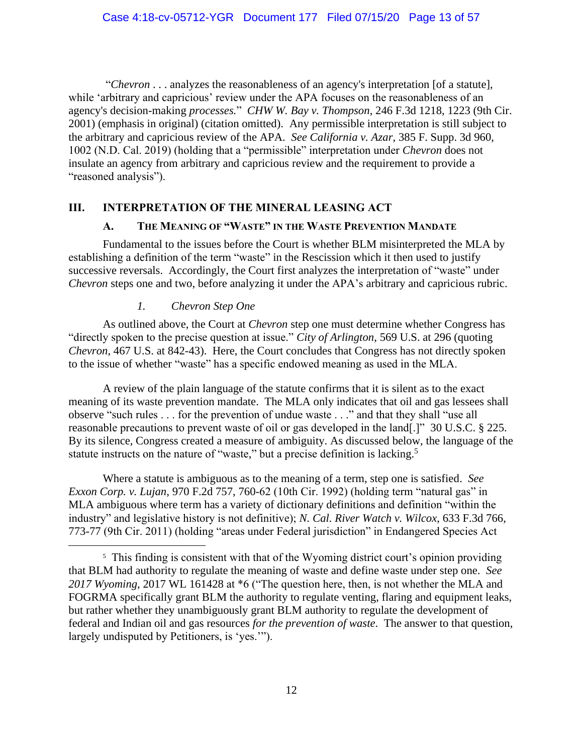"*Chevron* . . . analyzes the reasonableness of an agency's interpretation [of a statute], while 'arbitrary and capricious' review under the APA focuses on the reasonableness of an agency's decision-making *processes*." *CHW W. Bay v. Thompson*, 246 F.3d 1218, 1223 (9th Cir. 2001) (emphasis in original) (citation omitted). Any permissible interpretation is still subject to the arbitrary and capricious review of the APA. *See California v. Azar*, 385 F. Supp. 3d 960, 1002 (N.D. Cal. 2019) (holding that a "permissible" interpretation under *Chevron* does not insulate an agency from arbitrary and capricious review and the requirement to provide a "reasoned analysis").

## III. INTERPRETATION OF THE MINERAL LEASING ACT

### A. The Meaning of "Waste" in the Waste Prevention Mandate

Fundamental to the issues before the Court is whether BLM misinterpreted the MLA by establishing a definition of the term "waste" in the Rescission which it then used to justify successive reversals. Accordingly, the Court first analyzes the interpretation of "waste" under *Chevron* steps one and two, before analyzing it under the APA's arbitrary and capricious rubric.

#### *1. Chevron Step One*

As outlined above, the Court at *Chevron* step one must determine whether Congress has "directly spoken to the precise question at issue." *City of Arlington*, 569 U.S. at 296 (quoting *Chevron*, 467 U.S. at 842-43). Here, the Court concludes that Congress has not directly spoken to the issue of whether "waste" has a specific endowed meaning as used in the MLA.

A review of the plain language of the statute confirms that it is silent as to the exact meaning of its waste prevention mandate. The MLA only indicates that oil and gas lessees shall observe "such rules . . . for the prevention of undue waste . . ." and that they shall "use all reasonable precautions to prevent waste of oil or gas developed in the land[.]" 30 U.S.C. § 225. By its silence, Congress created a measure of ambiguity. As discussed below, the language of the statute instructs on the nature of "waste," but a precise definition is lacking.[5]

Where a statute is ambiguous as to the meaning of a term, step one is satisfied. *See Exxon Corp. v. Lujan*, 970 F.2d 757, 760-62 (10th Cir. 1992) (holding term "natural gas" in MLA ambiguous where term has a variety of dictionary definitions and definition "within the industry" and legislative history is not definitive); *N. Cal. River Watch v. Wilcox*, 633 F.3d 766, 773-77 (9th Cir. 2011) (holding "areas under Federal jurisdiction" in Endangered Species Act

---

[5] This finding is consistent with that of the Wyoming district court's opinion providing that BLM had authority to regulate the meaning of waste and define waste under step one. *See 2017 Wyoming*, 2017 WL 161428 at *6 ("The question here, then, is not whether the MLA and FOGRMA specifically grant BLM the authority to regulate venting, flaring and equipment leaks, but rather whether they unambiguously grant BLM authority to regulate the development of federal and Indian oil and gas resources *for the prevention of waste*. The answer to that question, largely undisputed by Petitioners, is 'yes.'").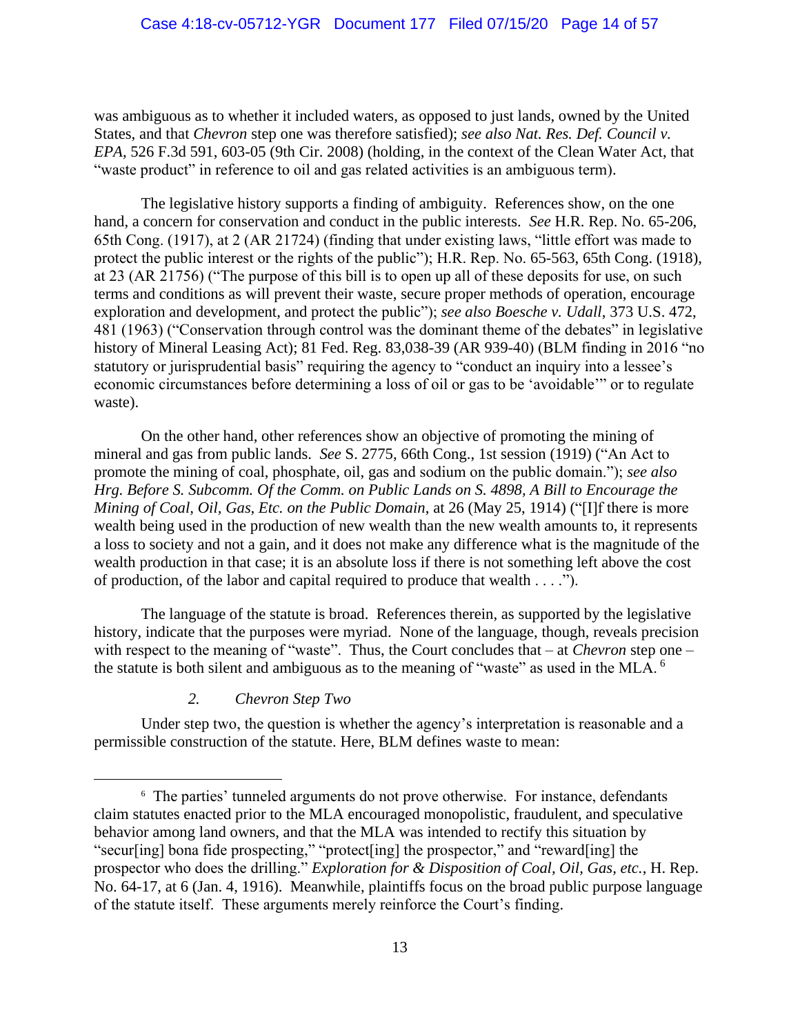was ambiguous as to whether it included waters, as opposed to just lands, owned by the United States, and that *Chevron* step one was therefore satisfied); *see also Nat. Res. Def. Council v. EPA*, 526 F.3d 591, 603-05 (9th Cir. 2008) (holding, in the context of the Clean Water Act, that "waste product" in reference to oil and gas related activities is an ambiguous term).

The legislative history supports a finding of ambiguity. References show, on the one hand, a concern for conservation and conduct in the public interests. *See* H.R. Rep. No. 65-206, 65th Cong. (1917), at 2 (AR 21724) (finding that under existing laws, "little effort was made to protect the public interest or the rights of the public"); H.R. Rep. No. 65-563, 65th Cong. (1918), at 23 (AR 21756) ("The purpose of this bill is to open up all of these deposits for use, on such terms and conditions as will prevent their waste, secure proper methods of operation, encourage exploration and development, and protect the public"); *see also Boesche v. Udall*, 373 U.S. 472, 481 (1963) ("Conservation through control was the dominant theme of the debates" in legislative history of Mineral Leasing Act); 81 Fed. Reg. 83,038-39 (AR 939-40) (BLM finding in 2016 "no statutory or jurisprudential basis" requiring the agency to "conduct an inquiry into a lessee's economic circumstances before determining a loss of oil or gas to be 'avoidable'" or to regulate waste).

On the other hand, other references show an objective of promoting the mining of mineral and gas from public lands. *See* S. 2775, 66th Cong., 1st session (1919) ("An Act to promote the mining of coal, phosphate, oil, gas and sodium on the public domain."); *see also Hrg. Before S. Subcomm. Of the Comm. on Public Lands on S. 4898, A Bill to Encourage the Mining of Coal, Oil, Gas, Etc. on the Public Domain*, at 26 (May 25, 1914) ("[I]f there is more wealth being used in the production of new wealth than the new wealth amounts to, it represents a loss to society and not a gain, and it does not make any difference what is the magnitude of the wealth production in that case; it is an absolute loss if there is not something left above the cost of production, of the labor and capital required to produce that wealth . . . .").

The language of the statute is broad. References therein, as supported by the legislative history, indicate that the purposes were myriad. None of the language, though, reveals precision with respect to the meaning of "waste". Thus, the Court concludes that – at *Chevron* step one – the statute is both silent and ambiguous as to the meaning of "waste" as used in the MLA. [6]

#### 2. *Chevron Step Two*

Under step two, the question is whether the agency's interpretation is reasonable and a permissible construction of the statute. Here, BLM defines waste to mean:

---

[6] The parties' tunneled arguments do not prove otherwise. For instance, defendants claim statutes enacted prior to the MLA encouraged monopolistic, fraudulent, and speculative behavior among land owners, and that the MLA was intended to rectify this situation by "secur[ing] bona fide prospecting," "protect[ing] the prospector," and "reward[ing] the prospector who does the drilling." *Exploration for & Disposition of Coal, Oil, Gas, etc.*, H. Rep. No. 64-17, at 6 (Jan. 4, 1916). Meanwhile, plaintiffs focus on the broad public purpose language of the statute itself. These arguments merely reinforce the Court's finding.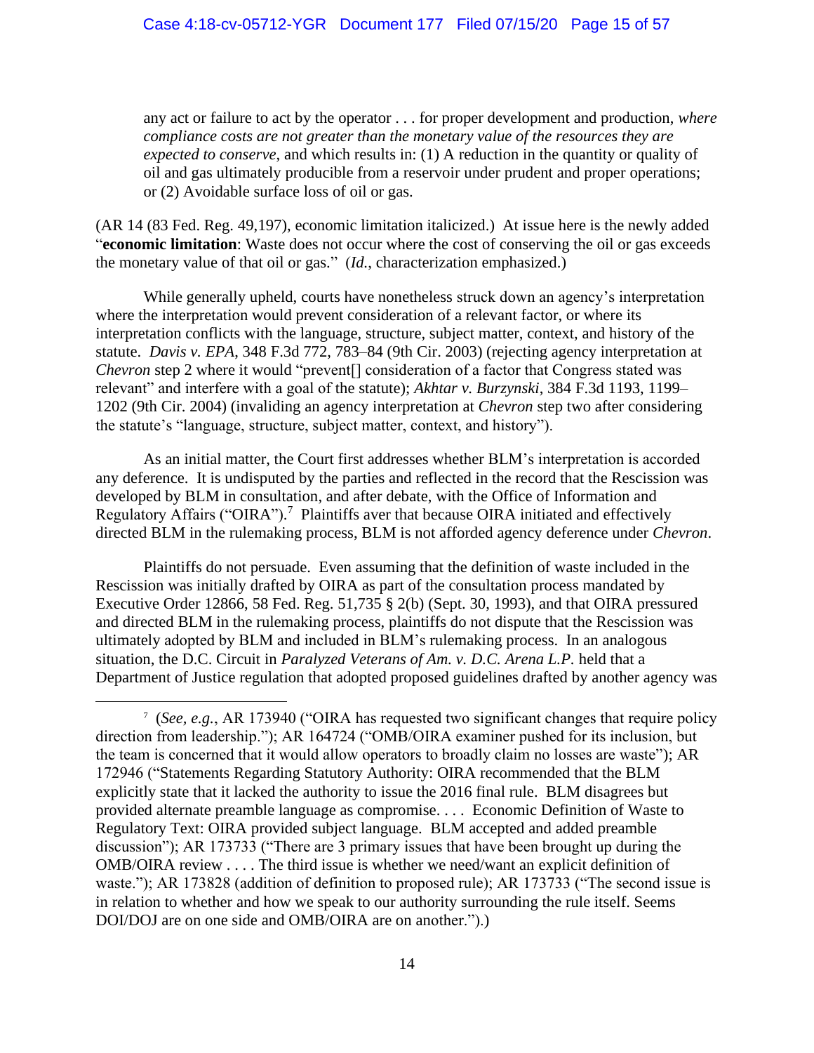any act or failure to act by the operator . . . for proper development and production, *where compliance costs are not greater than the monetary value of the resources they are expected to conserve*, and which results in: (1) A reduction in the quantity or quality of oil and gas ultimately producible from a reservoir under prudent and proper operations; or (2) Avoidable surface loss of oil or gas.

(AR 14 (83 Fed. Reg. 49,197), economic limitation italicized.) At issue here is the newly added "**economic limitation**: Waste does not occur where the cost of conserving the oil or gas exceeds the monetary value of that oil or gas." (*Id.*, characterization emphasized.)

While generally upheld, courts have nonetheless struck down an agency's interpretation where the interpretation would prevent consideration of a relevant factor, or where its interpretation conflicts with the language, structure, subject matter, context, and history of the statute. *Davis v. EPA*, 348 F.3d 772, 783–84 (9th Cir. 2003) (rejecting agency interpretation at *Chevron* step 2 where it would "prevent[] consideration of a factor that Congress stated was relevant" and interfere with a goal of the statute); *Akhtar v. Burzynski*, 384 F.3d 1193, 1199–1202 (9th Cir. 2004) (invalidating an agency interpretation at *Chevron* step two after considering the statute's "language, structure, subject matter, context, and history").

As an initial matter, the Court first addresses whether BLM's interpretation is accorded any deference. It is undisputed by the parties and reflected in the record that the Rescission was developed by BLM in consultation, and after debate, with the Office of Information and Regulatory Affairs ("OIRA").[7] Plaintiffs aver that because OIRA initiated and effectively directed BLM in the rulemaking process, BLM is not afforded agency deference under *Chevron*.

Plaintiffs do not persuade. Even assuming that the definition of waste included in the Rescission was initially drafted by OIRA as part of the consultation process mandated by Executive Order 12866, 58 Fed. Reg. 51,735 § 2(b) (Sept. 30, 1993), and that OIRA pressured and directed BLM in the rulemaking process, plaintiffs do not dispute that the Rescission was ultimately adopted by BLM and included in BLM's rulemaking process. In an analogous situation, the D.C. Circuit in *Paralyzed Veterans of Am. v. D.C. Arena L.P.* held that a Department of Justice regulation that adopted proposed guidelines drafted by another agency was

---

[7] (*See, e.g.*, AR 173940 ("OIRA has requested two significant changes that require policy direction from leadership."); AR 164724 ("OMB/OIRA examiner pushed for its inclusion, but the team is concerned that it would allow operators to broadly claim no losses are waste"); AR 172946 ("Statements Regarding Statutory Authority: OIRA recommended that the BLM explicitly state that it lacked the authority to issue the 2016 final rule. BLM disagrees but provided alternate preamble language as compromise. . . . Economic Definition of Waste to Regulatory Text: OIRA provided subject language. BLM accepted and added preamble discussion"); AR 173733 ("There are 3 primary issues that have been brought up during the OMB/OIRA review . . . . The third issue is whether we need/want an explicit definition of waste."); AR 173828 (addition of definition to proposed rule); AR 173733 ("The second issue is in relation to whether and how we speak to our authority surrounding the rule itself. Seems DOI/DOJ are on one side and OMB/OIRA are on another.").)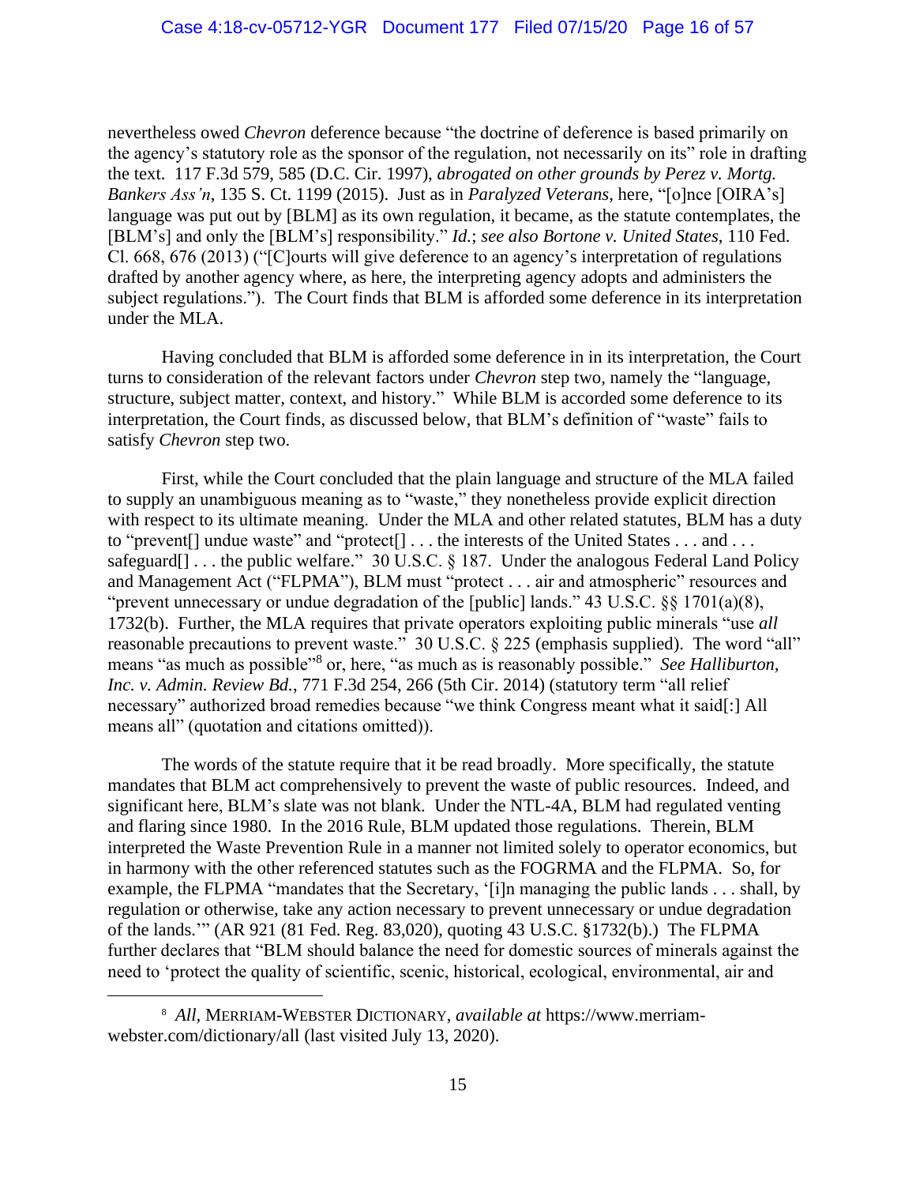nevertheless owed *Chevron* deference because "the doctrine of deference is based primarily on the agency's statutory role as the sponsor of the regulation, not necessarily on its" role in drafting the text. 117 F.3d 579, 585 (D.C. Cir. 1997), *abrogated on other grounds by Perez v. Mortg. Bankers Ass'n*, 135 S. Ct. 1199 (2015). Just as in *Paralyzed Veterans*, here, "[o]nce [OIRA's] language was put out by [BLM] as its own regulation, it became, as the statute contemplates, the [BLM's] and only the [BLM's] responsibility." *Id.*; *see also Bortone v. United States*, 110 Fed. Cl. 668, 676 (2013) ("[C]ourts will give deference to an agency's interpretation of regulations drafted by another agency where, as here, the interpreting agency adopts and administers the subject regulations."). The Court finds that BLM is afforded some deference in its interpretation under the MLA.

Having concluded that BLM is afforded some deference in in its interpretation, the Court turns to consideration of the relevant factors under *Chevron* step two, namely the "language, structure, subject matter, context, and history." While BLM is accorded some deference to its interpretation, the Court finds, as discussed below, that BLM's definition of "waste" fails to satisfy *Chevron* step two.

First, while the Court concluded that the plain language and structure of the MLA failed to supply an unambiguous meaning as to "waste," they nonetheless provide explicit direction with respect to its ultimate meaning. Under the MLA and other related statutes, BLM has a duty to "prevent[] undue waste" and "protect[] . . . the interests of the United States . . . and . . . safeguard[] . . . the public welfare." 30 U.S.C. § 187. Under the analogous Federal Land Policy and Management Act ("FLPMA"), BLM must "protect . . . air and atmospheric" resources and "prevent unnecessary or undue degradation of the [public] lands." 43 U.S.C. §§ 1701(a)(8), 1732(b). Further, the MLA requires that private operators exploiting public minerals "use *all* reasonable precautions to prevent waste." 30 U.S.C. § 225 (emphasis supplied). The word "all" means "as much as possible"[8] or, here, "as much as is reasonably possible." *See Halliburton, Inc. v. Admin. Review Bd.*, 771 F.3d 254, 266 (5th Cir. 2014) (statutory term "all relief necessary" authorized broad remedies because "we think Congress meant what it said[:] All means all" (quotation and citations omitted)).

The words of the statute require that it be read broadly. More specifically, the statute mandates that BLM act comprehensively to prevent the waste of public resources. Indeed, and significant here, BLM's slate was not blank. Under the NTL-4A, BLM had regulated venting and flaring since 1980. In the 2016 Rule, BLM updated those regulations. Therein, BLM interpreted the Waste Prevention Rule in a manner not limited solely to operator economics, but in harmony with the other referenced statutes such as the FOGRMA and the FLPMA. So, for example, the FLPMA "mandates that the Secretary, '[i]n managing the public lands . . . shall, by regulation or otherwise, take any action necessary to prevent unnecessary or undue degradation of the lands.'" (AR 921 (81 Fed. Reg. 83,020), quoting 43 U.S.C. §1732(b).) The FLPMA further declares that "BLM should balance the need for domestic sources of minerals against the need to 'protect the quality of scientific, scenic, historical, ecological, environmental, air and

---

[8] *All*, MERRIAM-WEBSTER DICTIONARY, *available at* https://www.merriam-webster.com/dictionary/all (last visited July 13, 2020).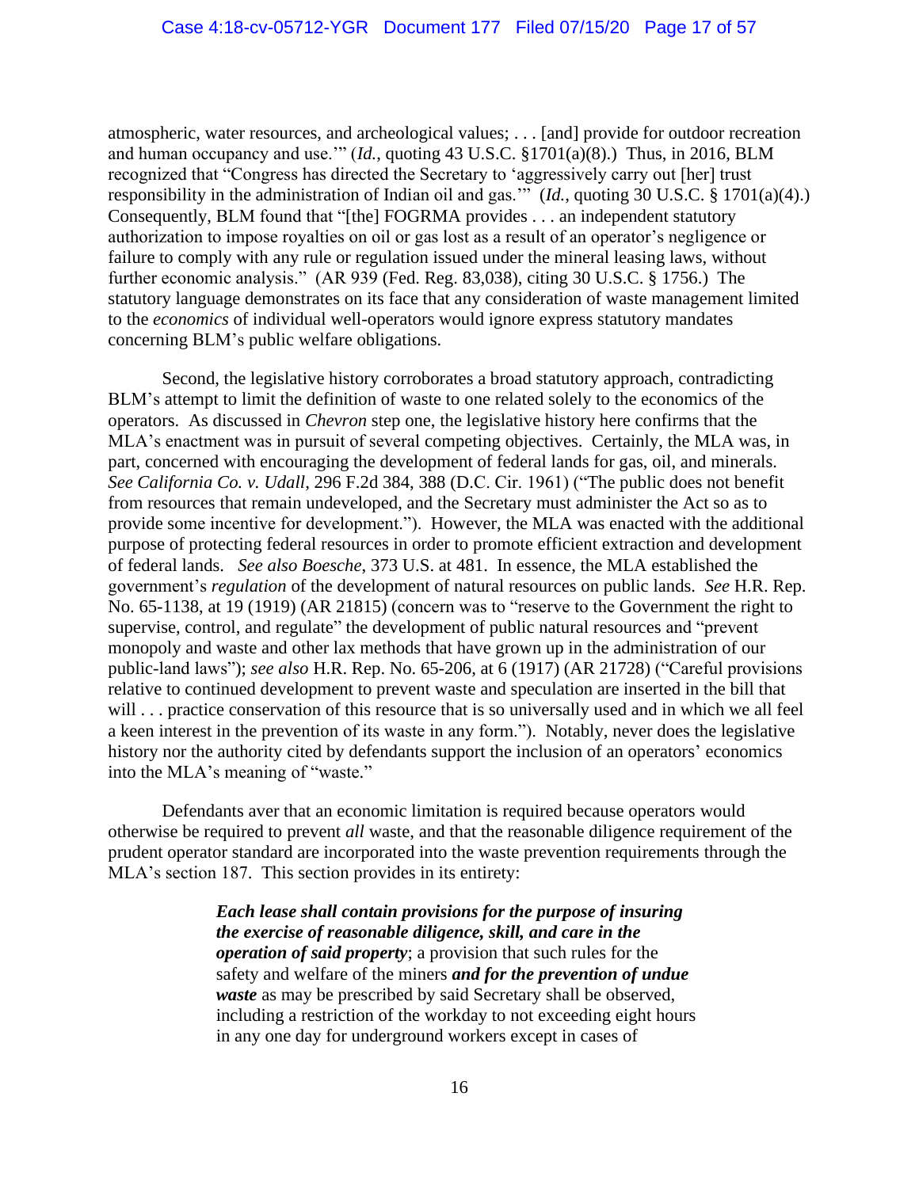atmospheric, water resources, and archeological values; . . . [and] provide for outdoor recreation and human occupancy and use.'" (*Id.*, quoting 43 U.S.C. §1701(a)(8).) Thus, in 2016, BLM recognized that "Congress has directed the Secretary to 'aggressively carry out [her] trust responsibility in the administration of Indian oil and gas.'" (*Id.*, quoting 30 U.S.C. § 1701(a)(4).) Consequently, BLM found that "[the] FOGRMA provides . . . an independent statutory authorization to impose royalties on oil or gas lost as a result of an operator's negligence or failure to comply with any rule or regulation issued under the mineral leasing laws, without further economic analysis." (AR 939 (Fed. Reg. 83,038), citing 30 U.S.C. § 1756.) The statutory language demonstrates on its face that any consideration of waste management limited to the *economics* of individual well-operators would ignore express statutory mandates concerning BLM's public welfare obligations.

Second, the legislative history corroborates a broad statutory approach, contradicting BLM's attempt to limit the definition of waste to one related solely to the economics of the operators. As discussed in *Chevron* step one, the legislative history here confirms that the MLA's enactment was in pursuit of several competing objectives. Certainly, the MLA was, in part, concerned with encouraging the development of federal lands for gas, oil, and minerals. *See California Co. v. Udall*, 296 F.2d 384, 388 (D.C. Cir. 1961) ("The public does not benefit from resources that remain undeveloped, and the Secretary must administer the Act so as to provide some incentive for development."). However, the MLA was enacted with the additional purpose of protecting federal resources in order to promote efficient extraction and development of federal lands. *See also Boesche*, 373 U.S. at 481. In essence, the MLA established the government's *regulation* of the development of natural resources on public lands. *See* H.R. Rep. No. 65-1138, at 19 (1919) (AR 21815) (concern was to "reserve to the Government the right to supervise, control, and regulate" the development of public natural resources and "prevent monopoly and waste and other lax methods that have grown up in the administration of our public-land laws"); *see also* H.R. Rep. No. 65-206, at 6 (1917) (AR 21728) ("Careful provisions relative to continued development to prevent waste and speculation are inserted in the bill that will . . . practice conservation of this resource that is so universally used and in which we all feel a keen interest in the prevention of its waste in any form."). Notably, never does the legislative history nor the authority cited by defendants support the inclusion of an operators' economics into the MLA's meaning of "waste."

Defendants aver that an economic limitation is required because operators would otherwise be required to prevent *all* waste, and that the reasonable diligence requirement of the prudent operator standard are incorporated into the waste prevention requirements through the MLA's section 187. This section provides in its entirety:

> ***Each lease shall contain provisions for the purpose of insuring the exercise of reasonable diligence, skill, and care in the operation of said property***; a provision that such rules for the safety and welfare of the miners ***and for the prevention of undue waste*** as may be prescribed by said Secretary shall be observed, including a restriction of the workday to not exceeding eight hours in any one day for underground workers except in cases of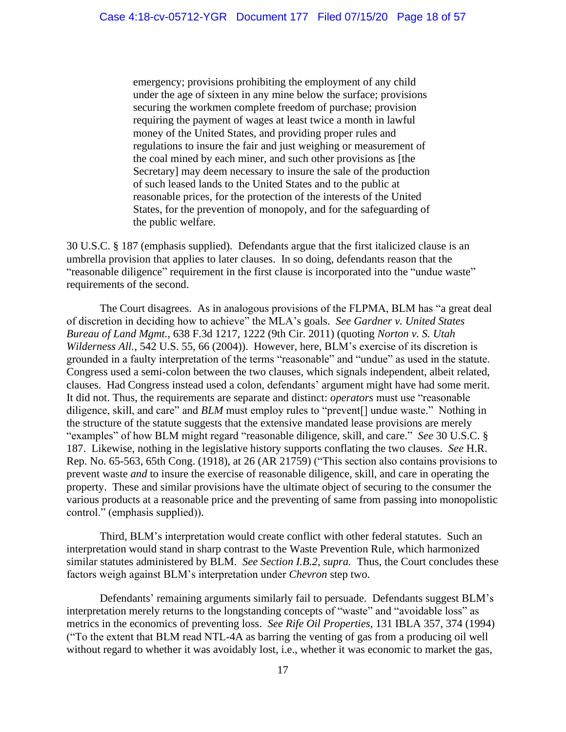> emergency; provisions prohibiting the employment of any child under the age of sixteen in any mine below the surface; provisions securing the workmen complete freedom of purchase; provision requiring the payment of wages at least twice a month in lawful money of the United States, and providing proper rules and regulations to insure the fair and just weighing or measurement of the coal mined by each miner, and such other provisions as [the Secretary] may deem necessary to insure the sale of the production of such leased lands to the United States and to the public at reasonable prices, for the protection of the interests of the United States, for the prevention of monopoly, and for the safeguarding of the public welfare.

30 U.S.C. § 187 (emphasis supplied). Defendants argue that the first italicized clause is an umbrella provision that applies to later clauses. In so doing, defendants reason that the "reasonable diligence" requirement in the first clause is incorporated into the "undue waste" requirements of the second.

The Court disagrees. As in analogous provisions of the FLPMA, BLM has "a great deal of discretion in deciding how to achieve" the MLA's goals. *See Gardner v. United States Bureau of Land Mgmt.*, 638 F.3d 1217, 1222 (9th Cir. 2011) (quoting *Norton v. S. Utah Wilderness All.*, 542 U.S. 55, 66 (2004)). However, here, BLM's exercise of its discretion is grounded in a faulty interpretation of the terms "reasonable" and "undue" as used in the statute. Congress used a semi-colon between the two clauses, which signals independent, albeit related, clauses. Had Congress instead used a colon, defendants' argument might have had some merit. It did not. Thus, the requirements are separate and distinct: *operators* must use "reasonable diligence, skill, and care" and *BLM* must employ rules to "prevent[] undue waste." Nothing in the structure of the statute suggests that the extensive mandated lease provisions are merely "examples" of how BLM might regard "reasonable diligence, skill, and care." *See* 30 U.S.C. § 187. Likewise, nothing in the legislative history supports conflating the two clauses. *See* H.R. Rep. No. 65-563, 65th Cong. (1918), at 26 (AR 21759) ("This section also contains provisions to prevent waste *and* to insure the exercise of reasonable diligence, skill, and care in operating the property. These and similar provisions have the ultimate object of securing to the consumer the various products at a reasonable price and the preventing of same from passing into monopolistic control." (emphasis supplied)).

Third, BLM's interpretation would create conflict with other federal statutes. Such an interpretation would stand in sharp contrast to the Waste Prevention Rule, which harmonized similar statutes administered by BLM. *See Section I.B.2, supra.* Thus, the Court concludes these factors weigh against BLM's interpretation under *Chevron* step two.

Defendants' remaining arguments similarly fail to persuade. Defendants suggest BLM's interpretation merely returns to the longstanding concepts of "waste" and "avoidable loss" as metrics in the economics of preventing loss. *See Rife Oil Properties*, 131 IBLA 357, 374 (1994) ("To the extent that BLM read NTL-4A as barring the venting of gas from a producing oil well without regard to whether it was avoidably lost, i.e., whether it was economic to market the gas,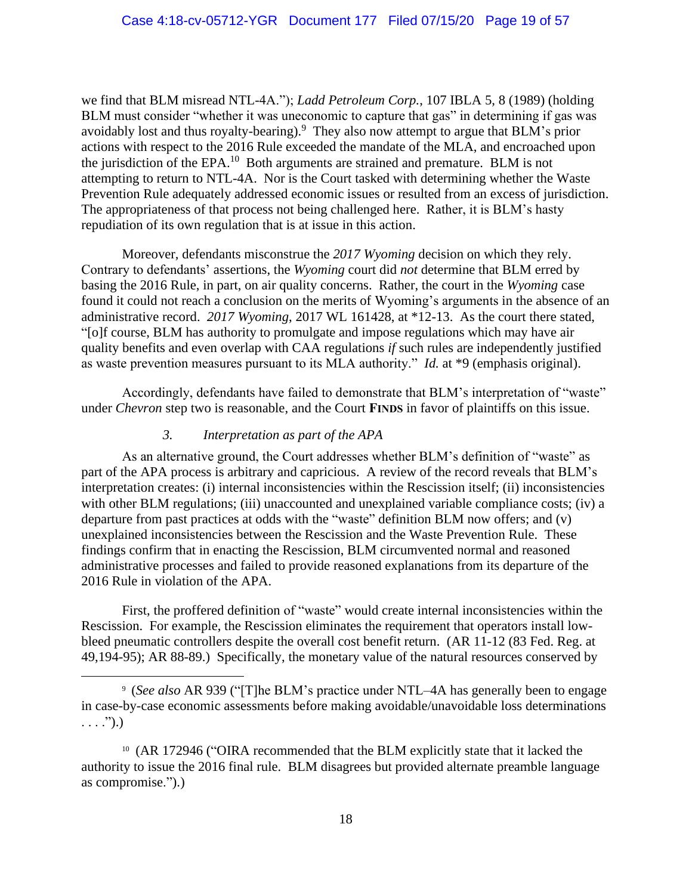we find that BLM misread NTL-4A."); *Ladd Petroleum Corp.*, 107 IBLA 5, 8 (1989) (holding BLM must consider "whether it was uneconomic to capture that gas" in determining if gas was avoidably lost and thus royalty-bearing).[9] They also now attempt to argue that BLM's prior actions with respect to the 2016 Rule exceeded the mandate of the MLA, and encroached upon the jurisdiction of the EPA.[10] Both arguments are strained and premature. BLM is not attempting to return to NTL-4A. Nor is the Court tasked with determining whether the Waste Prevention Rule adequately addressed economic issues or resulted from an excess of jurisdiction. The appropriateness of that process not being challenged here. Rather, it is BLM's hasty repudiation of its own regulation that is at issue in this action.

Moreover, defendants misconstrue the *2017 Wyoming* decision on which they rely. Contrary to defendants' assertions, the *Wyoming* court did *not* determine that BLM erred by basing the 2016 Rule, in part, on air quality concerns. Rather, the court in the *Wyoming* case found it could not reach a conclusion on the merits of Wyoming's arguments in the absence of an administrative record. *2017 Wyoming*, 2017 WL 161428, at *12-13. As the court there stated, "[o]f course, BLM has authority to promulgate and impose regulations which may have air quality benefits and even overlap with CAA regulations *if* such rules are independently justified as waste prevention measures pursuant to its MLA authority." *Id.* at *9 (emphasis original).

Accordingly, defendants have failed to demonstrate that BLM's interpretation of "waste" under *Chevron* step two is reasonable, and the Court **FINDS** in favor of plaintiffs on this issue.

### *3. Interpretation as part of the APA*

As an alternative ground, the Court addresses whether BLM's definition of "waste" as part of the APA process is arbitrary and capricious. A review of the record reveals that BLM's interpretation creates: (i) internal inconsistencies within the Rescission itself; (ii) inconsistencies with other BLM regulations; (iii) unaccounted and unexplained variable compliance costs; (iv) a departure from past practices at odds with the "waste" definition BLM now offers; and (v) unexplained inconsistencies between the Rescission and the Waste Prevention Rule. These findings confirm that in enacting the Rescission, BLM circumvented normal and reasoned administrative processes and failed to provide reasoned explanations from its departure of the 2016 Rule in violation of the APA.

First, the proffered definition of "waste" would create internal inconsistencies within the Rescission. For example, the Rescission eliminates the requirement that operators install low-bleed pneumatic controllers despite the overall cost benefit return. (AR 11-12 (83 Fed. Reg. at 49,194-95); AR 88-89.) Specifically, the monetary value of the natural resources conserved by

---

[9] (*See also* AR 939 ("[T]he BLM's practice under NTL–4A has generally been to engage in case-by-case economic assessments before making avoidable/unavoidable loss determinations . . . .").)

[10] (AR 172946 ("OIRA recommended that the BLM explicitly state that it lacked the authority to issue the 2016 final rule. BLM disagrees but provided alternate preamble language as compromise.").)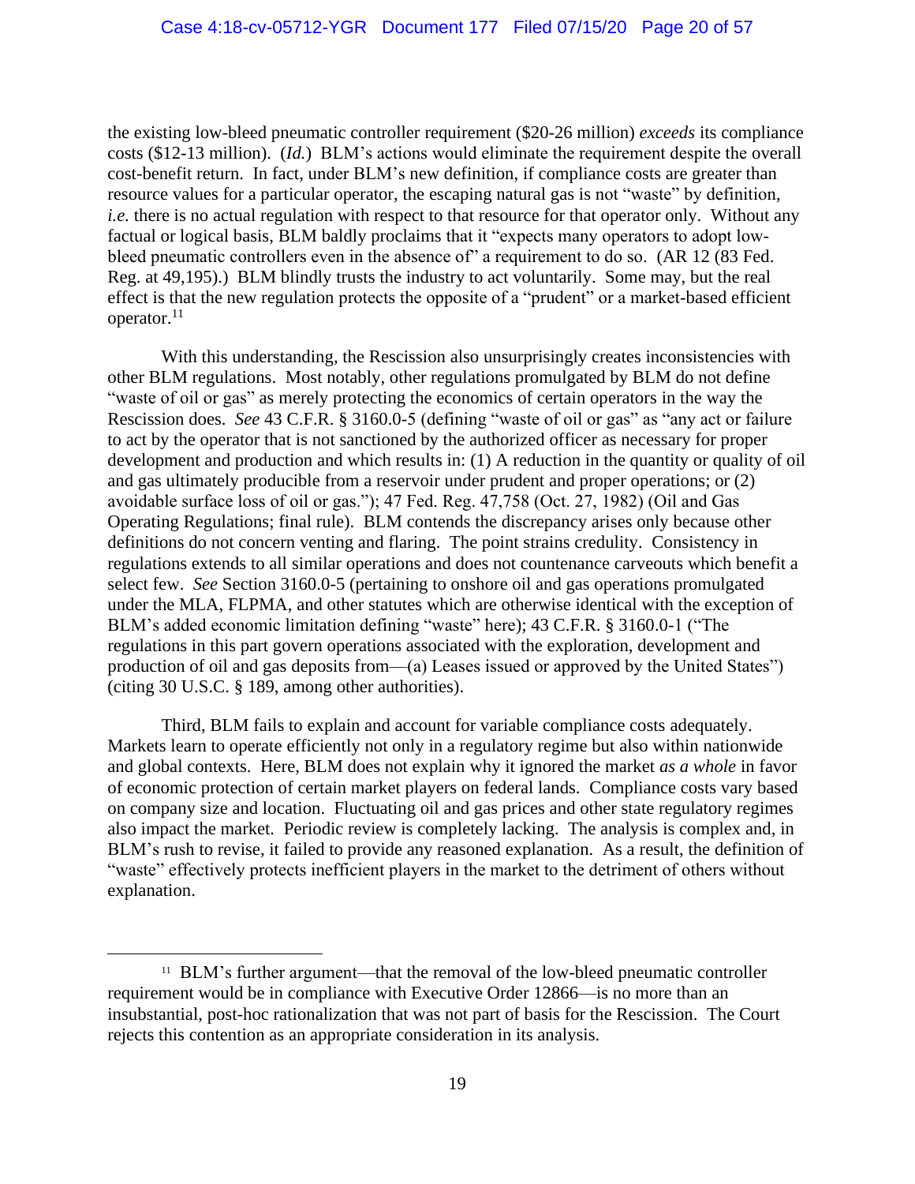the existing low-bleed pneumatic controller requirement ($20-26 million) *exceeds* its compliance costs ($12-13 million). (*Id.*) BLM's actions would eliminate the requirement despite the overall cost-benefit return. In fact, under BLM's new definition, if compliance costs are greater than resource values for a particular operator, the escaping natural gas is not "waste" by definition, *i.e.* there is no actual regulation with respect to that resource for that operator only. Without any factual or logical basis, BLM baldly proclaims that it "expects many operators to adopt low-bleed pneumatic controllers even in the absence of" a requirement to do so. (AR 12 (83 Fed. Reg. at 49,195).) BLM blindly trusts the industry to act voluntarily. Some may, but the real effect is that the new regulation protects the opposite of a "prudent" or a market-based efficient operator.[11]

With this understanding, the Rescission also unsurprisingly creates inconsistencies with other BLM regulations. Most notably, other regulations promulgated by BLM do not define "waste of oil or gas" as merely protecting the economics of certain operators in the way the Rescission does. *See* 43 C.F.R. § 3160.0-5 (defining "waste of oil or gas" as "any act or failure to act by the operator that is not sanctioned by the authorized officer as necessary for proper development and production and which results in: (1) A reduction in the quantity or quality of oil and gas ultimately producible from a reservoir under prudent and proper operations; or (2) avoidable surface loss of oil or gas."); 47 Fed. Reg. 47,758 (Oct. 27, 1982) (Oil and Gas Operating Regulations; final rule). BLM contends the discrepancy arises only because other definitions do not concern venting and flaring. The point strains credulity. Consistency in regulations extends to all similar operations and does not countenance carveouts which benefit a select few. *See* Section 3160.0-5 (pertaining to onshore oil and gas operations promulgated under the MLA, FLPMA, and other statutes which are otherwise identical with the exception of BLM's added economic limitation defining "waste" here); 43 C.F.R. § 3160.0-1 ("The regulations in this part govern operations associated with the exploration, development and production of oil and gas deposits from—(a) Leases issued or approved by the United States") (citing 30 U.S.C. § 189, among other authorities).

Third, BLM fails to explain and account for variable compliance costs adequately. Markets learn to operate efficiently not only in a regulatory regime but also within nationwide and global contexts. Here, BLM does not explain why it ignored the market *as a whole* in favor of economic protection of certain market players on federal lands. Compliance costs vary based on company size and location. Fluctuating oil and gas prices and other state regulatory regimes also impact the market. Periodic review is completely lacking. The analysis is complex and, in BLM's rush to revise, it failed to provide any reasoned explanation. As a result, the definition of "waste" effectively protects inefficient players in the market to the detriment of others without explanation.

---

[11] BLM's further argument—that the removal of the low-bleed pneumatic controller requirement would be in compliance with Executive Order 12866—is no more than an insubstantial, post-hoc rationalization that was not part of basis for the Rescission. The Court rejects this contention as an appropriate consideration in its analysis.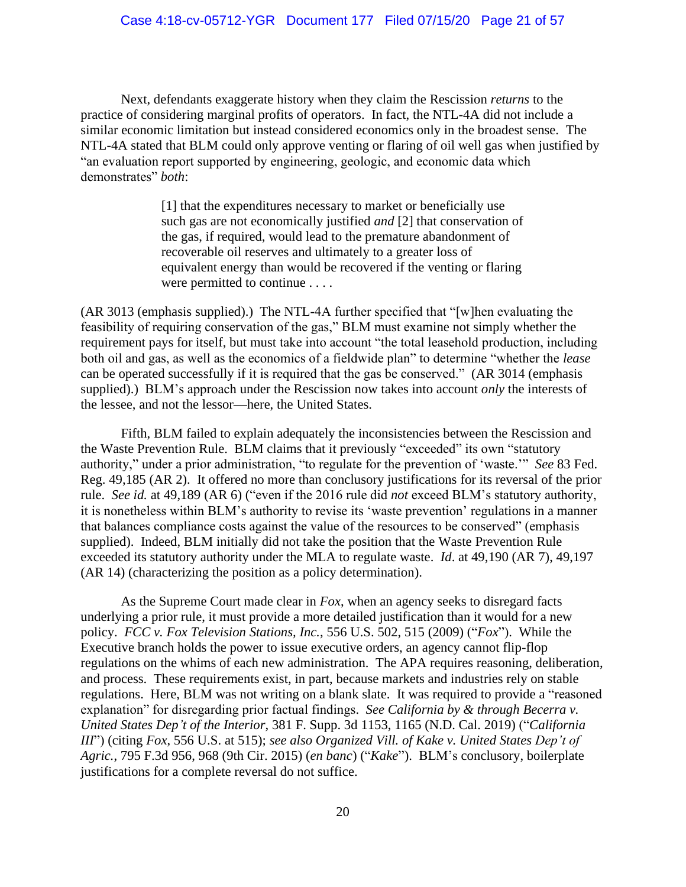Next, defendants exaggerate history when they claim the Rescission *returns* to the practice of considering marginal profits of operators. In fact, the NTL-4A did not include a similar economic limitation but instead considered economics only in the broadest sense. The NTL-4A stated that BLM could only approve venting or flaring of oil well gas when justified by "an evaluation report supported by engineering, geologic, and economic data which demonstrates" *both*:

> [1] that the expenditures necessary to market or beneficially use such gas are not economically justified *and* [2] that conservation of the gas, if required, would lead to the premature abandonment of recoverable oil reserves and ultimately to a greater loss of equivalent energy than would be recovered if the venting or flaring were permitted to continue . . . .

(AR 3013 (emphasis supplied).) The NTL-4A further specified that "[w]hen evaluating the feasibility of requiring conservation of the gas," BLM must examine not simply whether the requirement pays for itself, but must take into account "the total leasehold production, including both oil and gas, as well as the economics of a fieldwide plan" to determine "whether the *lease* can be operated successfully if it is required that the gas be conserved." (AR 3014 (emphasis supplied).) BLM's approach under the Rescission now takes into account *only* the interests of the lessee, and not the lessor—here, the United States.

Fifth, BLM failed to explain adequately the inconsistencies between the Rescission and the Waste Prevention Rule. BLM claims that it previously "exceeded" its own "statutory authority," under a prior administration, "to regulate for the prevention of 'waste.'" *See* 83 Fed. Reg. 49,185 (AR 2). It offered no more than conclusory justifications for its reversal of the prior rule. *See id.* at 49,189 (AR 6) ("even if the 2016 rule did *not* exceed BLM's statutory authority, it is nonetheless within BLM's authority to revise its 'waste prevention' regulations in a manner that balances compliance costs against the value of the resources to be conserved" (emphasis supplied). Indeed, BLM initially did not take the position that the Waste Prevention Rule exceeded its statutory authority under the MLA to regulate waste. *Id*. at 49,190 (AR 7), 49,197 (AR 14) (characterizing the position as a policy determination).

As the Supreme Court made clear in *Fox*, when an agency seeks to disregard facts underlying a prior rule, it must provide a more detailed justification than it would for a new policy. *FCC v. Fox Television Stations, Inc.*, 556 U.S. 502, 515 (2009) ("*Fox*"). While the Executive branch holds the power to issue executive orders, an agency cannot flip-flop regulations on the whims of each new administration. The APA requires reasoning, deliberation, and process. These requirements exist, in part, because markets and industries rely on stable regulations. Here, BLM was not writing on a blank slate. It was required to provide a "reasoned explanation" for disregarding prior factual findings. *See California by & through Becerra v. United States Dep't of the Interior*, 381 F. Supp. 3d 1153, 1165 (N.D. Cal. 2019) ("*California III*") (citing *Fox*, 556 U.S. at 515); *see also Organized Vill. of Kake v. United States Dep't of Agric.*, 795 F.3d 956, 968 (9th Cir. 2015) (*en banc*) ("*Kake*"). BLM's conclusory, boilerplate justifications for a complete reversal do not suffice.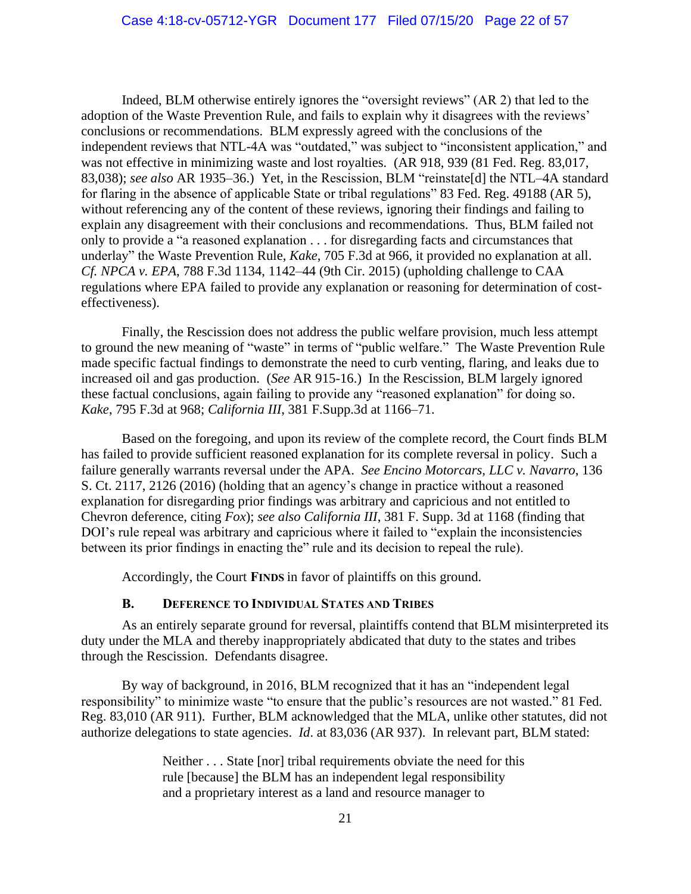Indeed, BLM otherwise entirely ignores the "oversight reviews" (AR 2) that led to the adoption of the Waste Prevention Rule, and fails to explain why it disagrees with the reviews' conclusions or recommendations. BLM expressly agreed with the conclusions of the independent reviews that NTL-4A was "outdated," was subject to "inconsistent application," and was not effective in minimizing waste and lost royalties. (AR 918, 939 (81 Fed. Reg. 83,017, 83,038); *see also* AR 1935–36.) Yet, in the Rescission, BLM "reinstate[d] the NTL–4A standard for flaring in the absence of applicable State or tribal regulations" 83 Fed. Reg. 49188 (AR 5), without referencing any of the content of these reviews, ignoring their findings and failing to explain any disagreement with their conclusions and recommendations. Thus, BLM failed not only to provide a "a reasoned explanation . . . for disregarding facts and circumstances that underlay" the Waste Prevention Rule, *Kake*, 705 F.3d at 966, it provided no explanation at all. *Cf. NPCA v. EPA*, 788 F.3d 1134, 1142–44 (9th Cir. 2015) (upholding challenge to CAA regulations where EPA failed to provide any explanation or reasoning for determination of cost-effectiveness).

Finally, the Rescission does not address the public welfare provision, much less attempt to ground the new meaning of "waste" in terms of "public welfare." The Waste Prevention Rule made specific factual findings to demonstrate the need to curb venting, flaring, and leaks due to increased oil and gas production. (*See* AR 915-16.) In the Rescission, BLM largely ignored these factual conclusions, again failing to provide any "reasoned explanation" for doing so. *Kake*, 795 F.3d at 968; *California III*, 381 F.Supp.3d at 1166–71.

Based on the foregoing, and upon its review of the complete record, the Court finds BLM has failed to provide sufficient reasoned explanation for its complete reversal in policy. Such a failure generally warrants reversal under the APA. *See Encino Motorcars, LLC v. Navarro*, 136 S. Ct. 2117, 2126 (2016) (holding that an agency's change in practice without a reasoned explanation for disregarding prior findings was arbitrary and capricious and not entitled to Chevron deference, citing *Fox*); *see also California III*, 381 F. Supp. 3d at 1168 (finding that DOI's rule repeal was arbitrary and capricious where it failed to "explain the inconsistencies between its prior findings in enacting the" rule and its decision to repeal the rule).

Accordingly, the Court **FINDS** in favor of plaintiffs on this ground.

### B. DEFERENCE TO INDIVIDUAL STATES AND TRIBES

As an entirely separate ground for reversal, plaintiffs contend that BLM misinterpreted its duty under the MLA and thereby inappropriately abdicated that duty to the states and tribes through the Rescission. Defendants disagree.

By way of background, in 2016, BLM recognized that it has an "independent legal responsibility" to minimize waste "to ensure that the public's resources are not wasted." 81 Fed. Reg. 83,010 (AR 911). Further, BLM acknowledged that the MLA, unlike other statutes, did not authorize delegations to state agencies. *Id*. at 83,036 (AR 937). In relevant part, BLM stated:

> Neither . . . State [nor] tribal requirements obviate the need for this rule [because] the BLM has an independent legal responsibility and a proprietary interest as a land and resource manager to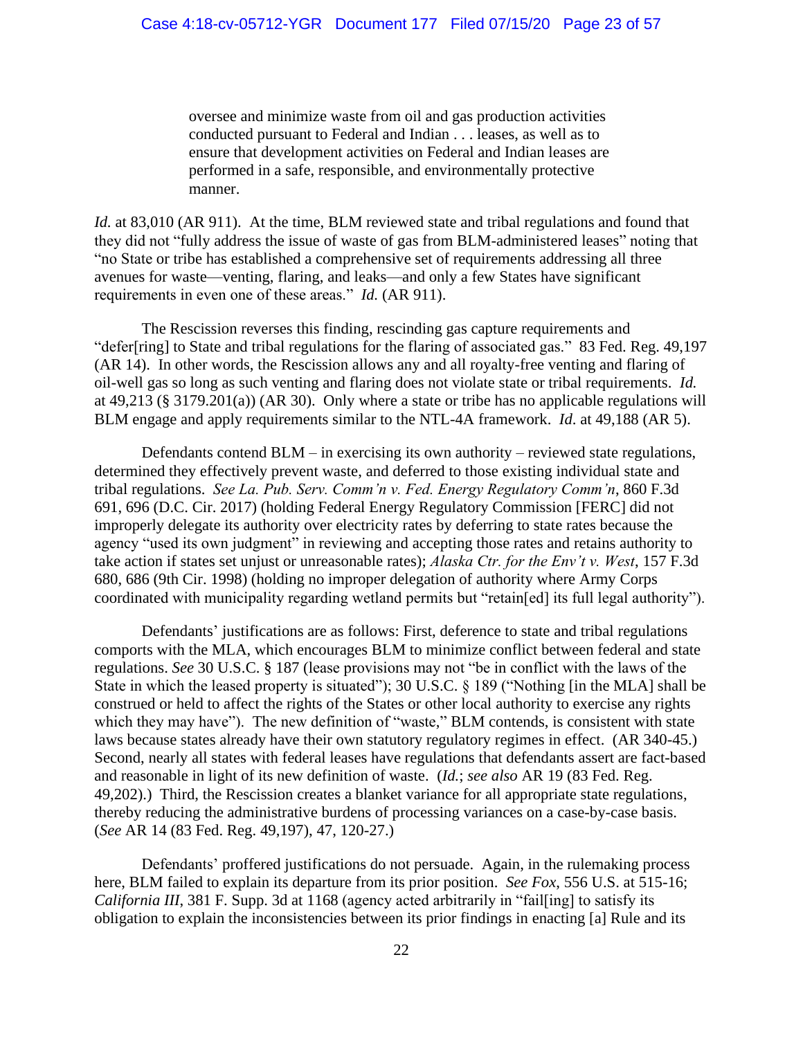> oversee and minimize waste from oil and gas production activities conducted pursuant to Federal and Indian . . . leases, as well as to ensure that development activities on Federal and Indian leases are performed in a safe, responsible, and environmentally protective manner.

*Id.* at 83,010 (AR 911). At the time, BLM reviewed state and tribal regulations and found that they did not "fully address the issue of waste of gas from BLM-administered leases" noting that "no State or tribe has established a comprehensive set of requirements addressing all three avenues for waste—venting, flaring, and leaks—and only a few States have significant requirements in even one of these areas." *Id.* (AR 911).

The Rescission reverses this finding, rescinding gas capture requirements and "defer[ring] to State and tribal regulations for the flaring of associated gas." 83 Fed. Reg. 49,197 (AR 14). In other words, the Rescission allows any and all royalty-free venting and flaring of oil-well gas so long as such venting and flaring does not violate state or tribal requirements. *Id.* at 49,213 (§ 3179.201(a)) (AR 30). Only where a state or tribe has no applicable regulations will BLM engage and apply requirements similar to the NTL-4A framework. *Id.* at 49,188 (AR 5).

Defendants contend BLM – in exercising its own authority – reviewed state regulations, determined they effectively prevent waste, and deferred to those existing individual state and tribal regulations. *See La. Pub. Serv. Comm'n v. Fed. Energy Regulatory Comm'n*, 860 F.3d 691, 696 (D.C. Cir. 2017) (holding Federal Energy Regulatory Commission [FERC] did not improperly delegate its authority over electricity rates by deferring to state rates because the agency "used its own judgment" in reviewing and accepting those rates and retains authority to take action if states set unjust or unreasonable rates); *Alaska Ctr. for the Env't v. West*, 157 F.3d 680, 686 (9th Cir. 1998) (holding no improper delegation of authority where Army Corps coordinated with municipality regarding wetland permits but "retain[ed] its full legal authority").

Defendants' justifications are as follows: First, deference to state and tribal regulations comports with the MLA, which encourages BLM to minimize conflict between federal and state regulations. *See* 30 U.S.C. § 187 (lease provisions may not "be in conflict with the laws of the State in which the leased property is situated"); 30 U.S.C. § 189 ("Nothing [in the MLA] shall be construed or held to affect the rights of the States or other local authority to exercise any rights which they may have"). The new definition of "waste," BLM contends, is consistent with state laws because states already have their own statutory regulatory regimes in effect. (AR 340-45.) Second, nearly all states with federal leases have regulations that defendants assert are fact-based and reasonable in light of its new definition of waste. (*Id.*; *see also* AR 19 (83 Fed. Reg. 49,202).) Third, the Rescission creates a blanket variance for all appropriate state regulations, thereby reducing the administrative burdens of processing variances on a case-by-case basis. (*See* AR 14 (83 Fed. Reg. 49,197), 47, 120-27.)

Defendants' proffered justifications do not persuade. Again, in the rulemaking process here, BLM failed to explain its departure from its prior position. *See Fox*, 556 U.S. at 515-16; *California III*, 381 F. Supp. 3d at 1168 (agency acted arbitrarily in "fail[ing] to satisfy its obligation to explain the inconsistencies between its prior findings in enacting [a] Rule and its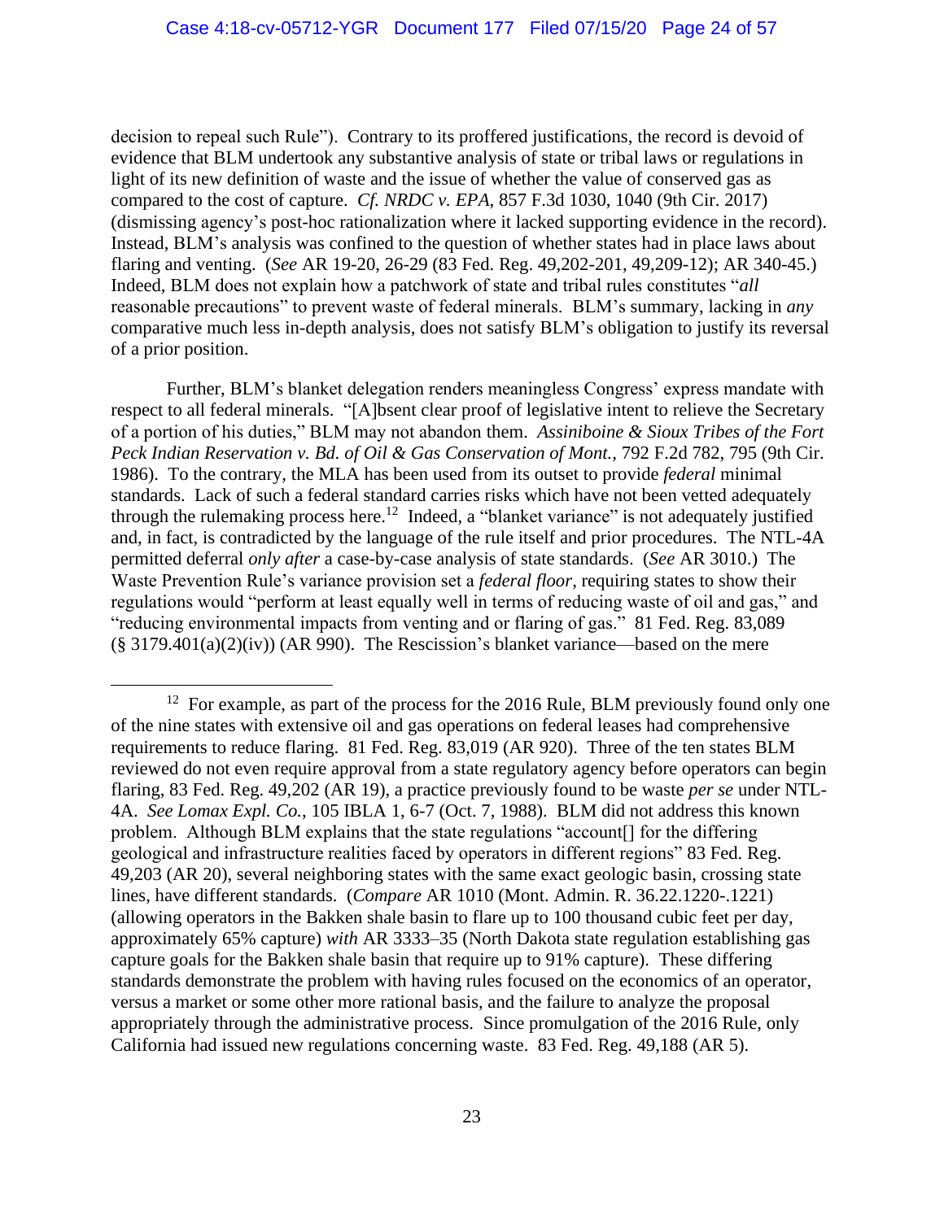decision to repeal such Rule"). Contrary to its proffered justifications, the record is devoid of evidence that BLM undertook any substantive analysis of state or tribal laws or regulations in light of its new definition of waste and the issue of whether the value of conserved gas as compared to the cost of capture. *Cf. NRDC v. EPA*, 857 F.3d 1030, 1040 (9th Cir. 2017) (dismissing agency's post-hoc rationalization where it lacked supporting evidence in the record). Instead, BLM's analysis was confined to the question of whether states had in place laws about flaring and venting. (*See* AR 19-20, 26-29 (83 Fed. Reg. 49,202-201, 49,209-12); AR 340-45.) Indeed, BLM does not explain how a patchwork of state and tribal rules constitutes "*all* reasonable precautions" to prevent waste of federal minerals. BLM's summary, lacking in *any* comparative much less in-depth analysis, does not satisfy BLM's obligation to justify its reversal of a prior position.

Further, BLM's blanket delegation renders meaningless Congress' express mandate with respect to all federal minerals. "[A]bsent clear proof of legislative intent to relieve the Secretary of a portion of his duties," BLM may not abandon them. *Assiniboine & Sioux Tribes of the Fort Peck Indian Reservation v. Bd. of Oil & Gas Conservation of Mont.*, 792 F.2d 782, 795 (9th Cir. 1986). To the contrary, the MLA has been used from its outset to provide *federal* minimal standards. Lack of such a federal standard carries risks which have not been vetted adequately through the rulemaking process here.[12] Indeed, a "blanket variance" is not adequately justified and, in fact, is contradicted by the language of the rule itself and prior procedures. The NTL-4A permitted deferral *only after* a case-by-case analysis of state standards. (*See* AR 3010.) The Waste Prevention Rule's variance provision set a *federal floor*, requiring states to show their regulations would "perform at least equally well in terms of reducing waste of oil and gas," and "reducing environmental impacts from venting and or flaring of gas." 81 Fed. Reg. 83,089 (§ 3179.401(a)(2)(iv)) (AR 990). The Rescission's blanket variance—based on the mere

---

[12] For example, as part of the process for the 2016 Rule, BLM previously found only one of the nine states with extensive oil and gas operations on federal leases had comprehensive requirements to reduce flaring. 81 Fed. Reg. 83,019 (AR 920). Three of the ten states BLM reviewed do not even require approval from a state regulatory agency before operators can begin flaring, 83 Fed. Reg. 49,202 (AR 19), a practice previously found to be waste *per se* under NTL-4A. *See Lomax Expl. Co.*, 105 IBLA 1, 6-7 (Oct. 7, 1988). BLM did not address this known problem. Although BLM explains that the state regulations "account[] for the differing geological and infrastructure realities faced by operators in different regions" 83 Fed. Reg. 49,203 (AR 20), several neighboring states with the same exact geologic basin, crossing state lines, have different standards. (*Compare* AR 1010 (Mont. Admin. R. 36.22.1220-.1221) (allowing operators in the Bakken shale basin to flare up to 100 thousand cubic feet per day, approximately 65% capture) *with* AR 3333–35 (North Dakota state regulation establishing gas capture goals for the Bakken shale basin that require up to 91% capture). These differing standards demonstrate the problem with having rules focused on the economics of an operator, versus a market or some other more rational basis, and the failure to analyze the proposal appropriately through the administrative process. Since promulgation of the 2016 Rule, only California had issued new regulations concerning waste. 83 Fed. Reg. 49,188 (AR 5).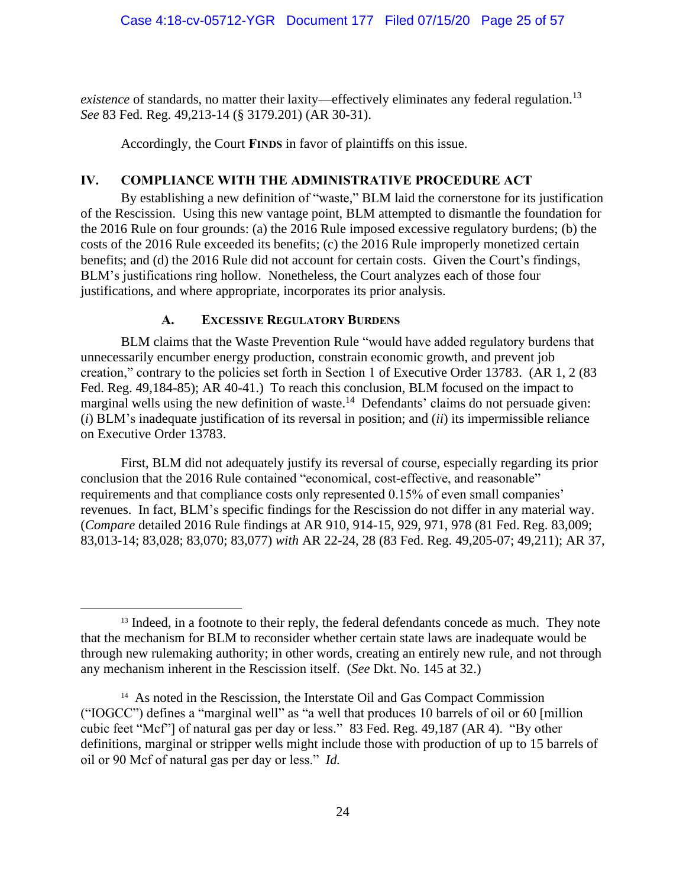*existence* of standards, no matter their laxity—effectively eliminates any federal regulation.[13] *See* 83 Fed. Reg. 49,213-14 (§ 3179.201) (AR 30-31).

Accordingly, the Court **FINDS** in favor of plaintiffs on this issue.

## IV. COMPLIANCE WITH THE ADMINISTRATIVE PROCEDURE ACT

By establishing a new definition of "waste," BLM laid the cornerstone for its justification of the Rescission. Using this new vantage point, BLM attempted to dismantle the foundation for the 2016 Rule on four grounds: (a) the 2016 Rule imposed excessive regulatory burdens; (b) the costs of the 2016 Rule exceeded its benefits; (c) the 2016 Rule improperly monetized certain benefits; and (d) the 2016 Rule did not account for certain costs. Given the Court's findings, BLM's justifications ring hollow. Nonetheless, the Court analyzes each of those four justifications, and where appropriate, incorporates its prior analysis.

### A. EXCESSIVE REGULATORY BURDENS

BLM claims that the Waste Prevention Rule "would have added regulatory burdens that unnecessarily encumber energy production, constrain economic growth, and prevent job creation," contrary to the policies set forth in Section 1 of Executive Order 13783. (AR 1, 2 (83 Fed. Reg. 49,184-85); AR 40-41.) To reach this conclusion, BLM focused on the impact to marginal wells using the new definition of waste.[14] Defendants' claims do not persuade given: (*i*) BLM's inadequate justification of its reversal in position; and (*ii*) its impermissible reliance on Executive Order 13783.

First, BLM did not adequately justify its reversal of course, especially regarding its prior conclusion that the 2016 Rule contained "economical, cost-effective, and reasonable" requirements and that compliance costs only represented 0.15% of even small companies' revenues. In fact, BLM's specific findings for the Rescission do not differ in any material way. (*Compare* detailed 2016 Rule findings at AR 910, 914-15, 929, 971, 978 (81 Fed. Reg. 83,009; 83,013-14; 83,028; 83,070; 83,077) *with* AR 22-24, 28 (83 Fed. Reg. 49,205-07; 49,211); AR 37,

---

[13] Indeed, in a footnote to their reply, the federal defendants concede as much. They note that the mechanism for BLM to reconsider whether certain state laws are inadequate would be through new rulemaking authority; in other words, creating an entirely new rule, and not through any mechanism inherent in the Rescission itself. (*See* Dkt. No. 145 at 32.)

[14] As noted in the Rescission, the Interstate Oil and Gas Compact Commission ("IOGCC") defines a "marginal well" as "a well that produces 10 barrels of oil or 60 [million cubic feet "Mcf"] of natural gas per day or less." 83 Fed. Reg. 49,187 (AR 4). "By other definitions, marginal or stripper wells might include those with production of up to 15 barrels of oil or 90 Mcf of natural gas per day or less." *Id.*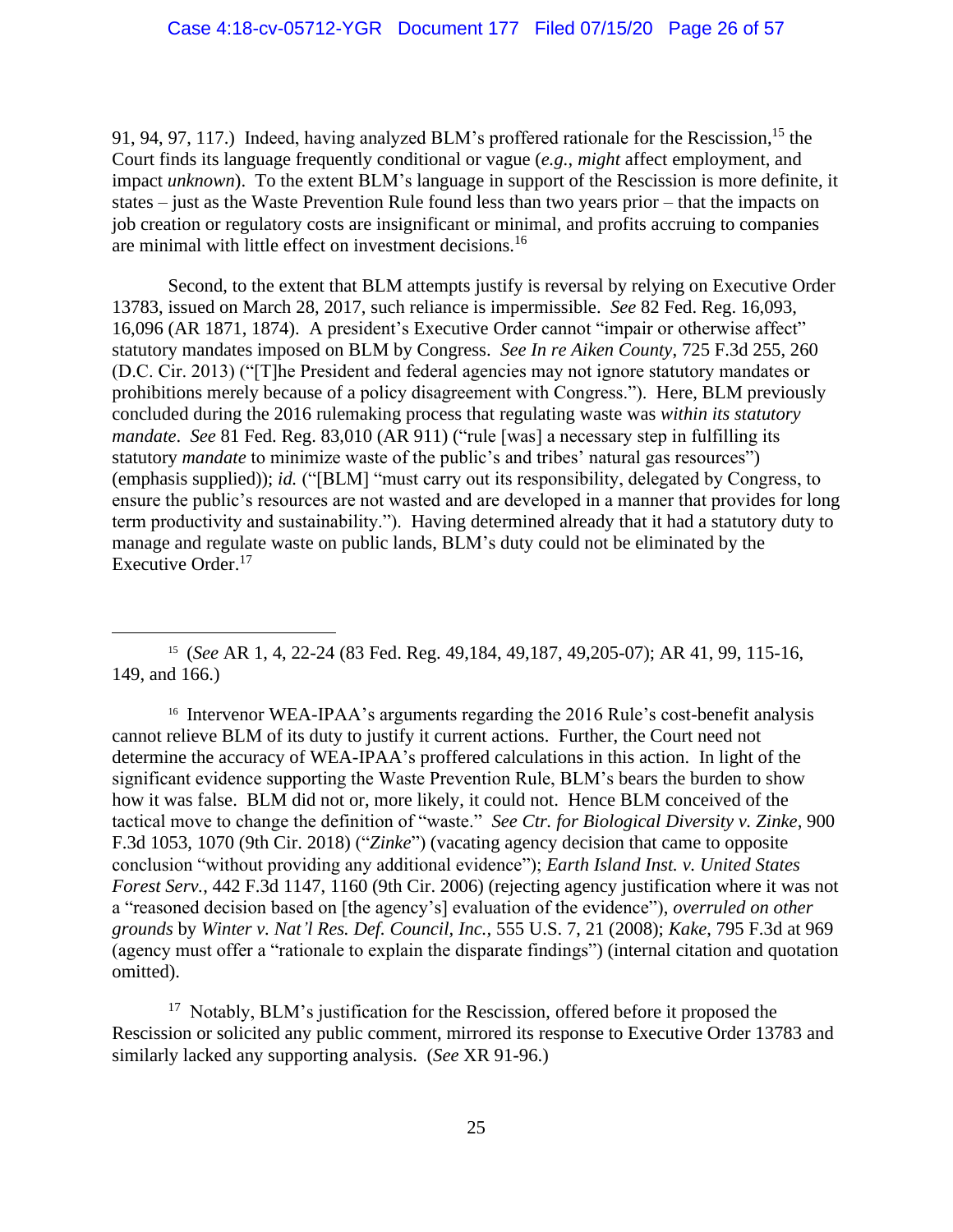91, 94, 97, 117.) Indeed, having analyzed BLM's proffered rationale for the Rescission,[15] the Court finds its language frequently conditional or vague (*e.g.*, *might* affect employment, and impact *unknown*). To the extent BLM's language in support of the Rescission is more definite, it states – just as the Waste Prevention Rule found less than two years prior – that the impacts on job creation or regulatory costs are insignificant or minimal, and profits accruing to companies are minimal with little effect on investment decisions.[16]

Second, to the extent that BLM attempts justify is reversal by relying on Executive Order 13783, issued on March 28, 2017, such reliance is impermissible. *See* 82 Fed. Reg. 16,093, 16,096 (AR 1871, 1874). A president's Executive Order cannot "impair or otherwise affect" statutory mandates imposed on BLM by Congress. *See In re Aiken County*, 725 F.3d 255, 260 (D.C. Cir. 2013) ("[T]he President and federal agencies may not ignore statutory mandates or prohibitions merely because of a policy disagreement with Congress."). Here, BLM previously concluded during the 2016 rulemaking process that regulating waste was *within its statutory mandate*. *See* 81 Fed. Reg. 83,010 (AR 911) ("rule [was] a necessary step in fulfilling its statutory *mandate* to minimize waste of the public's and tribes' natural gas resources") (emphasis supplied)); *id.* ("[BLM] "must carry out its responsibility, delegated by Congress, to ensure the public's resources are not wasted and are developed in a manner that provides for long term productivity and sustainability."). Having determined already that it had a statutory duty to manage and regulate waste on public lands, BLM's duty could not be eliminated by the Executive Order.[17]

---

[15] (*See* AR 1, 4, 22-24 (83 Fed. Reg. 49,184, 49,187, 49,205-07); AR 41, 99, 115-16, 149, and 166.)

[16] Intervenor WEA-IPAA's arguments regarding the 2016 Rule's cost-benefit analysis cannot relieve BLM of its duty to justify it current actions. Further, the Court need not determine the accuracy of WEA-IPAA's proffered calculations in this action. In light of the significant evidence supporting the Waste Prevention Rule, BLM's bears the burden to show how it was false. BLM did not or, more likely, it could not. Hence BLM conceived of the tactical move to change the definition of "waste." *See Ctr. for Biological Diversity v. Zinke*, 900 F.3d 1053, 1070 (9th Cir. 2018) ("*Zinke*") (vacating agency decision that came to opposite conclusion "without providing any additional evidence"); *Earth Island Inst. v. United States Forest Serv.*, 442 F.3d 1147, 1160 (9th Cir. 2006) (rejecting agency justification where it was not a "reasoned decision based on [the agency's] evaluation of the evidence"), *overruled on other grounds* by *Winter v. Nat'l Res. Def. Council, Inc.*, 555 U.S. 7, 21 (2008); *Kake*, 795 F.3d at 969 (agency must offer a "rationale to explain the disparate findings") (internal citation and quotation omitted).

[17] Notably, BLM's justification for the Rescission, offered before it proposed the Rescission or solicited any public comment, mirrored its response to Executive Order 13783 and similarly lacked any supporting analysis. (*See* XR 91-96.)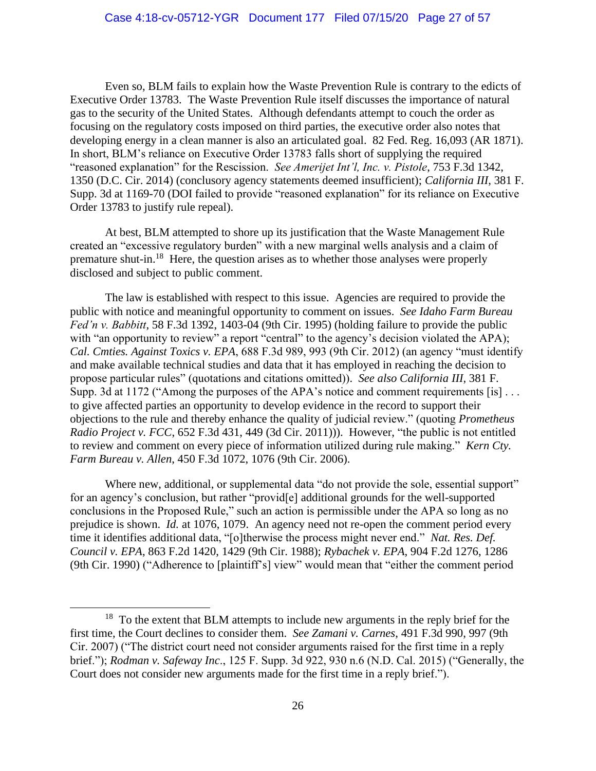Even so, BLM fails to explain how the Waste Prevention Rule is contrary to the edicts of Executive Order 13783. The Waste Prevention Rule itself discusses the importance of natural gas to the security of the United States. Although defendants attempt to couch the order as focusing on the regulatory costs imposed on third parties, the executive order also notes that developing energy in a clean manner is also an articulated goal. 82 Fed. Reg. 16,093 (AR 1871). In short, BLM's reliance on Executive Order 13783 falls short of supplying the required "reasoned explanation" for the Rescission. *See Amerijet Int'l, Inc. v. Pistole*, 753 F.3d 1342, 1350 (D.C. Cir. 2014) (conclusory agency statements deemed insufficient); *California III*, 381 F. Supp. 3d at 1169-70 (DOI failed to provide "reasoned explanation" for its reliance on Executive Order 13783 to justify rule repeal).

At best, BLM attempted to shore up its justification that the Waste Management Rule created an "excessive regulatory burden" with a new marginal wells analysis and a claim of premature shut-in.[18] Here, the question arises as to whether those analyses were properly disclosed and subject to public comment.

The law is established with respect to this issue. Agencies are required to provide the public with notice and meaningful opportunity to comment on issues. *See Idaho Farm Bureau Fed'n v. Babbitt*, 58 F.3d 1392, 1403-04 (9th Cir. 1995) (holding failure to provide the public with "an opportunity to review" a report "central" to the agency's decision violated the APA); *Cal. Cmties. Against Toxics v. EPA*, 688 F.3d 989, 993 (9th Cir. 2012) (an agency "must identify and make available technical studies and data that it has employed in reaching the decision to propose particular rules" (quotations and citations omitted)). *See also California III*, 381 F. Supp. 3d at 1172 ("Among the purposes of the APA's notice and comment requirements [is] . . . to give affected parties an opportunity to develop evidence in the record to support their objections to the rule and thereby enhance the quality of judicial review." (quoting *Prometheus Radio Project v. FCC*, 652 F.3d 431, 449 (3d Cir. 2011))). However, "the public is not entitled to review and comment on every piece of information utilized during rule making." *Kern Cty. Farm Bureau v. Allen*, 450 F.3d 1072, 1076 (9th Cir. 2006).

Where new, additional, or supplemental data "do not provide the sole, essential support" for an agency's conclusion, but rather "provid[e] additional grounds for the well-supported conclusions in the Proposed Rule," such an action is permissible under the APA so long as no prejudice is shown. *Id.* at 1076, 1079. An agency need not re-open the comment period every time it identifies additional data, "[o]therwise the process might never end." *Nat. Res. Def. Council v. EPA*, 863 F.2d 1420, 1429 (9th Cir. 1988); *Rybachek v. EPA*, 904 F.2d 1276, 1286 (9th Cir. 1990) ("Adherence to [plaintiff's] view" would mean that "either the comment period

---

[18] To the extent that BLM attempts to include new arguments in the reply brief for the first time, the Court declines to consider them. *See Zamani v. Carnes*, 491 F.3d 990, 997 (9th Cir. 2007) ("The district court need not consider arguments raised for the first time in a reply brief."); *Rodman v. Safeway Inc*., 125 F. Supp. 3d 922, 930 n.6 (N.D. Cal. 2015) ("Generally, the Court does not consider new arguments made for the first time in a reply brief.").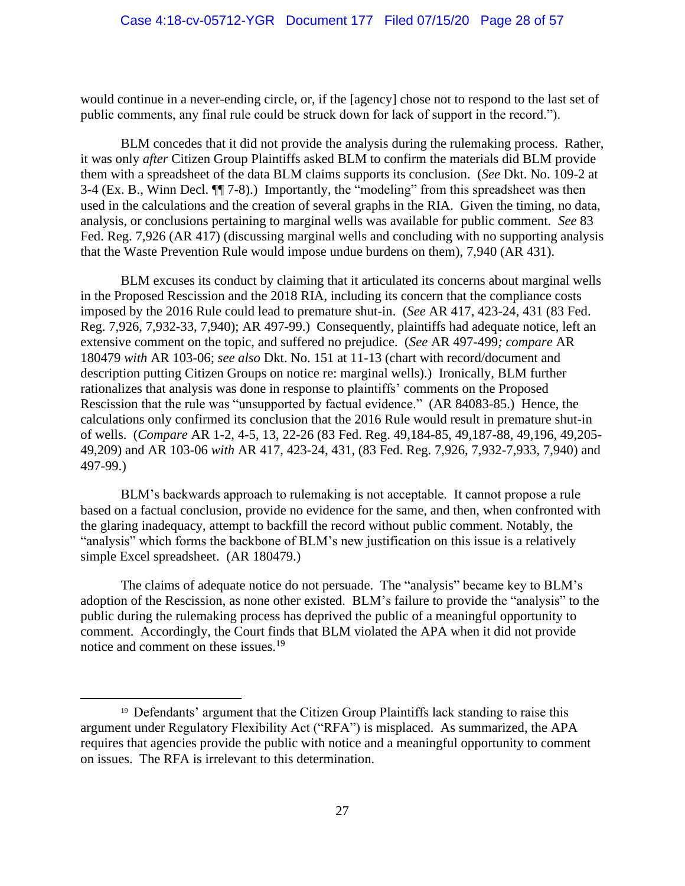would continue in a never-ending circle, or, if the [agency] chose not to respond to the last set of public comments, any final rule could be struck down for lack of support in the record.").

BLM concedes that it did not provide the analysis during the rulemaking process. Rather, it was only *after* Citizen Group Plaintiffs asked BLM to confirm the materials did BLM provide them with a spreadsheet of the data BLM claims supports its conclusion. (*See* Dkt. No. 109-2 at 3-4 (Ex. B., Winn Decl. ¶¶ 7-8).) Importantly, the "modeling" from this spreadsheet was then used in the calculations and the creation of several graphs in the RIA. Given the timing, no data, analysis, or conclusions pertaining to marginal wells was available for public comment. *See* 83 Fed. Reg. 7,926 (AR 417) (discussing marginal wells and concluding with no supporting analysis that the Waste Prevention Rule would impose undue burdens on them), 7,940 (AR 431).

BLM excuses its conduct by claiming that it articulated its concerns about marginal wells in the Proposed Rescission and the 2018 RIA, including its concern that the compliance costs imposed by the 2016 Rule could lead to premature shut-in. (*See* AR 417, 423-24, 431 (83 Fed. Reg. 7,926, 7,932-33, 7,940); AR 497-99.) Consequently, plaintiffs had adequate notice, left an extensive comment on the topic, and suffered no prejudice. (*See* AR 497-499*; compare* AR 180479 *with* AR 103-06; *see also* Dkt. No. 151 at 11-13 (chart with record/document and description putting Citizen Groups on notice re: marginal wells).) Ironically, BLM further rationalizes that analysis was done in response to plaintiffs' comments on the Proposed Rescission that the rule was "unsupported by factual evidence." (AR 84083-85.) Hence, the calculations only confirmed its conclusion that the 2016 Rule would result in premature shut-in of wells. (*Compare* AR 1-2, 4-5, 13, 22-26 (83 Fed. Reg. 49,184-85, 49,187-88, 49,196, 49,205-49,209) and AR 103-06 *with* AR 417, 423-24, 431, (83 Fed. Reg. 7,926, 7,932-7,933, 7,940) and 497-99.)

BLM's backwards approach to rulemaking is not acceptable. It cannot propose a rule based on a factual conclusion, provide no evidence for the same, and then, when confronted with the glaring inadequacy, attempt to backfill the record without public comment. Notably, the "analysis" which forms the backbone of BLM's new justification on this issue is a relatively simple Excel spreadsheet. (AR 180479.)

The claims of adequate notice do not persuade. The "analysis" became key to BLM's adoption of the Rescission, as none other existed. BLM's failure to provide the "analysis" to the public during the rulemaking process has deprived the public of a meaningful opportunity to comment. Accordingly, the Court finds that BLM violated the APA when it did not provide notice and comment on these issues.[19]

---

[19] Defendants' argument that the Citizen Group Plaintiffs lack standing to raise this argument under Regulatory Flexibility Act ("RFA") is misplaced. As summarized, the APA requires that agencies provide the public with notice and a meaningful opportunity to comment on issues. The RFA is irrelevant to this determination.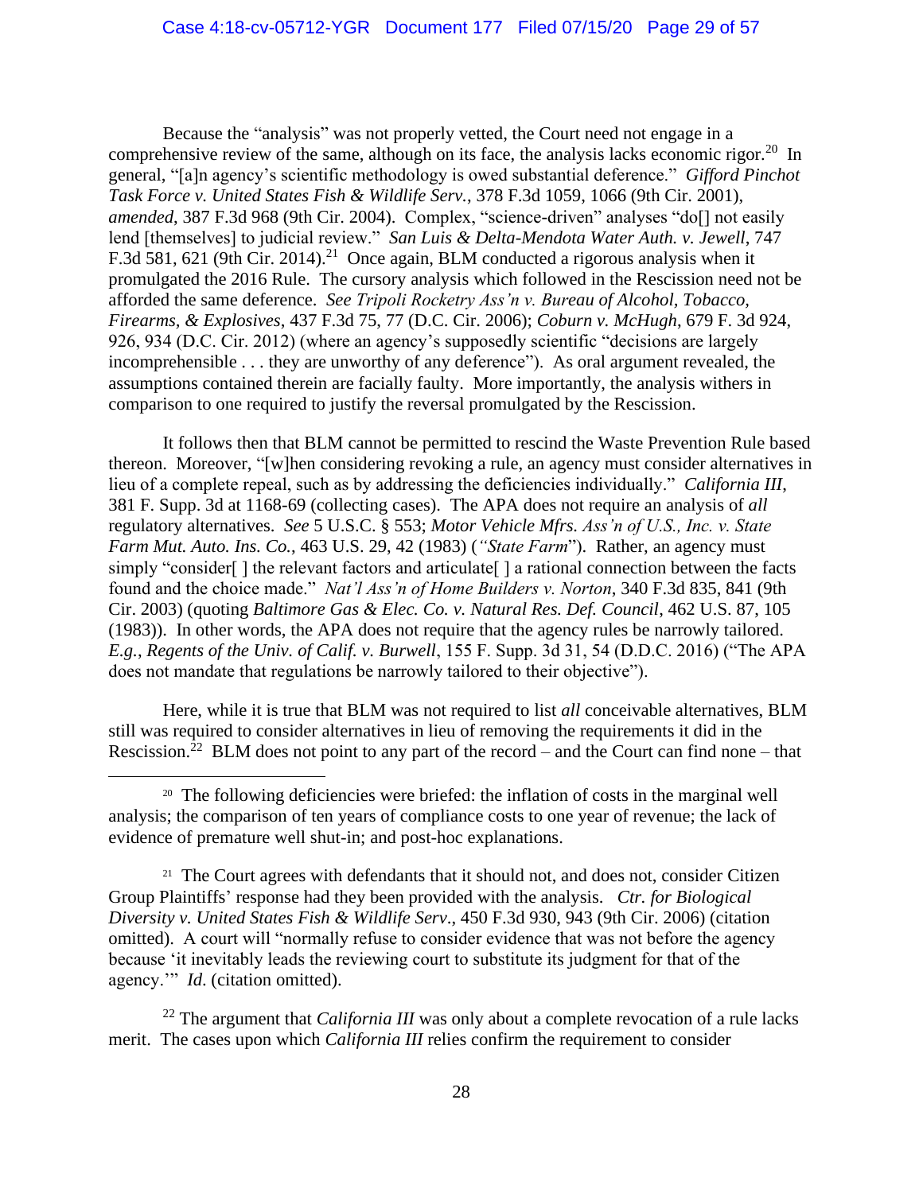Because the "analysis" was not properly vetted, the Court need not engage in a comprehensive review of the same, although on its face, the analysis lacks economic rigor.[20] In general, "[a]n agency's scientific methodology is owed substantial deference." *Gifford Pinchot Task Force v. United States Fish & Wildlife Serv.*, 378 F.3d 1059, 1066 (9th Cir. 2001), *amended*, 387 F.3d 968 (9th Cir. 2004). Complex, "science-driven" analyses "do[] not easily lend [themselves] to judicial review." *San Luis & Delta-Mendota Water Auth. v. Jewell*, 747 F.3d 581, 621 (9th Cir. 2014).[21] Once again, BLM conducted a rigorous analysis when it promulgated the 2016 Rule. The cursory analysis which followed in the Rescission need not be afforded the same deference. *See Tripoli Rocketry Ass'n v. Bureau of Alcohol, Tobacco, Firearms, & Explosives*, 437 F.3d 75, 77 (D.C. Cir. 2006); *Coburn v. McHugh*, 679 F. 3d 924, 926, 934 (D.C. Cir. 2012) (where an agency's supposedly scientific "decisions are largely incomprehensible . . . they are unworthy of any deference"). As oral argument revealed, the assumptions contained therein are facially faulty. More importantly, the analysis withers in comparison to one required to justify the reversal promulgated by the Rescission.

It follows then that BLM cannot be permitted to rescind the Waste Prevention Rule based thereon. Moreover, "[w]hen considering revoking a rule, an agency must consider alternatives in lieu of a complete repeal, such as by addressing the deficiencies individually." *California III*, 381 F. Supp. 3d at 1168-69 (collecting cases). The APA does not require an analysis of *all* regulatory alternatives. *See* 5 U.S.C. § 553; *Motor Vehicle Mfrs. Ass'n of U.S., Inc. v. State Farm Mut. Auto. Ins. Co.*, 463 U.S. 29, 42 (1983) (*"State Farm"*). Rather, an agency must simply "consider[ ] the relevant factors and articulate[ ] a rational connection between the facts found and the choice made." *Nat'l Ass'n of Home Builders v. Norton*, 340 F.3d 835, 841 (9th Cir. 2003) (quoting *Baltimore Gas & Elec. Co. v. Natural Res. Def. Council*, 462 U.S. 87, 105 (1983)). In other words, the APA does not require that the agency rules be narrowly tailored. *E.g.*, *Regents of the Univ. of Calif. v. Burwell*, 155 F. Supp. 3d 31, 54 (D.D.C. 2016) ("The APA does not mandate that regulations be narrowly tailored to their objective").

Here, while it is true that BLM was not required to list *all* conceivable alternatives, BLM still was required to consider alternatives in lieu of removing the requirements it did in the Rescission.[22] BLM does not point to any part of the record – and the Court can find none – that

---

[20] The following deficiencies were briefed: the inflation of costs in the marginal well analysis; the comparison of ten years of compliance costs to one year of revenue; the lack of evidence of premature well shut-in; and post-hoc explanations.

[21] The Court agrees with defendants that it should not, and does not, consider Citizen Group Plaintiffs' response had they been provided with the analysis. *Ctr. for Biological Diversity v. United States Fish & Wildlife Serv.*, 450 F.3d 930, 943 (9th Cir. 2006) (citation omitted). A court will "normally refuse to consider evidence that was not before the agency because 'it inevitably leads the reviewing court to substitute its judgment for that of the agency.'" *Id.* (citation omitted).

[22] The argument that *California III* was only about a complete revocation of a rule lacks merit. The cases upon which *California III* relies confirm the requirement to consider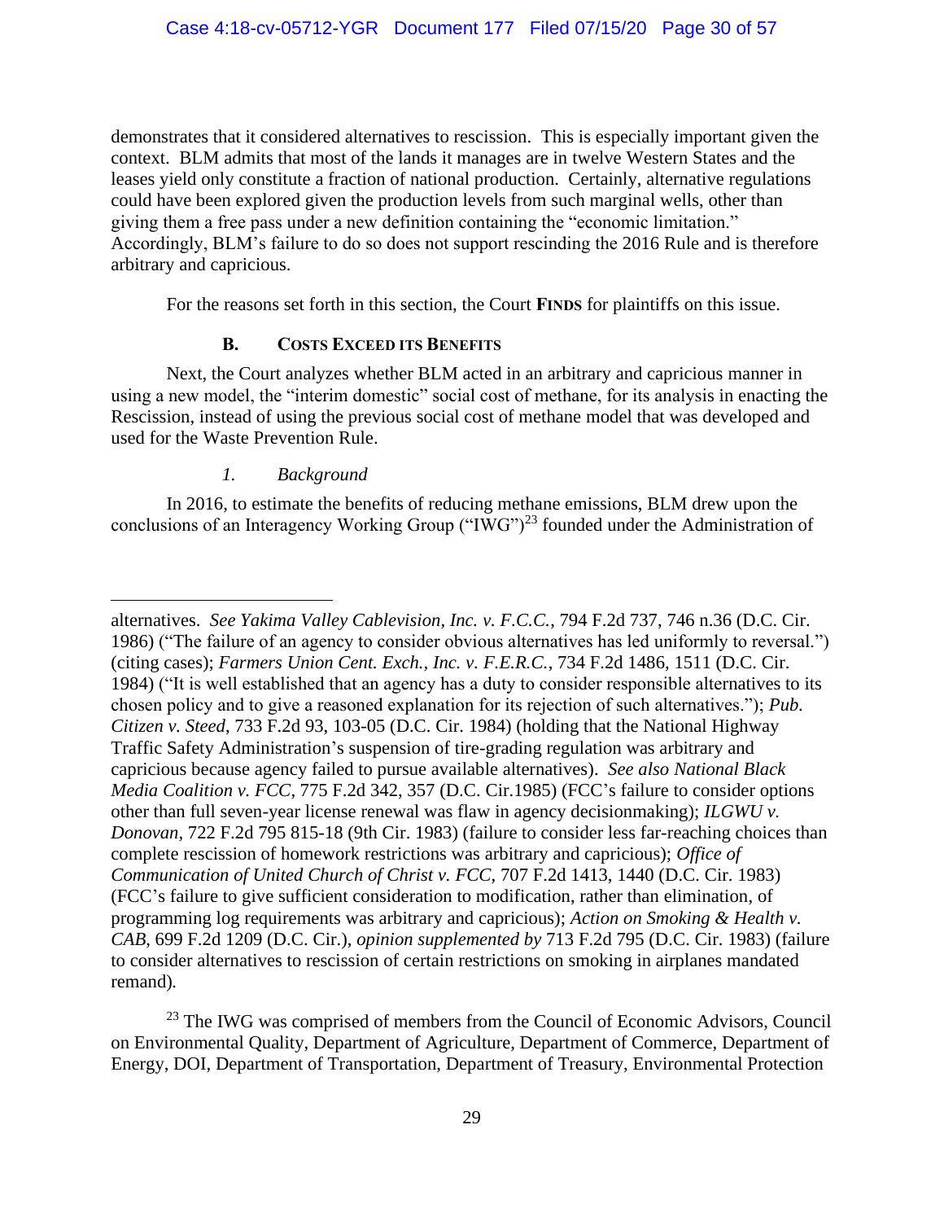demonstrates that it considered alternatives to rescission. This is especially important given the context. BLM admits that most of the lands it manages are in twelve Western States and the leases yield only constitute a fraction of national production. Certainly, alternative regulations could have been explored given the production levels from such marginal wells, other than giving them a free pass under a new definition containing the "economic limitation." Accordingly, BLM's failure to do so does not support rescinding the 2016 Rule and is therefore arbitrary and capricious.

For the reasons set forth in this section, the Court **FINDS** for plaintiffs on this issue.

### B. COSTS EXCEED ITS BENEFITS

Next, the Court analyzes whether BLM acted in an arbitrary and capricious manner in using a new model, the "interim domestic" social cost of methane, for its analysis in enacting the Rescission, instead of using the previous social cost of methane model that was developed and used for the Waste Prevention Rule.

#### *1. Background*

In 2016, to estimate the benefits of reducing methane emissions, BLM drew upon the conclusions of an Interagency Working Group ("IWG")[23] founded under the Administration of

---

alternatives. *See Yakima Valley Cablevision, Inc. v. F.C.C.*, 794 F.2d 737, 746 n.36 (D.C. Cir. 1986) ("The failure of an agency to consider obvious alternatives has led uniformly to reversal.") (citing cases); *Farmers Union Cent. Exch., Inc. v. F.E.R.C.*, 734 F.2d 1486, 1511 (D.C. Cir. 1984) ("It is well established that an agency has a duty to consider responsible alternatives to its chosen policy and to give a reasoned explanation for its rejection of such alternatives."); *Pub. Citizen v. Steed*, 733 F.2d 93, 103-05 (D.C. Cir. 1984) (holding that the National Highway Traffic Safety Administration's suspension of tire-grading regulation was arbitrary and capricious because agency failed to pursue available alternatives). *See also National Black Media Coalition v. FCC*, 775 F.2d 342, 357 (D.C. Cir.1985) (FCC's failure to consider options other than full seven-year license renewal was flaw in agency decisionmaking); *ILGWU v. Donovan*, 722 F.2d 795 815-18 (9th Cir. 1983) (failure to consider less far-reaching choices than complete rescission of homework restrictions was arbitrary and capricious); *Office of Communication of United Church of Christ v. FCC*, 707 F.2d 1413, 1440 (D.C. Cir. 1983) (FCC's failure to give sufficient consideration to modification, rather than elimination, of programming log requirements was arbitrary and capricious); *Action on Smoking & Health v. CAB*, 699 F.2d 1209 (D.C. Cir.), *opinion supplemented by* 713 F.2d 795 (D.C. Cir. 1983) (failure to consider alternatives to rescission of certain restrictions on smoking in airplanes mandated remand).

[23] The IWG was comprised of members from the Council of Economic Advisors, Council on Environmental Quality, Department of Agriculture, Department of Commerce, Department of Energy, DOI, Department of Transportation, Department of Treasury, Environmental Protection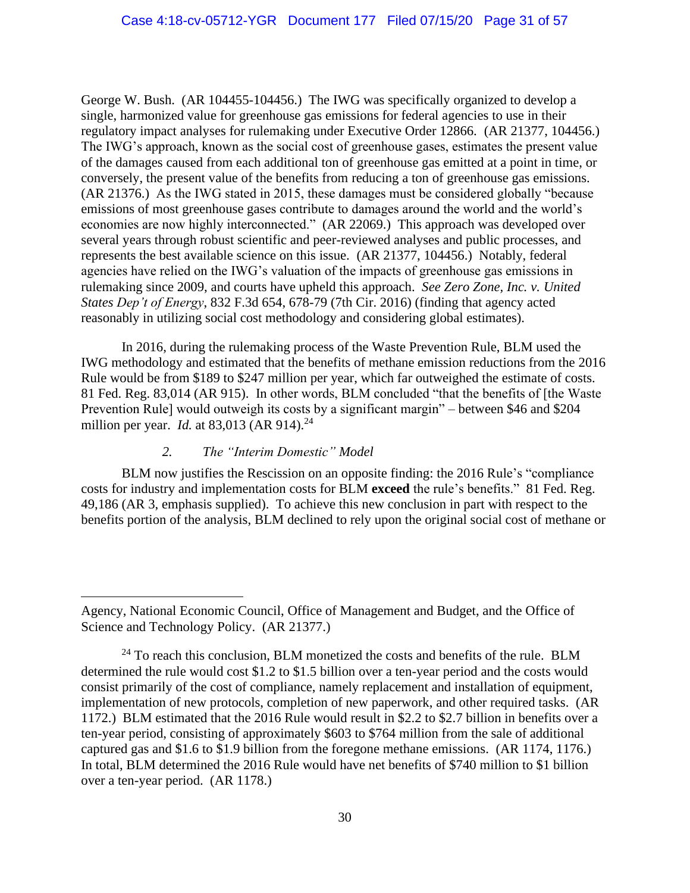George W. Bush. (AR 104455-104456.) The IWG was specifically organized to develop a single, harmonized value for greenhouse gas emissions for federal agencies to use in their regulatory impact analyses for rulemaking under Executive Order 12866. (AR 21377, 104456.) The IWG's approach, known as the social cost of greenhouse gases, estimates the present value of the damages caused from each additional ton of greenhouse gas emitted at a point in time, or conversely, the present value of the benefits from reducing a ton of greenhouse gas emissions. (AR 21376.) As the IWG stated in 2015, these damages must be considered globally "because emissions of most greenhouse gases contribute to damages around the world and the world's economies are now highly interconnected." (AR 22069.) This approach was developed over several years through robust scientific and peer-reviewed analyses and public processes, and represents the best available science on this issue. (AR 21377, 104456.) Notably, federal agencies have relied on the IWG's valuation of the impacts of greenhouse gas emissions in rulemaking since 2009, and courts have upheld this approach. *See Zero Zone, Inc. v. United States Dep't of Energy*, 832 F.3d 654, 678-79 (7th Cir. 2016) (finding that agency acted reasonably in utilizing social cost methodology and considering global estimates).

In 2016, during the rulemaking process of the Waste Prevention Rule, BLM used the IWG methodology and estimated that the benefits of methane emission reductions from the 2016 Rule would be from \$189 to \$247 million per year, which far outweighed the estimate of costs. 81 Fed. Reg. 83,014 (AR 915). In other words, BLM concluded "that the benefits of [the Waste Prevention Rule] would outweigh its costs by a significant margin" – between \$46 and \$204 million per year. *Id.* at 83,013 (AR 914).[24]

### *2. The "Interim Domestic" Model*

BLM now justifies the Rescission on an opposite finding: the 2016 Rule's "compliance costs for industry and implementation costs for BLM **exceed** the rule's benefits." 81 Fed. Reg. 49,186 (AR 3, emphasis supplied). To achieve this new conclusion in part with respect to the benefits portion of the analysis, BLM declined to rely upon the original social cost of methane or

---

Agency, National Economic Council, Office of Management and Budget, and the Office of Science and Technology Policy. (AR 21377.)

[24] To reach this conclusion, BLM monetized the costs and benefits of the rule. BLM determined the rule would cost \$1.2 to \$1.5 billion over a ten-year period and the costs would consist primarily of the cost of compliance, namely replacement and installation of equipment, implementation of new protocols, completion of new paperwork, and other required tasks. (AR 1172.) BLM estimated that the 2016 Rule would result in \$2.2 to \$2.7 billion in benefits over a ten-year period, consisting of approximately \$603 to \$764 million from the sale of additional captured gas and \$1.6 to \$1.9 billion from the foregone methane emissions. (AR 1174, 1176.) In total, BLM determined the 2016 Rule would have net benefits of \$740 million to \$1 billion over a ten-year period. (AR 1178.)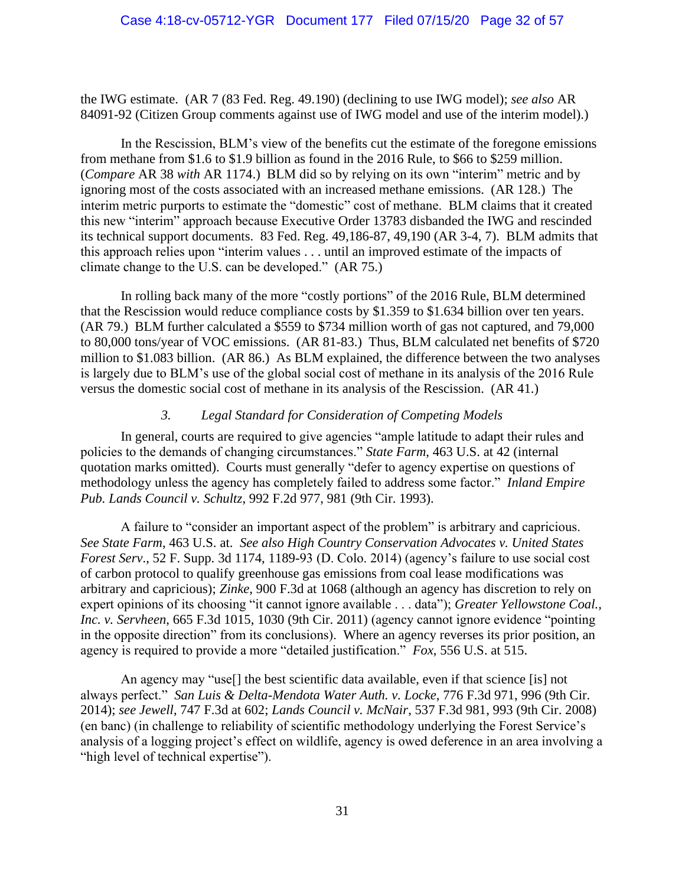the IWG estimate. (AR 7 (83 Fed. Reg. 49.190) (declining to use IWG model); *see also* AR 84091-92 (Citizen Group comments against use of IWG model and use of the interim model).)

In the Rescission, BLM's view of the benefits cut the estimate of the foregone emissions from methane from $1.6 to $1.9 billion as found in the 2016 Rule, to $66 to $259 million. (*Compare* AR 38 *with* AR 1174.) BLM did so by relying on its own "interim" metric and by ignoring most of the costs associated with an increased methane emissions. (AR 128.) The interim metric purports to estimate the "domestic" cost of methane. BLM claims that it created this new "interim" approach because Executive Order 13783 disbanded the IWG and rescinded its technical support documents. 83 Fed. Reg. 49,186-87, 49,190 (AR 3-4, 7). BLM admits that this approach relies upon "interim values . . . until an improved estimate of the impacts of climate change to the U.S. can be developed." (AR 75.)

In rolling back many of the more "costly portions" of the 2016 Rule, BLM determined that the Rescission would reduce compliance costs by $1.359 to $1.634 billion over ten years. (AR 79.) BLM further calculated a $559 to $734 million worth of gas not captured, and 79,000 to 80,000 tons/year of VOC emissions. (AR 81-83.) Thus, BLM calculated net benefits of $720 million to $1.083 billion. (AR 86.) As BLM explained, the difference between the two analyses is largely due to BLM's use of the global social cost of methane in its analysis of the 2016 Rule versus the domestic social cost of methane in its analysis of the Rescission. (AR 41.)

### 3. *Legal Standard for Consideration of Competing Models*

In general, courts are required to give agencies "ample latitude to adapt their rules and policies to the demands of changing circumstances." *State Farm*, 463 U.S. at 42 (internal quotation marks omitted). Courts must generally "defer to agency expertise on questions of methodology unless the agency has completely failed to address some factor." *Inland Empire Pub. Lands Council v. Schultz*, 992 F.2d 977, 981 (9th Cir. 1993).

A failure to "consider an important aspect of the problem" is arbitrary and capricious. *See State Farm*, 463 U.S. at. *See also High Country Conservation Advocates v. United States Forest Serv.*, 52 F. Supp. 3d 1174, 1189-93 (D. Colo. 2014) (agency's failure to use social cost of carbon protocol to qualify greenhouse gas emissions from coal lease modifications was arbitrary and capricious); *Zinke*, 900 F.3d at 1068 (although an agency has discretion to rely on expert opinions of its choosing "it cannot ignore available . . . data"); *Greater Yellowstone Coal., Inc. v. Servheen*, 665 F.3d 1015, 1030 (9th Cir. 2011) (agency cannot ignore evidence "pointing in the opposite direction" from its conclusions). Where an agency reverses its prior position, an agency is required to provide a more "detailed justification." *Fox*, 556 U.S. at 515.

An agency may "use[] the best scientific data available, even if that science [is] not always perfect." *San Luis & Delta-Mendota Water Auth. v. Locke*, 776 F.3d 971, 996 (9th Cir. 2014); *see Jewell*, 747 F.3d at 602; *Lands Council v. McNair*, 537 F.3d 981, 993 (9th Cir. 2008) (en banc) (in challenge to reliability of scientific methodology underlying the Forest Service's analysis of a logging project's effect on wildlife, agency is owed deference in an area involving a "high level of technical expertise").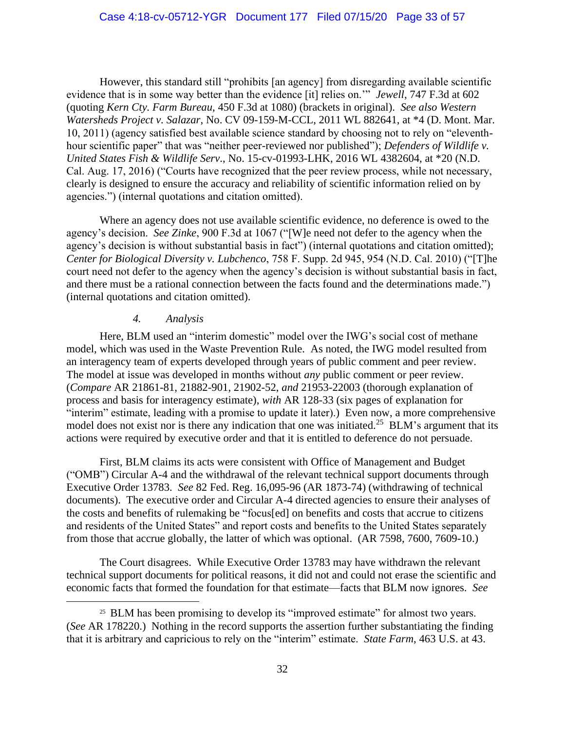However, this standard still "prohibits [an agency] from disregarding available scientific evidence that is in some way better than the evidence [it] relies on.'" *Jewell*, 747 F.3d at 602 (quoting *Kern Cty. Farm Bureau*, 450 F.3d at 1080) (brackets in original). *See also Western Watersheds Project v. Salazar*, No. CV 09-159-M-CCL, 2011 WL 882641, at *4 (D. Mont. Mar. 10, 2011) (agency satisfied best available science standard by choosing not to rely on "eleventh-hour scientific paper" that was "neither peer-reviewed nor published"); *Defenders of Wildlife v. United States Fish & Wildlife Serv*., No. 15-cv-01993-LHK, 2016 WL 4382604, at *20 (N.D. Cal. Aug. 17, 2016) ("Courts have recognized that the peer review process, while not necessary, clearly is designed to ensure the accuracy and reliability of scientific information relied on by agencies.") (internal quotations and citation omitted).

Where an agency does not use available scientific evidence, no deference is owed to the agency's decision. *See Zinke*, 900 F.3d at 1067 ("[W]e need not defer to the agency when the agency's decision is without substantial basis in fact") (internal quotations and citation omitted); *Center for Biological Diversity v. Lubchenco*, 758 F. Supp. 2d 945, 954 (N.D. Cal. 2010) ("[T]he court need not defer to the agency when the agency's decision is without substantial basis in fact, and there must be a rational connection between the facts found and the determinations made.") (internal quotations and citation omitted).

#### *4. Analysis*

Here, BLM used an "interim domestic" model over the IWG's social cost of methane model, which was used in the Waste Prevention Rule. As noted, the IWG model resulted from an interagency team of experts developed through years of public comment and peer review. The model at issue was developed in months without *any* public comment or peer review. (*Compare* AR 21861-81, 21882-901, 21902-52, *and* 21953-22003 (thorough explanation of process and basis for interagency estimate), *with* AR 128-33 (six pages of explanation for "interim" estimate, leading with a promise to update it later).) Even now, a more comprehensive model does not exist nor is there any indication that one was initiated.[25] BLM's argument that its actions were required by executive order and that it is entitled to deference do not persuade.

First, BLM claims its acts were consistent with Office of Management and Budget ("OMB") Circular A-4 and the withdrawal of the relevant technical support documents through Executive Order 13783. *See* 82 Fed. Reg. 16,095-96 (AR 1873-74) (withdrawing of technical documents). The executive order and Circular A-4 directed agencies to ensure their analyses of the costs and benefits of rulemaking be "focus[ed] on benefits and costs that accrue to citizens and residents of the United States" and report costs and benefits to the United States separately from those that accrue globally, the latter of which was optional. (AR 7598, 7600, 7609-10.)

The Court disagrees. While Executive Order 13783 may have withdrawn the relevant technical support documents for political reasons, it did not and could not erase the scientific and economic facts that formed the foundation for that estimate—facts that BLM now ignores. *See*

---

[25] BLM has been promising to develop its "improved estimate" for almost two years. (*See* AR 178220.) Nothing in the record supports the assertion further substantiating the finding that it is arbitrary and capricious to rely on the "interim" estimate. *State Farm*, 463 U.S. at 43.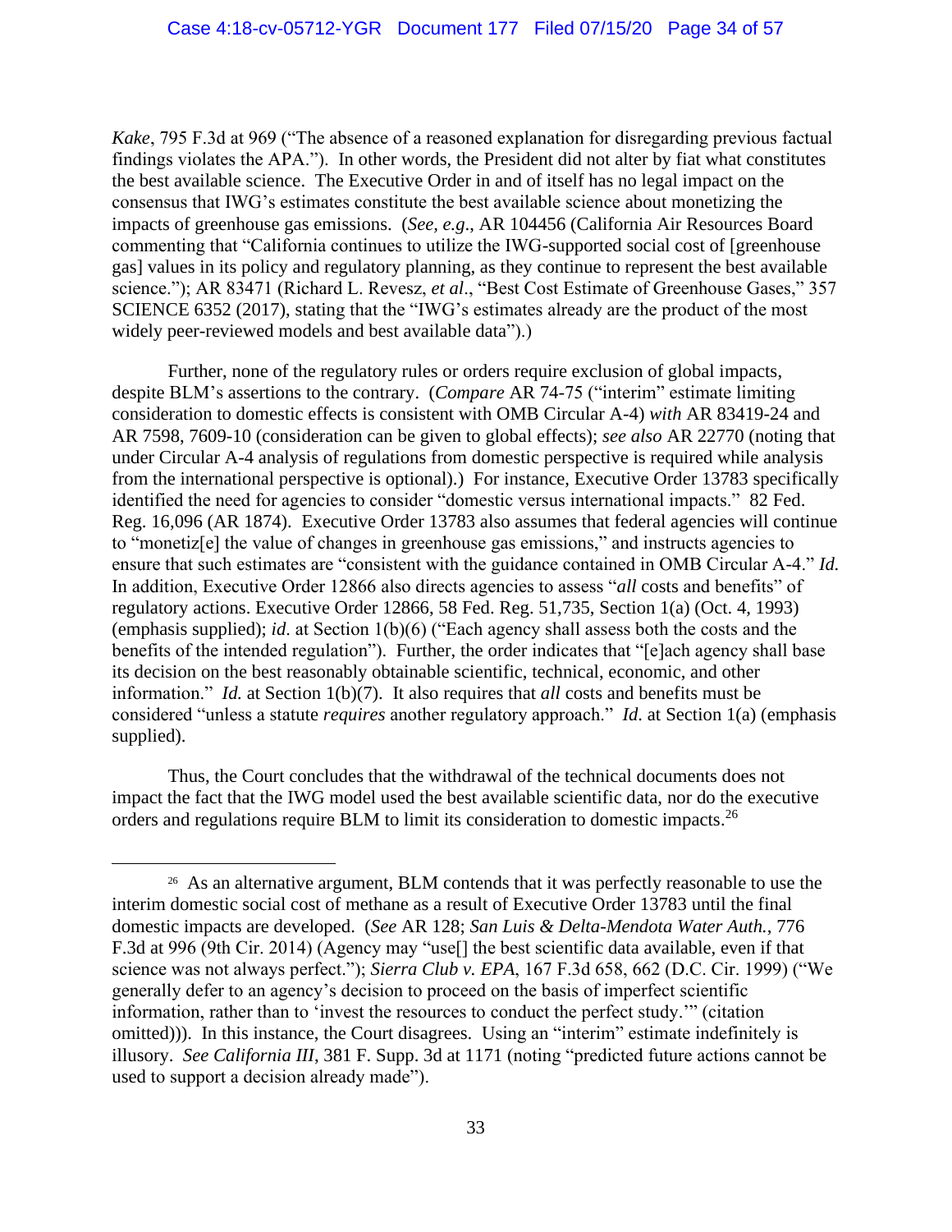*Kake*, 795 F.3d at 969 ("The absence of a reasoned explanation for disregarding previous factual findings violates the APA."). In other words, the President did not alter by fiat what constitutes the best available science. The Executive Order in and of itself has no legal impact on the consensus that IWG's estimates constitute the best available science about monetizing the impacts of greenhouse gas emissions. (*See, e.g.*, AR 104456 (California Air Resources Board commenting that "California continues to utilize the IWG-supported social cost of [greenhouse gas] values in its policy and regulatory planning, as they continue to represent the best available science."); AR 83471 (Richard L. Revesz, *et al*., "Best Cost Estimate of Greenhouse Gases," 357 SCIENCE 6352 (2017), stating that the "IWG's estimates already are the product of the most widely peer-reviewed models and best available data").)

Further, none of the regulatory rules or orders require exclusion of global impacts, despite BLM's assertions to the contrary. (*Compare* AR 74-75 ("interim" estimate limiting consideration to domestic effects is consistent with OMB Circular A-4) *with* AR 83419-24 and AR 7598, 7609-10 (consideration can be given to global effects); *see also* AR 22770 (noting that under Circular A-4 analysis of regulations from domestic perspective is required while analysis from the international perspective is optional).) For instance, Executive Order 13783 specifically identified the need for agencies to consider "domestic versus international impacts." 82 Fed. Reg. 16,096 (AR 1874). Executive Order 13783 also assumes that federal agencies will continue to "monetiz[e] the value of changes in greenhouse gas emissions," and instructs agencies to ensure that such estimates are "consistent with the guidance contained in OMB Circular A-4." *Id.* In addition, Executive Order 12866 also directs agencies to assess "*all* costs and benefits" of regulatory actions. Executive Order 12866, 58 Fed. Reg. 51,735, Section 1(a) (Oct. 4, 1993) (emphasis supplied); *id.* at Section 1(b)(6) ("Each agency shall assess both the costs and the benefits of the intended regulation"). Further, the order indicates that "[e]ach agency shall base its decision on the best reasonably obtainable scientific, technical, economic, and other information." *Id.* at Section 1(b)(7). It also requires that *all* costs and benefits must be considered "unless a statute *requires* another regulatory approach." *Id.* at Section 1(a) (emphasis supplied).

Thus, the Court concludes that the withdrawal of the technical documents does not impact the fact that the IWG model used the best available scientific data, nor do the executive orders and regulations require BLM to limit its consideration to domestic impacts.[26]

---

[26] As an alternative argument, BLM contends that it was perfectly reasonable to use the interim domestic social cost of methane as a result of Executive Order 13783 until the final domestic impacts are developed. (*See* AR 128; *San Luis & Delta-Mendota Water Auth.*, 776 F.3d at 996 (9th Cir. 2014) (Agency may "use[] the best scientific data available, even if that science was not always perfect."); *Sierra Club v. EPA*, 167 F.3d 658, 662 (D.C. Cir. 1999) ("We generally defer to an agency's decision to proceed on the basis of imperfect scientific information, rather than to 'invest the resources to conduct the perfect study.'" (citation omitted))). In this instance, the Court disagrees. Using an "interim" estimate indefinitely is illusory. *See California III*, 381 F. Supp. 3d at 1171 (noting "predicted future actions cannot be used to support a decision already made").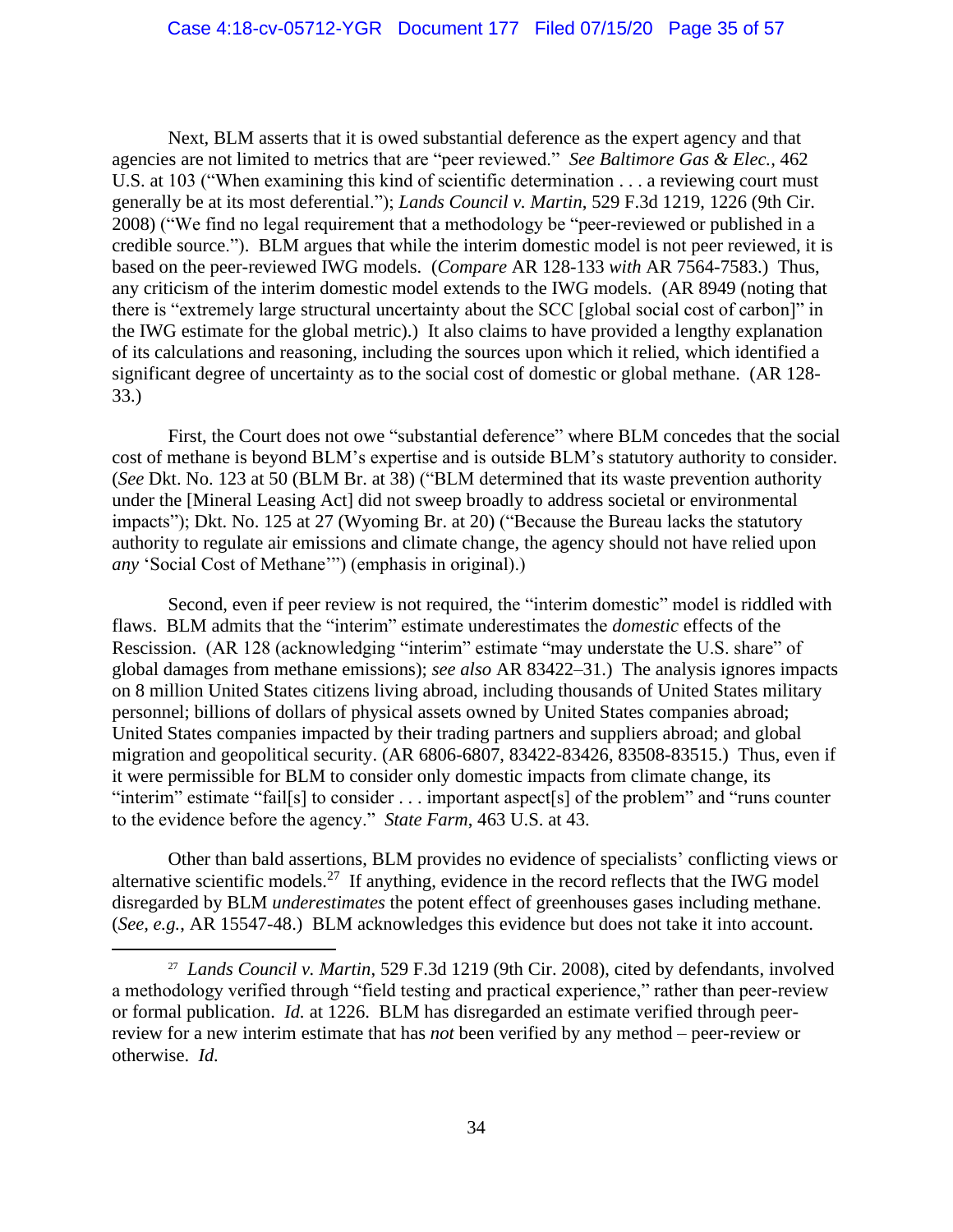Next, BLM asserts that it is owed substantial deference as the expert agency and that agencies are not limited to metrics that are "peer reviewed." *See Baltimore Gas & Elec.*, 462 U.S. at 103 ("When examining this kind of scientific determination . . . a reviewing court must generally be at its most deferential."); *Lands Council v. Martin*, 529 F.3d 1219, 1226 (9th Cir. 2008) ("We find no legal requirement that a methodology be "peer-reviewed or published in a credible source."). BLM argues that while the interim domestic model is not peer reviewed, it is based on the peer-reviewed IWG models. (*Compare* AR 128-133 *with* AR 7564-7583.) Thus, any criticism of the interim domestic model extends to the IWG models. (AR 8949 (noting that there is "extremely large structural uncertainty about the SCC [global social cost of carbon]" in the IWG estimate for the global metric).) It also claims to have provided a lengthy explanation of its calculations and reasoning, including the sources upon which it relied, which identified a significant degree of uncertainty as to the social cost of domestic or global methane. (AR 128-33.)

First, the Court does not owe "substantial deference" where BLM concedes that the social cost of methane is beyond BLM's expertise and is outside BLM's statutory authority to consider. (*See* Dkt. No. 123 at 50 (BLM Br. at 38) ("BLM determined that its waste prevention authority under the [Mineral Leasing Act] did not sweep broadly to address societal or environmental impacts"); Dkt. No. 125 at 27 (Wyoming Br. at 20) ("Because the Bureau lacks the statutory authority to regulate air emissions and climate change, the agency should not have relied upon *any* 'Social Cost of Methane'") (emphasis in original).)

Second, even if peer review is not required, the "interim domestic" model is riddled with flaws. BLM admits that the "interim" estimate underestimates the *domestic* effects of the Rescission. (AR 128 (acknowledging "interim" estimate "may understate the U.S. share" of global damages from methane emissions); *see also* AR 83422–31.) The analysis ignores impacts on 8 million United States citizens living abroad, including thousands of United States military personnel; billions of dollars of physical assets owned by United States companies abroad; United States companies impacted by their trading partners and suppliers abroad; and global migration and geopolitical security. (AR 6806-6807, 83422-83426, 83508-83515.) Thus, even if it were permissible for BLM to consider only domestic impacts from climate change, its "interim" estimate "fail[s] to consider . . . important aspect[s] of the problem" and "runs counter to the evidence before the agency." *State Farm*, 463 U.S. at 43.

Other than bald assertions, BLM provides no evidence of specialists' conflicting views or alternative scientific models.[27] If anything, evidence in the record reflects that the IWG model disregarded by BLM *underestimates* the potent effect of greenhouses gases including methane. (*See, e.g.*, AR 15547-48.) BLM acknowledges this evidence but does not take it into account.

---

[27] *Lands Council v. Martin*, 529 F.3d 1219 (9th Cir. 2008), cited by defendants, involved a methodology verified through "field testing and practical experience," rather than peer-review or formal publication. *Id.* at 1226. BLM has disregarded an estimate verified through peer-review for a new interim estimate that has *not* been verified by any method – peer-review or otherwise. *Id.*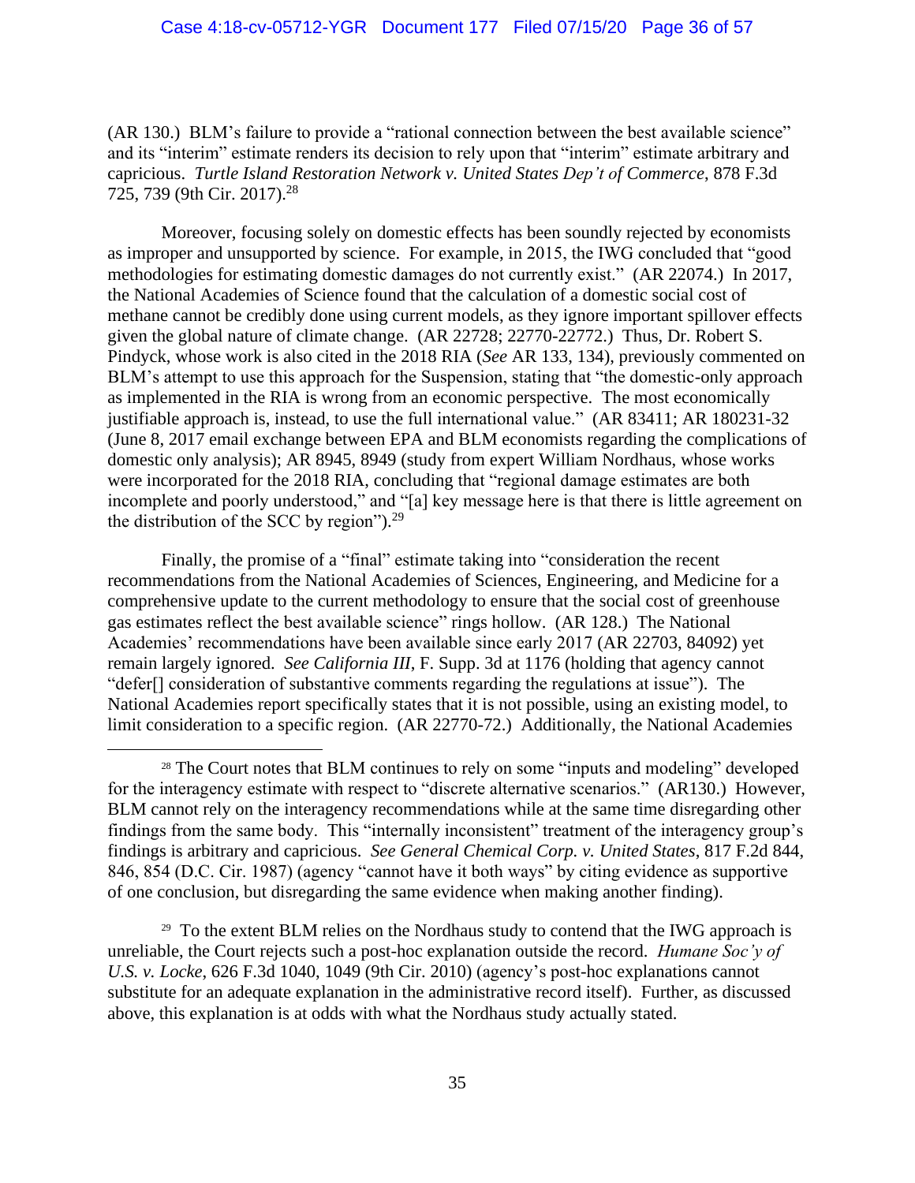(AR 130.) BLM's failure to provide a "rational connection between the best available science" and its "interim" estimate renders its decision to rely upon that "interim" estimate arbitrary and capricious. *Turtle Island Restoration Network v. United States Dep't of Commerce*, 878 F.3d 725, 739 (9th Cir. 2017).[28]

Moreover, focusing solely on domestic effects has been soundly rejected by economists as improper and unsupported by science. For example, in 2015, the IWG concluded that "good methodologies for estimating domestic damages do not currently exist." (AR 22074.) In 2017, the National Academies of Science found that the calculation of a domestic social cost of methane cannot be credibly done using current models, as they ignore important spillover effects given the global nature of climate change. (AR 22728; 22770-22772.) Thus, Dr. Robert S. Pindyck, whose work is also cited in the 2018 RIA (*See* AR 133, 134), previously commented on BLM's attempt to use this approach for the Suspension, stating that "the domestic-only approach as implemented in the RIA is wrong from an economic perspective. The most economically justifiable approach is, instead, to use the full international value." (AR 83411; AR 180231-32 (June 8, 2017 email exchange between EPA and BLM economists regarding the complications of domestic only analysis); AR 8945, 8949 (study from expert William Nordhaus, whose works were incorporated for the 2018 RIA, concluding that "regional damage estimates are both incomplete and poorly understood," and "[a] key message here is that there is little agreement on the distribution of the SCC by region").[29]

Finally, the promise of a "final" estimate taking into "consideration the recent recommendations from the National Academies of Sciences, Engineering, and Medicine for a comprehensive update to the current methodology to ensure that the social cost of greenhouse gas estimates reflect the best available science" rings hollow. (AR 128.) The National Academies' recommendations have been available since early 2017 (AR 22703, 84092) yet remain largely ignored. *See California III*, F. Supp. 3d at 1176 (holding that agency cannot "defer[] consideration of substantive comments regarding the regulations at issue"). The National Academies report specifically states that it is not possible, using an existing model, to limit consideration to a specific region. (AR 22770-72.) Additionally, the National Academies

---

[28] The Court notes that BLM continues to rely on some "inputs and modeling" developed for the interagency estimate with respect to "discrete alternative scenarios." (AR130.) However, BLM cannot rely on the interagency recommendations while at the same time disregarding other findings from the same body. This "internally inconsistent" treatment of the interagency group's findings is arbitrary and capricious. *See General Chemical Corp. v. United States*, 817 F.2d 844, 846, 854 (D.C. Cir. 1987) (agency "cannot have it both ways" by citing evidence as supportive of one conclusion, but disregarding the same evidence when making another finding).

[29] To the extent BLM relies on the Nordhaus study to contend that the IWG approach is unreliable, the Court rejects such a post-hoc explanation outside the record. *Humane Soc'y of U.S. v. Locke*, 626 F.3d 1040, 1049 (9th Cir. 2010) (agency's post-hoc explanations cannot substitute for an adequate explanation in the administrative record itself). Further, as discussed above, this explanation is at odds with what the Nordhaus study actually stated.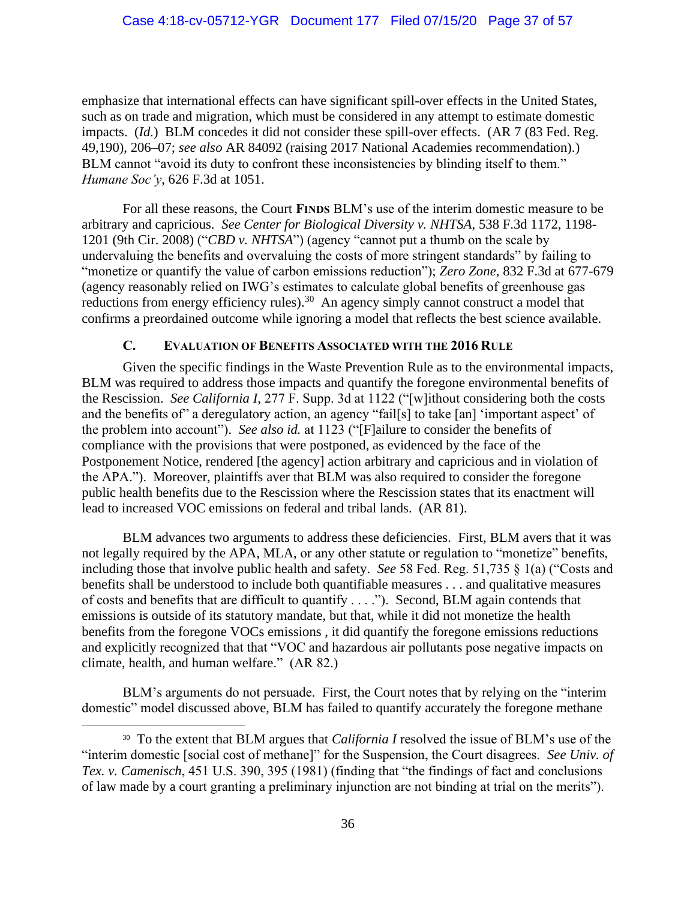emphasize that international effects can have significant spill-over effects in the United States, such as on trade and migration, which must be considered in any attempt to estimate domestic impacts. (*Id.*) BLM concedes it did not consider these spill-over effects. (AR 7 (83 Fed. Reg. 49,190), 206–07; *see also* AR 84092 (raising 2017 National Academies recommendation).) BLM cannot "avoid its duty to confront these inconsistencies by blinding itself to them." *Humane Soc'y*, 626 F.3d at 1051.

For all these reasons, the Court **FINDS** BLM's use of the interim domestic measure to be arbitrary and capricious. *See Center for Biological Diversity v. NHTSA*, 538 F.3d 1172, 1198-1201 (9th Cir. 2008) ("*CBD v. NHTSA*") (agency "cannot put a thumb on the scale by undervaluing the benefits and overvaluing the costs of more stringent standards" by failing to "monetize or quantify the value of carbon emissions reduction"); *Zero Zone*, 832 F.3d at 677-679 (agency reasonably relied on IWG's estimates to calculate global benefits of greenhouse gas reductions from energy efficiency rules).[30] An agency simply cannot construct a model that confirms a preordained outcome while ignoring a model that reflects the best science available.

### C. Evaluation of Benefits Associated with the 2016 Rule

Given the specific findings in the Waste Prevention Rule as to the environmental impacts, BLM was required to address those impacts and quantify the foregone environmental benefits of the Rescission. *See California I,* 277 F. Supp. 3d at 1122 ("[w]ithout considering both the costs and the benefits of" a deregulatory action, an agency "fail[s] to take [an] 'important aspect' of the problem into account"). *See also id.* at 1123 ("[F]ailure to consider the benefits of compliance with the provisions that were postponed, as evidenced by the face of the Postponement Notice, rendered [the agency] action arbitrary and capricious and in violation of the APA."). Moreover, plaintiffs aver that BLM was also required to consider the foregone public health benefits due to the Rescission where the Rescission states that its enactment will lead to increased VOC emissions on federal and tribal lands. (AR 81).

BLM advances two arguments to address these deficiencies. First, BLM avers that it was not legally required by the APA, MLA, or any other statute or regulation to "monetize" benefits, including those that involve public health and safety. *See* 58 Fed. Reg. 51,735 § 1(a) ("Costs and benefits shall be understood to include both quantifiable measures . . . and qualitative measures of costs and benefits that are difficult to quantify . . . ."). Second, BLM again contends that emissions is outside of its statutory mandate, but that, while it did not monetize the health benefits from the foregone VOCs emissions , it did quantify the foregone emissions reductions and explicitly recognized that that "VOC and hazardous air pollutants pose negative impacts on climate, health, and human welfare." (AR 82.)

BLM's arguments do not persuade. First, the Court notes that by relying on the "interim domestic" model discussed above, BLM has failed to quantify accurately the foregone methane

---

[30] To the extent that BLM argues that *California I* resolved the issue of BLM's use of the "interim domestic [social cost of methane]" for the Suspension, the Court disagrees. *See Univ. of Tex. v. Camenisch*, 451 U.S. 390, 395 (1981) (finding that "the findings of fact and conclusions of law made by a court granting a preliminary injunction are not binding at trial on the merits").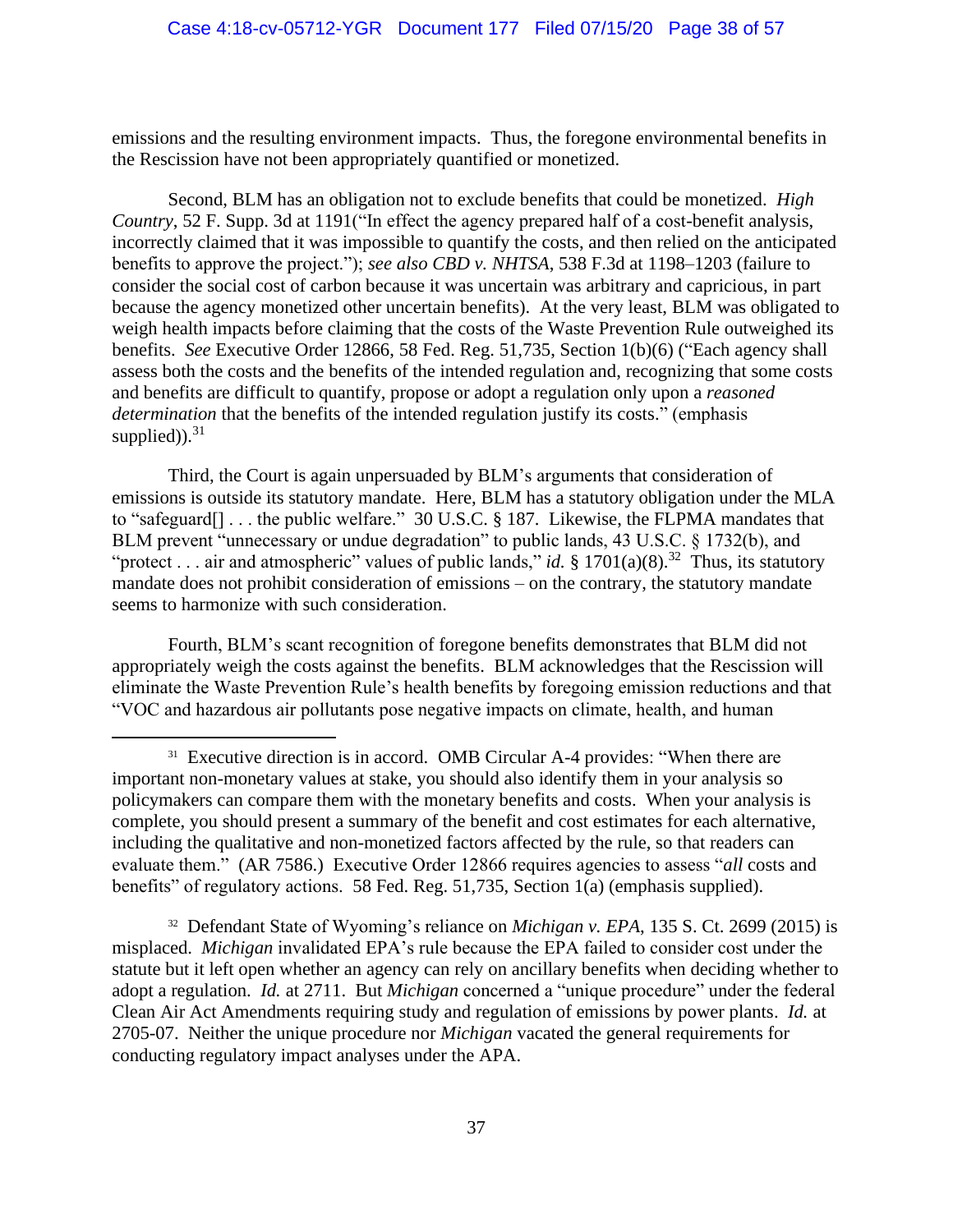emissions and the resulting environment impacts. Thus, the foregone environmental benefits in the Rescission have not been appropriately quantified or monetized.

Second, BLM has an obligation not to exclude benefits that could be monetized. *High Country*, 52 F. Supp. 3d at 1191("In effect the agency prepared half of a cost-benefit analysis, incorrectly claimed that it was impossible to quantify the costs, and then relied on the anticipated benefits to approve the project."); *see also CBD v. NHTSA*, 538 F.3d at 1198–1203 (failure to consider the social cost of carbon because it was uncertain was arbitrary and capricious, in part because the agency monetized other uncertain benefits). At the very least, BLM was obligated to weigh health impacts before claiming that the costs of the Waste Prevention Rule outweighed its benefits. *See* Executive Order 12866, 58 Fed. Reg. 51,735, Section 1(b)(6) ("Each agency shall assess both the costs and the benefits of the intended regulation and, recognizing that some costs and benefits are difficult to quantify, propose or adopt a regulation only upon a *reasoned determination* that the benefits of the intended regulation justify its costs." (emphasis supplied)).[31]

Third, the Court is again unpersuaded by BLM's arguments that consideration of emissions is outside its statutory mandate. Here, BLM has a statutory obligation under the MLA to "safeguard[] . . . the public welfare." 30 U.S.C. § 187. Likewise, the FLPMA mandates that BLM prevent "unnecessary or undue degradation" to public lands, 43 U.S.C. § 1732(b), and "protect . . . air and atmospheric" values of public lands," *id.* § 1701(a)(8).[32] Thus, its statutory mandate does not prohibit consideration of emissions – on the contrary, the statutory mandate seems to harmonize with such consideration.

Fourth, BLM's scant recognition of foregone benefits demonstrates that BLM did not appropriately weigh the costs against the benefits. BLM acknowledges that the Rescission will eliminate the Waste Prevention Rule's health benefits by foregoing emission reductions and that "VOC and hazardous air pollutants pose negative impacts on climate, health, and human

---

[31] Executive direction is in accord. OMB Circular A-4 provides: "When there are important non-monetary values at stake, you should also identify them in your analysis so policymakers can compare them with the monetary benefits and costs. When your analysis is complete, you should present a summary of the benefit and cost estimates for each alternative, including the qualitative and non-monetized factors affected by the rule, so that readers can evaluate them." (AR 7586.) Executive Order 12866 requires agencies to assess "*all* costs and benefits" of regulatory actions. 58 Fed. Reg. 51,735, Section 1(a) (emphasis supplied).

[32] Defendant State of Wyoming's reliance on *Michigan v. EPA*, 135 S. Ct. 2699 (2015) is misplaced. *Michigan* invalidated EPA's rule because the EPA failed to consider cost under the statute but it left open whether an agency can rely on ancillary benefits when deciding whether to adopt a regulation. *Id.* at 2711. But *Michigan* concerned a "unique procedure" under the federal Clean Air Act Amendments requiring study and regulation of emissions by power plants. *Id.* at 2705-07. Neither the unique procedure nor *Michigan* vacated the general requirements for conducting regulatory impact analyses under the APA.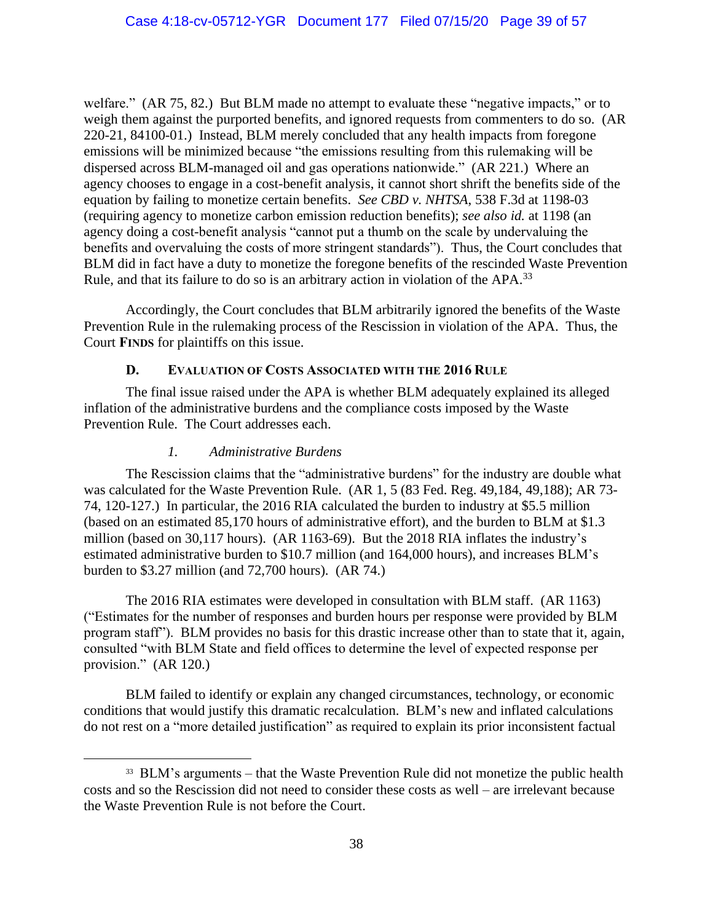welfare." (AR 75, 82.) But BLM made no attempt to evaluate these "negative impacts," or to weigh them against the purported benefits, and ignored requests from commenters to do so. (AR 220-21, 84100-01.) Instead, BLM merely concluded that any health impacts from foregone emissions will be minimized because "the emissions resulting from this rulemaking will be dispersed across BLM-managed oil and gas operations nationwide." (AR 221.) Where an agency chooses to engage in a cost-benefit analysis, it cannot short shrift the benefits side of the equation by failing to monetize certain benefits. *See CBD v. NHTSA*, 538 F.3d at 1198-03 (requiring agency to monetize carbon emission reduction benefits); *see also id.* at 1198 (an agency doing a cost-benefit analysis "cannot put a thumb on the scale by undervaluing the benefits and overvaluing the costs of more stringent standards"). Thus, the Court concludes that BLM did in fact have a duty to monetize the foregone benefits of the rescinded Waste Prevention Rule, and that its failure to do so is an arbitrary action in violation of the APA.[33]

Accordingly, the Court concludes that BLM arbitrarily ignored the benefits of the Waste Prevention Rule in the rulemaking process of the Rescission in violation of the APA. Thus, the Court **FINDS** for plaintiffs on this issue.

### D. EVALUATION OF COSTS ASSOCIATED WITH THE 2016 RULE

The final issue raised under the APA is whether BLM adequately explained its alleged inflation of the administrative burdens and the compliance costs imposed by the Waste Prevention Rule. The Court addresses each.

#### *1. Administrative Burdens*

The Rescission claims that the "administrative burdens" for the industry are double what was calculated for the Waste Prevention Rule. (AR 1, 5 (83 Fed. Reg. 49,184, 49,188); AR 73-74, 120-127.) In particular, the 2016 RIA calculated the burden to industry at $5.5 million (based on an estimated 85,170 hours of administrative effort), and the burden to BLM at $1.3 million (based on 30,117 hours). (AR 1163-69). But the 2018 RIA inflates the industry's estimated administrative burden to $10.7 million (and 164,000 hours), and increases BLM's burden to $3.27 million (and 72,700 hours). (AR 74.)

The 2016 RIA estimates were developed in consultation with BLM staff. (AR 1163) ("Estimates for the number of responses and burden hours per response were provided by BLM program staff"). BLM provides no basis for this drastic increase other than to state that it, again, consulted "with BLM State and field offices to determine the level of expected response per provision." (AR 120.)

BLM failed to identify or explain any changed circumstances, technology, or economic conditions that would justify this dramatic recalculation. BLM's new and inflated calculations do not rest on a "more detailed justification" as required to explain its prior inconsistent factual

---

[33] BLM's arguments – that the Waste Prevention Rule did not monetize the public health costs and so the Rescission did not need to consider these costs as well – are irrelevant because the Waste Prevention Rule is not before the Court.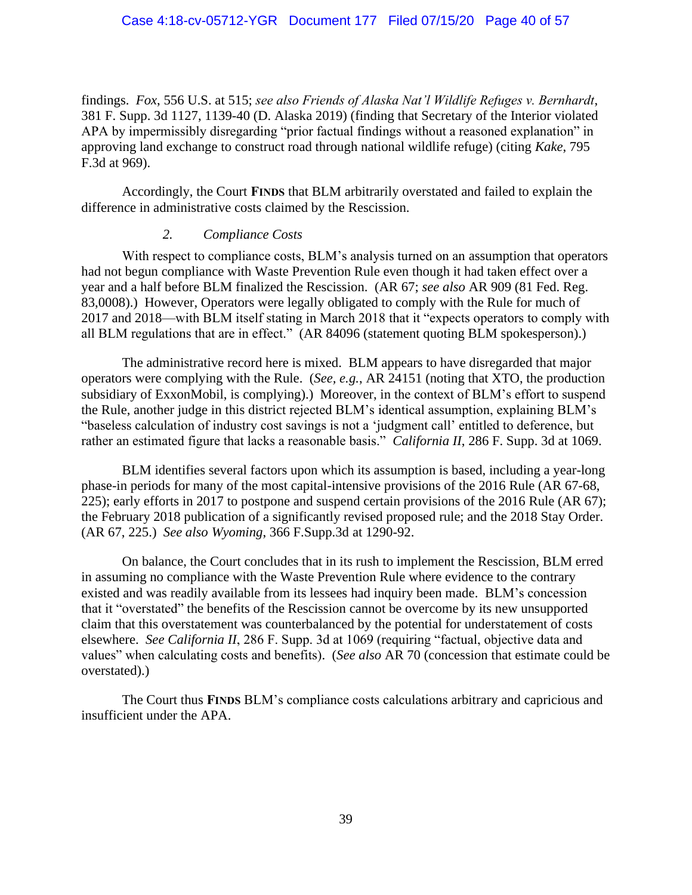findings. *Fox*, 556 U.S. at 515; *see also Friends of Alaska Nat'l Wildlife Refuges v. Bernhardt*, 381 F. Supp. 3d 1127, 1139-40 (D. Alaska 2019) (finding that Secretary of the Interior violated APA by impermissibly disregarding "prior factual findings without a reasoned explanation" in approving land exchange to construct road through national wildlife refuge) (citing *Kake*, 795 F.3d at 969).

Accordingly, the Court **FINDS** that BLM arbitrarily overstated and failed to explain the difference in administrative costs claimed by the Rescission.

#### *2. Compliance Costs*

With respect to compliance costs, BLM's analysis turned on an assumption that operators had not begun compliance with Waste Prevention Rule even though it had taken effect over a year and a half before BLM finalized the Rescission. (AR 67; *see also* AR 909 (81 Fed. Reg. 83,0008).) However, Operators were legally obligated to comply with the Rule for much of 2017 and 2018—with BLM itself stating in March 2018 that it "expects operators to comply with all BLM regulations that are in effect." (AR 84096 (statement quoting BLM spokesperson).)

The administrative record here is mixed. BLM appears to have disregarded that major operators were complying with the Rule. (*See, e.g.*, AR 24151 (noting that XTO, the production subsidiary of ExxonMobil, is complying).) Moreover, in the context of BLM's effort to suspend the Rule, another judge in this district rejected BLM's identical assumption, explaining BLM's "baseless calculation of industry cost savings is not a 'judgment call' entitled to deference, but rather an estimated figure that lacks a reasonable basis." *California II*, 286 F. Supp. 3d at 1069.

BLM identifies several factors upon which its assumption is based, including a year-long phase-in periods for many of the most capital-intensive provisions of the 2016 Rule (AR 67-68, 225); early efforts in 2017 to postpone and suspend certain provisions of the 2016 Rule (AR 67); the February 2018 publication of a significantly revised proposed rule; and the 2018 Stay Order. (AR 67, 225.) *See also Wyoming*, 366 F.Supp.3d at 1290-92.

On balance, the Court concludes that in its rush to implement the Rescission, BLM erred in assuming no compliance with the Waste Prevention Rule where evidence to the contrary existed and was readily available from its lessees had inquiry been made. BLM's concession that it "overstated" the benefits of the Rescission cannot be overcome by its new unsupported claim that this overstatement was counterbalanced by the potential for understatement of costs elsewhere. *See California II*, 286 F. Supp. 3d at 1069 (requiring "factual, objective data and values" when calculating costs and benefits). (*See also* AR 70 (concession that estimate could be overstated).)

The Court thus **FINDS** BLM's compliance costs calculations arbitrary and capricious and insufficient under the APA.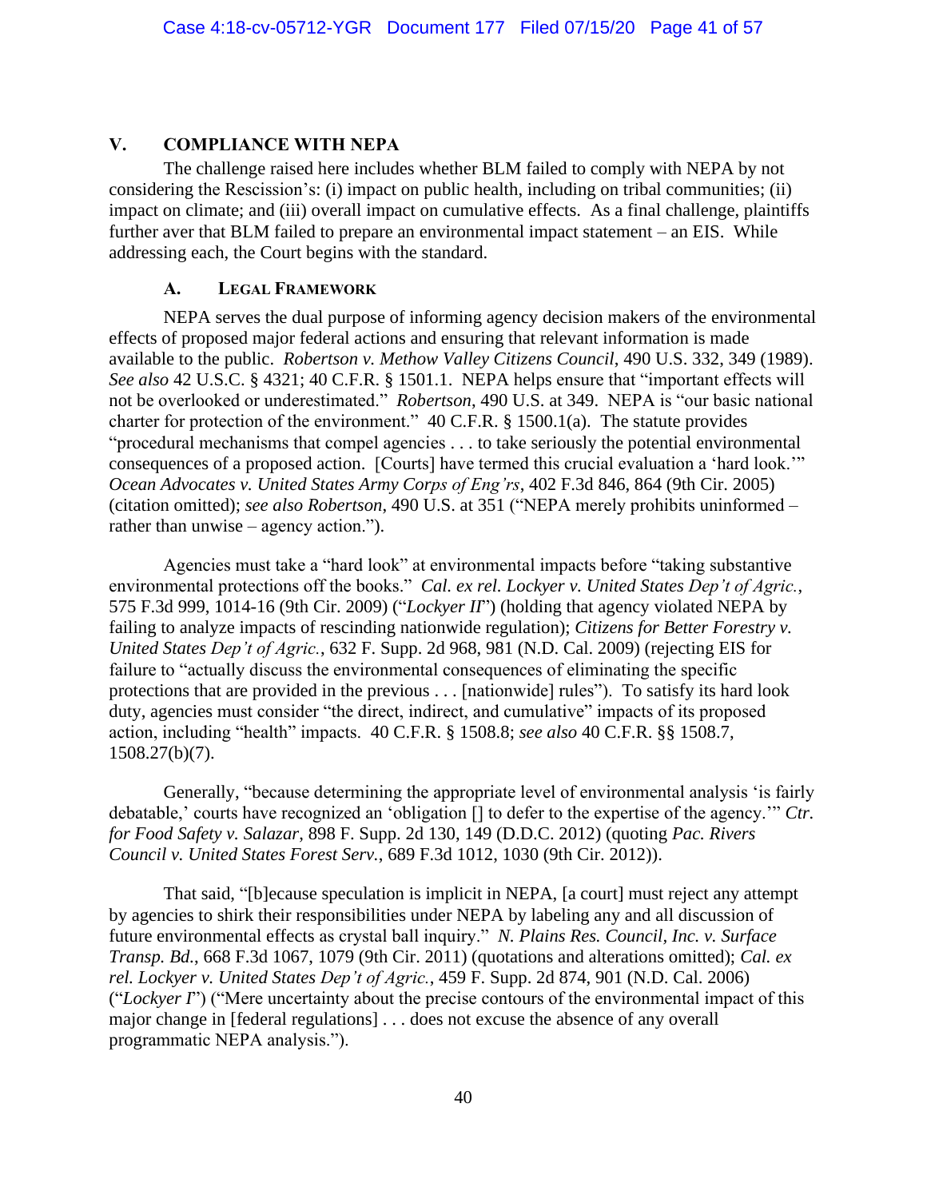## V. COMPLIANCE WITH NEPA

The challenge raised here includes whether BLM failed to comply with NEPA by not considering the Rescission's: (i) impact on public health, including on tribal communities; (ii) impact on climate; and (iii) overall impact on cumulative effects. As a final challenge, plaintiffs further aver that BLM failed to prepare an environmental impact statement – an EIS. While addressing each, the Court begins with the standard.

### A. LEGAL FRAMEWORK

NEPA serves the dual purpose of informing agency decision makers of the environmental effects of proposed major federal actions and ensuring that relevant information is made available to the public. *Robertson v. Methow Valley Citizens Council*, 490 U.S. 332, 349 (1989). *See also* 42 U.S.C. § 4321; 40 C.F.R. § 1501.1. NEPA helps ensure that "important effects will not be overlooked or underestimated." *Robertson*, 490 U.S. at 349. NEPA is "our basic national charter for protection of the environment." 40 C.F.R. § 1500.1(a). The statute provides "procedural mechanisms that compel agencies . . . to take seriously the potential environmental consequences of a proposed action. [Courts] have termed this crucial evaluation a 'hard look.'" *Ocean Advocates v. United States Army Corps of Eng'rs*, 402 F.3d 846, 864 (9th Cir. 2005) (citation omitted); *see also Robertson*, 490 U.S. at 351 ("NEPA merely prohibits uninformed – rather than unwise – agency action.").

Agencies must take a "hard look" at environmental impacts before "taking substantive environmental protections off the books." *Cal. ex rel. Lockyer v. United States Dep't of Agric.*, 575 F.3d 999, 1014-16 (9th Cir. 2009) ("*Lockyer II*") (holding that agency violated NEPA by failing to analyze impacts of rescinding nationwide regulation); *Citizens for Better Forestry v. United States Dep't of Agric.*, 632 F. Supp. 2d 968, 981 (N.D. Cal. 2009) (rejecting EIS for failure to "actually discuss the environmental consequences of eliminating the specific protections that are provided in the previous . . . [nationwide] rules"). To satisfy its hard look duty, agencies must consider "the direct, indirect, and cumulative" impacts of its proposed action, including "health" impacts. 40 C.F.R. § 1508.8; *see also* 40 C.F.R. §§ 1508.7, 1508.27(b)(7).

Generally, "because determining the appropriate level of environmental analysis 'is fairly debatable,' courts have recognized an 'obligation [] to defer to the expertise of the agency.'" *Ctr. for Food Safety v. Salazar*, 898 F. Supp. 2d 130, 149 (D.D.C. 2012) (quoting *Pac. Rivers Council v. United States Forest Serv.*, 689 F.3d 1012, 1030 (9th Cir. 2012)).

That said, "[b]ecause speculation is implicit in NEPA, [a court] must reject any attempt by agencies to shirk their responsibilities under NEPA by labeling any and all discussion of future environmental effects as crystal ball inquiry." *N. Plains Res. Council, Inc. v. Surface Transp. Bd.*, 668 F.3d 1067, 1079 (9th Cir. 2011) (quotations and alterations omitted); *Cal. ex rel. Lockyer v. United States Dep't of Agric.*, 459 F. Supp. 2d 874, 901 (N.D. Cal. 2006) ("*Lockyer I*") ("Mere uncertainty about the precise contours of the environmental impact of this major change in [federal regulations] . . . does not excuse the absence of any overall programmatic NEPA analysis.").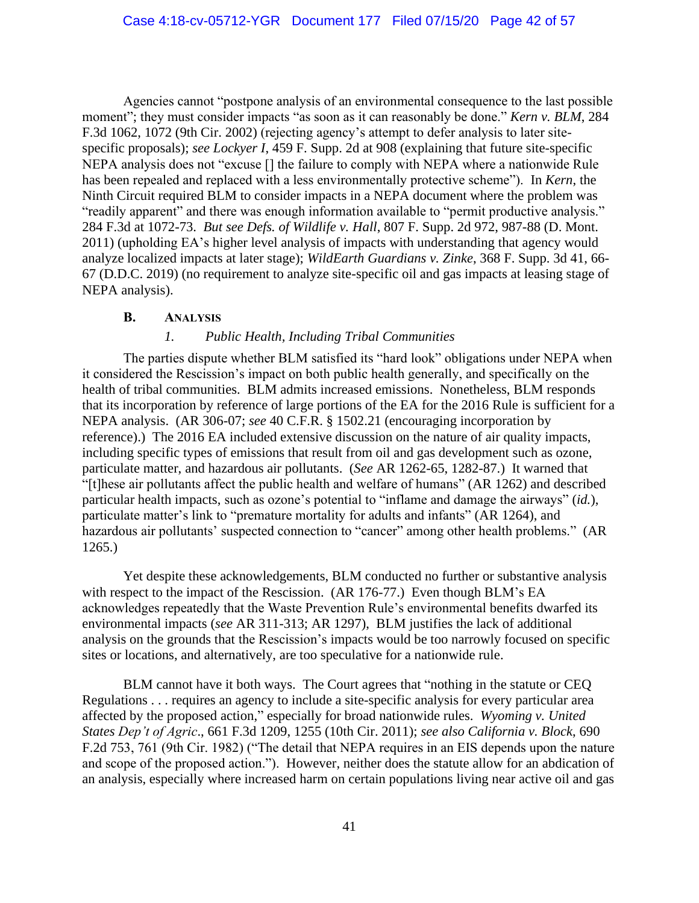Agencies cannot "postpone analysis of an environmental consequence to the last possible moment"; they must consider impacts "as soon as it can reasonably be done." *Kern v. BLM*, 284 F.3d 1062, 1072 (9th Cir. 2002) (rejecting agency's attempt to defer analysis to later site-specific proposals); *see Lockyer I*, 459 F. Supp. 2d at 908 (explaining that future site-specific NEPA analysis does not "excuse [] the failure to comply with NEPA where a nationwide Rule has been repealed and replaced with a less environmentally protective scheme"). In *Kern*, the Ninth Circuit required BLM to consider impacts in a NEPA document where the problem was "readily apparent" and there was enough information available to "permit productive analysis." 284 F.3d at 1072-73. *But see Defs. of Wildlife v. Hall*, 807 F. Supp. 2d 972, 987-88 (D. Mont. 2011) (upholding EA's higher level analysis of impacts with understanding that agency would analyze localized impacts at later stage); *WildEarth Guardians v. Zinke*, 368 F. Supp. 3d 41, 66-67 (D.D.C. 2019) (no requirement to analyze site-specific oil and gas impacts at leasing stage of NEPA analysis).

## B. Analysis

### *1. Public Health, Including Tribal Communities*

The parties dispute whether BLM satisfied its "hard look" obligations under NEPA when it considered the Rescission's impact on both public health generally, and specifically on the health of tribal communities. BLM admits increased emissions. Nonetheless, BLM responds that its incorporation by reference of large portions of the EA for the 2016 Rule is sufficient for a NEPA analysis. (AR 306-07; *see* 40 C.F.R. § 1502.21 (encouraging incorporation by reference).) The 2016 EA included extensive discussion on the nature of air quality impacts, including specific types of emissions that result from oil and gas development such as ozone, particulate matter, and hazardous air pollutants. (*See* AR 1262-65, 1282-87.) It warned that "[t]hese air pollutants affect the public health and welfare of humans" (AR 1262) and described particular health impacts, such as ozone's potential to "inflame and damage the airways" (*id.*), particulate matter's link to "premature mortality for adults and infants" (AR 1264), and hazardous air pollutants' suspected connection to "cancer" among other health problems." (AR 1265.)

Yet despite these acknowledgements, BLM conducted no further or substantive analysis with respect to the impact of the Rescission. (AR 176-77.) Even though BLM's EA acknowledges repeatedly that the Waste Prevention Rule's environmental benefits dwarfed its environmental impacts (*see* AR 311-313; AR 1297), BLM justifies the lack of additional analysis on the grounds that the Rescission's impacts would be too narrowly focused on specific sites or locations, and alternatively, are too speculative for a nationwide rule.

BLM cannot have it both ways. The Court agrees that "nothing in the statute or CEQ Regulations . . . requires an agency to include a site-specific analysis for every particular area affected by the proposed action," especially for broad nationwide rules. *Wyoming v. United States Dep't of Agric*., 661 F.3d 1209, 1255 (10th Cir. 2011); *see also California v. Block*, 690 F.2d 753, 761 (9th Cir. 1982) ("The detail that NEPA requires in an EIS depends upon the nature and scope of the proposed action."). However, neither does the statute allow for an abdication of an analysis, especially where increased harm on certain populations living near active oil and gas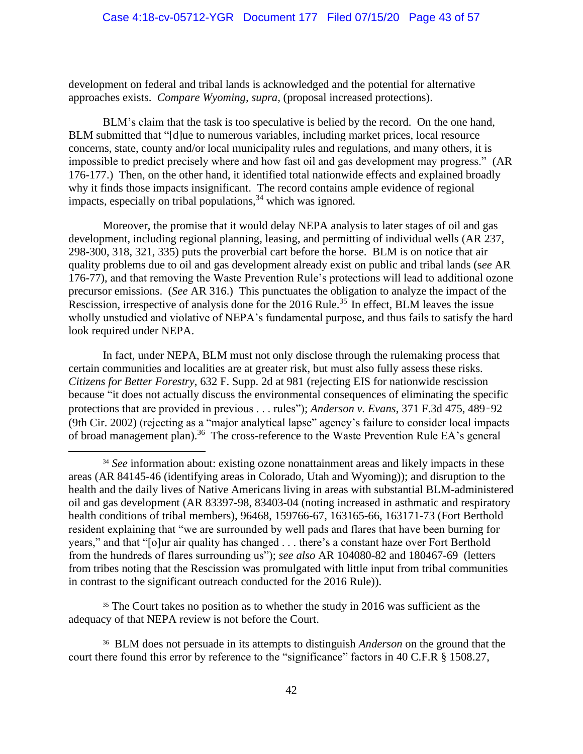development on federal and tribal lands is acknowledged and the potential for alternative approaches exists. *Compare Wyoming, supra,* (proposal increased protections).

BLM's claim that the task is too speculative is belied by the record. On the one hand, BLM submitted that "[d]ue to numerous variables, including market prices, local resource concerns, state, county and/or local municipality rules and regulations, and many others, it is impossible to predict precisely where and how fast oil and gas development may progress." (AR 176-177.) Then, on the other hand, it identified total nationwide effects and explained broadly why it finds those impacts insignificant. The record contains ample evidence of regional impacts, especially on tribal populations,[34] which was ignored.

Moreover, the promise that it would delay NEPA analysis to later stages of oil and gas development, including regional planning, leasing, and permitting of individual wells (AR 237, 298-300, 318, 321, 335) puts the proverbial cart before the horse. BLM is on notice that air quality problems due to oil and gas development already exist on public and tribal lands (s*ee* AR 176-77), and that removing the Waste Prevention Rule's protections will lead to additional ozone precursor emissions. (*See* AR 316.) This punctuates the obligation to analyze the impact of the Rescission, irrespective of analysis done for the 2016 Rule.[35] In effect, BLM leaves the issue wholly unstudied and violative of NEPA's fundamental purpose, and thus fails to satisfy the hard look required under NEPA.

In fact, under NEPA, BLM must not only disclose through the rulemaking process that certain communities and localities are at greater risk, but must also fully assess these risks. *Citizens for Better Forestry*, 632 F. Supp. 2d at 981 (rejecting EIS for nationwide rescission because "it does not actually discuss the environmental consequences of eliminating the specific protections that are provided in previous . . . rules"); *Anderson v. Evans*, 371 F.3d 475, 489‑92 (9th Cir. 2002) (rejecting as a "major analytical lapse" agency's failure to consider local impacts of broad management plan).[36] The cross-reference to the Waste Prevention Rule EA's general

---

[34] *See* information about: existing ozone nonattainment areas and likely impacts in these areas (AR 84145-46 (identifying areas in Colorado, Utah and Wyoming)); and disruption to the health and the daily lives of Native Americans living in areas with substantial BLM-administered oil and gas development (AR 83397-98, 83403-04 (noting increased in asthmatic and respiratory health conditions of tribal members), 96468, 159766-67, 163165-66, 163171-73 (Fort Berthold resident explaining that "we are surrounded by well pads and flares that have been burning for years," and that "[o]ur air quality has changed . . . there's a constant haze over Fort Berthold from the hundreds of flares surrounding us"); *see also* AR 104080-82 and 180467-69 (letters from tribes noting that the Rescission was promulgated with little input from tribal communities in contrast to the significant outreach conducted for the 2016 Rule)).

[35] The Court takes no position as to whether the study in 2016 was sufficient as the adequacy of that NEPA review is not before the Court.

[36] BLM does not persuade in its attempts to distinguish *Anderson* on the ground that the court there found this error by reference to the "significance" factors in 40 C.F.R § 1508.27,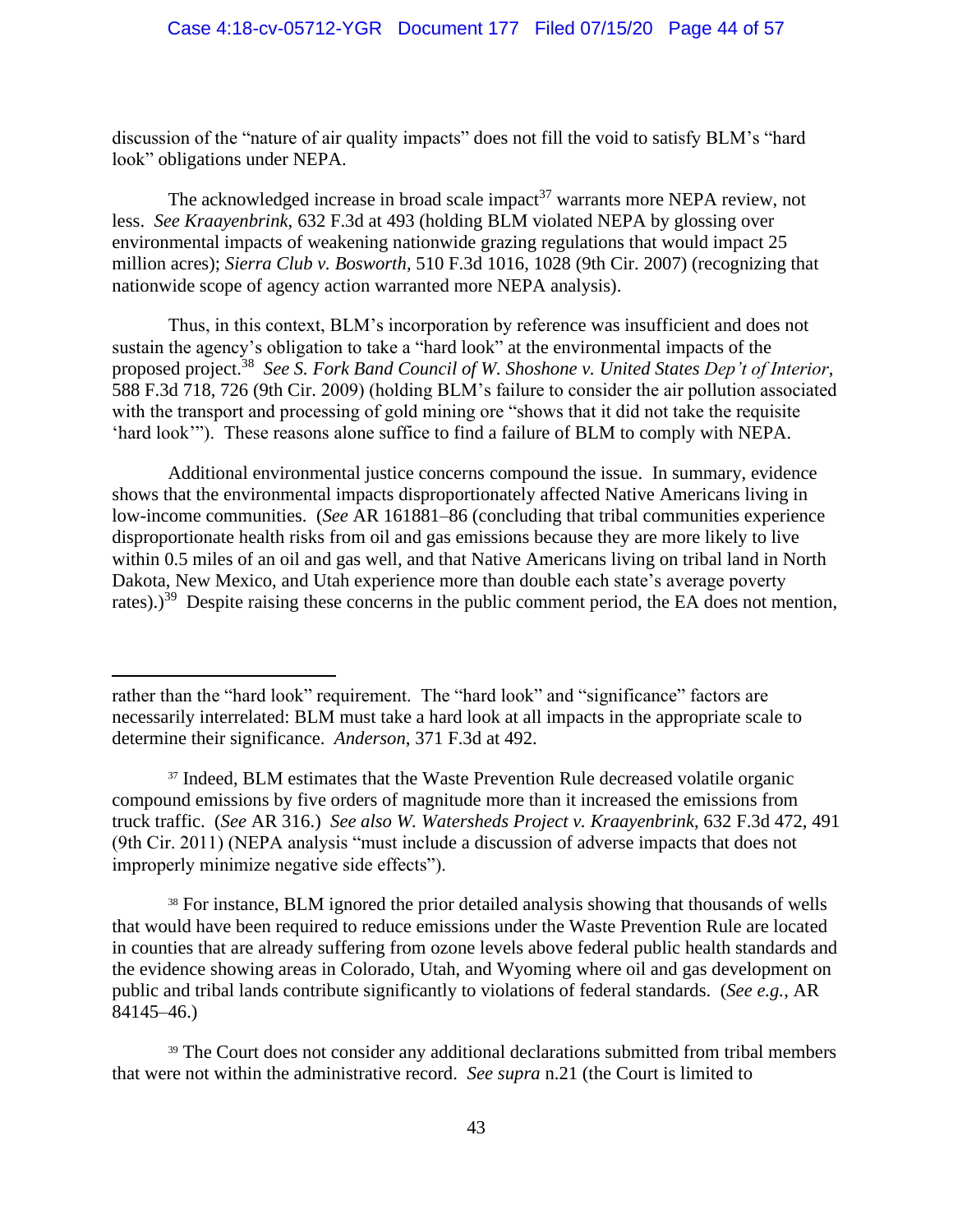discussion of the "nature of air quality impacts" does not fill the void to satisfy BLM's "hard look" obligations under NEPA.

The acknowledged increase in broad scale impact[37] warrants more NEPA review, not less. *See Kraayenbrink*, 632 F.3d at 493 (holding BLM violated NEPA by glossing over environmental impacts of weakening nationwide grazing regulations that would impact 25 million acres); *Sierra Club v. Bosworth*, 510 F.3d 1016, 1028 (9th Cir. 2007) (recognizing that nationwide scope of agency action warranted more NEPA analysis).

Thus, in this context, BLM's incorporation by reference was insufficient and does not sustain the agency's obligation to take a "hard look" at the environmental impacts of the proposed project.[38] *See S. Fork Band Council of W. Shoshone v. United States Dep't of Interior*, 588 F.3d 718, 726 (9th Cir. 2009) (holding BLM's failure to consider the air pollution associated with the transport and processing of gold mining ore "shows that it did not take the requisite 'hard look'"). These reasons alone suffice to find a failure of BLM to comply with NEPA.

Additional environmental justice concerns compound the issue. In summary, evidence shows that the environmental impacts disproportionately affected Native Americans living in low-income communities. (*See* AR 161881–86 (concluding that tribal communities experience disproportionate health risks from oil and gas emissions because they are more likely to live within 0.5 miles of an oil and gas well, and that Native Americans living on tribal land in North Dakota, New Mexico, and Utah experience more than double each state's average poverty rates).)[39] Despite raising these concerns in the public comment period, the EA does not mention,

---

rather than the "hard look" requirement. The "hard look" and "significance" factors are necessarily interrelated: BLM must take a hard look at all impacts in the appropriate scale to determine their significance. *Anderson*, 371 F.3d at 492.

[37] Indeed, BLM estimates that the Waste Prevention Rule decreased volatile organic compound emissions by five orders of magnitude more than it increased the emissions from truck traffic. (*See* AR 316.) *See also W. Watersheds Project v. Kraayenbrink*, 632 F.3d 472, 491 (9th Cir. 2011) (NEPA analysis "must include a discussion of adverse impacts that does not improperly minimize negative side effects").

[38] For instance, BLM ignored the prior detailed analysis showing that thousands of wells that would have been required to reduce emissions under the Waste Prevention Rule are located in counties that are already suffering from ozone levels above federal public health standards and the evidence showing areas in Colorado, Utah, and Wyoming where oil and gas development on public and tribal lands contribute significantly to violations of federal standards. (*See e.g.*, AR 84145–46.)

[39] The Court does not consider any additional declarations submitted from tribal members that were not within the administrative record. *See supra* n.21 (the Court is limited to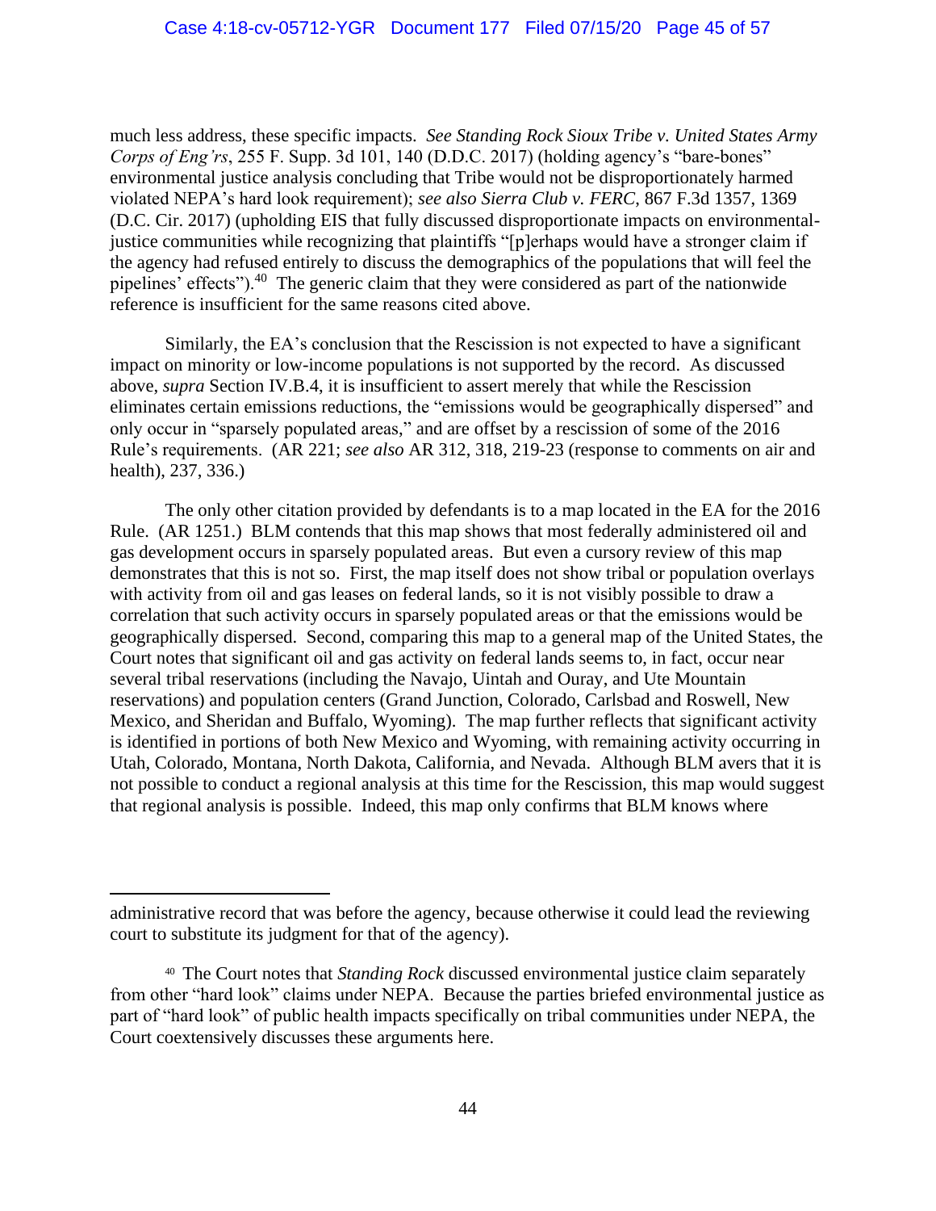much less address, these specific impacts. *See Standing Rock Sioux Tribe v. United States Army Corps of Eng'rs*, 255 F. Supp. 3d 101, 140 (D.D.C. 2017) (holding agency's "bare-bones" environmental justice analysis concluding that Tribe would not be disproportionately harmed violated NEPA's hard look requirement); *see also Sierra Club v. FERC*, 867 F.3d 1357, 1369 (D.C. Cir. 2017) (upholding EIS that fully discussed disproportionate impacts on environmental-justice communities while recognizing that plaintiffs "[p]erhaps would have a stronger claim if the agency had refused entirely to discuss the demographics of the populations that will feel the pipelines' effects").[40] The generic claim that they were considered as part of the nationwide reference is insufficient for the same reasons cited above.

Similarly, the EA's conclusion that the Rescission is not expected to have a significant impact on minority or low-income populations is not supported by the record. As discussed above, *supra* Section IV.B.4, it is insufficient to assert merely that while the Rescission eliminates certain emissions reductions, the "emissions would be geographically dispersed" and only occur in "sparsely populated areas," and are offset by a rescission of some of the 2016 Rule's requirements. (AR 221; *see also* AR 312, 318, 219-23 (response to comments on air and health), 237, 336.)

The only other citation provided by defendants is to a map located in the EA for the 2016 Rule. (AR 1251.) BLM contends that this map shows that most federally administered oil and gas development occurs in sparsely populated areas. But even a cursory review of this map demonstrates that this is not so. First, the map itself does not show tribal or population overlays with activity from oil and gas leases on federal lands, so it is not visibly possible to draw a correlation that such activity occurs in sparsely populated areas or that the emissions would be geographically dispersed. Second, comparing this map to a general map of the United States, the Court notes that significant oil and gas activity on federal lands seems to, in fact, occur near several tribal reservations (including the Navajo, Uintah and Ouray, and Ute Mountain reservations) and population centers (Grand Junction, Colorado, Carlsbad and Roswell, New Mexico, and Sheridan and Buffalo, Wyoming). The map further reflects that significant activity is identified in portions of both New Mexico and Wyoming, with remaining activity occurring in Utah, Colorado, Montana, North Dakota, California, and Nevada. Although BLM avers that it is not possible to conduct a regional analysis at this time for the Rescission, this map would suggest that regional analysis is possible. Indeed, this map only confirms that BLM knows where

---

administrative record that was before the agency, because otherwise it could lead the reviewing court to substitute its judgment for that of the agency).

[40] The Court notes that *Standing Rock* discussed environmental justice claim separately from other "hard look" claims under NEPA. Because the parties briefed environmental justice as part of "hard look" of public health impacts specifically on tribal communities under NEPA, the Court coextensively discusses these arguments here.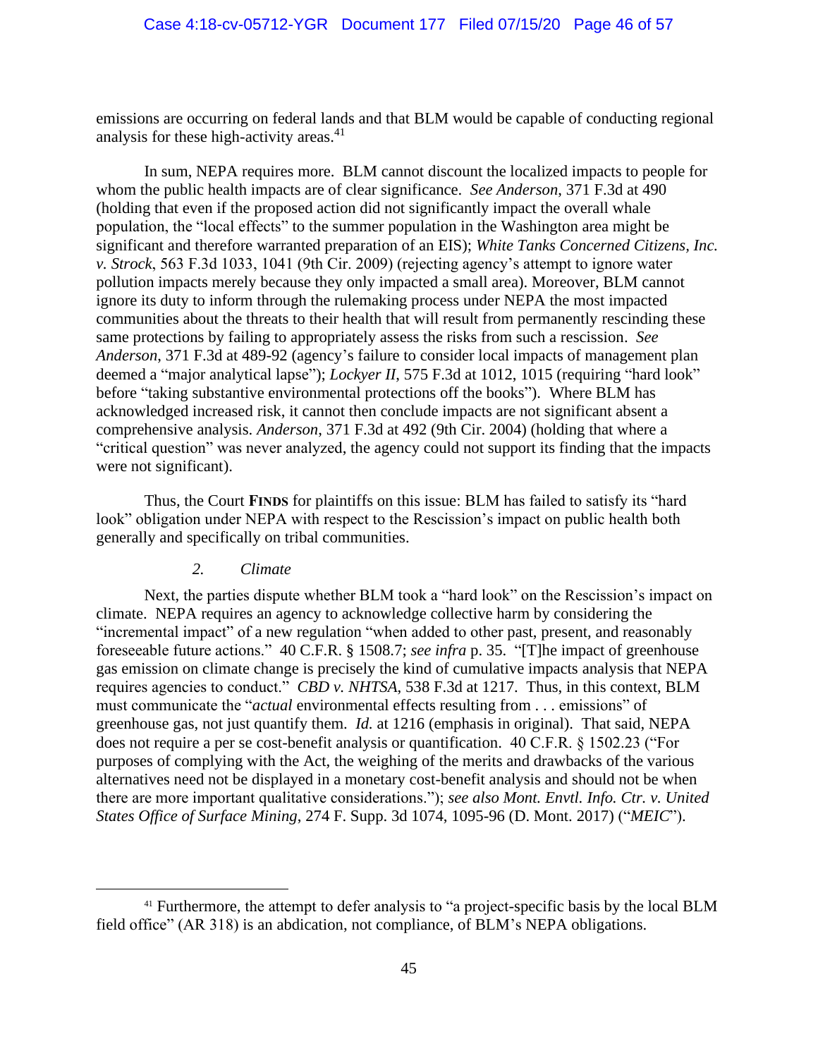emissions are occurring on federal lands and that BLM would be capable of conducting regional analysis for these high-activity areas.[41]

In sum, NEPA requires more. BLM cannot discount the localized impacts to people for whom the public health impacts are of clear significance. *See Anderson*, 371 F.3d at 490 (holding that even if the proposed action did not significantly impact the overall whale population, the "local effects" to the summer population in the Washington area might be significant and therefore warranted preparation of an EIS); *White Tanks Concerned Citizens, Inc. v. Strock*, 563 F.3d 1033, 1041 (9th Cir. 2009) (rejecting agency's attempt to ignore water pollution impacts merely because they only impacted a small area). Moreover, BLM cannot ignore its duty to inform through the rulemaking process under NEPA the most impacted communities about the threats to their health that will result from permanently rescinding these same protections by failing to appropriately assess the risks from such a rescission. *See Anderson*, 371 F.3d at 489-92 (agency's failure to consider local impacts of management plan deemed a "major analytical lapse"); *Lockyer II*, 575 F.3d at 1012, 1015 (requiring "hard look" before "taking substantive environmental protections off the books"). Where BLM has acknowledged increased risk, it cannot then conclude impacts are not significant absent a comprehensive analysis. *Anderson*, 371 F.3d at 492 (9th Cir. 2004) (holding that where a "critical question" was never analyzed, the agency could not support its finding that the impacts were not significant).

Thus, the Court **FINDS** for plaintiffs on this issue: BLM has failed to satisfy its "hard look" obligation under NEPA with respect to the Rescission's impact on public health both generally and specifically on tribal communities.

### *2. Climate*

Next, the parties dispute whether BLM took a "hard look" on the Rescission's impact on climate. NEPA requires an agency to acknowledge collective harm by considering the "incremental impact" of a new regulation "when added to other past, present, and reasonably foreseeable future actions." 40 C.F.R. § 1508.7; *see infra* p. 35. "[T]he impact of greenhouse gas emission on climate change is precisely the kind of cumulative impacts analysis that NEPA requires agencies to conduct." *CBD v. NHTSA*, 538 F.3d at 1217. Thus, in this context, BLM must communicate the "*actual* environmental effects resulting from . . . emissions" of greenhouse gas, not just quantify them. *Id.* at 1216 (emphasis in original). That said, NEPA does not require a per se cost-benefit analysis or quantification. 40 C.F.R. § 1502.23 ("For purposes of complying with the Act, the weighing of the merits and drawbacks of the various alternatives need not be displayed in a monetary cost-benefit analysis and should not be when there are more important qualitative considerations."); *see also Mont. Envtl. Info. Ctr. v. United States Office of Surface Mining*, 274 F. Supp. 3d 1074, 1095-96 (D. Mont. 2017) ("*MEIC*").

---

[41] Furthermore, the attempt to defer analysis to "a project-specific basis by the local BLM field office" (AR 318) is an abdication, not compliance, of BLM's NEPA obligations.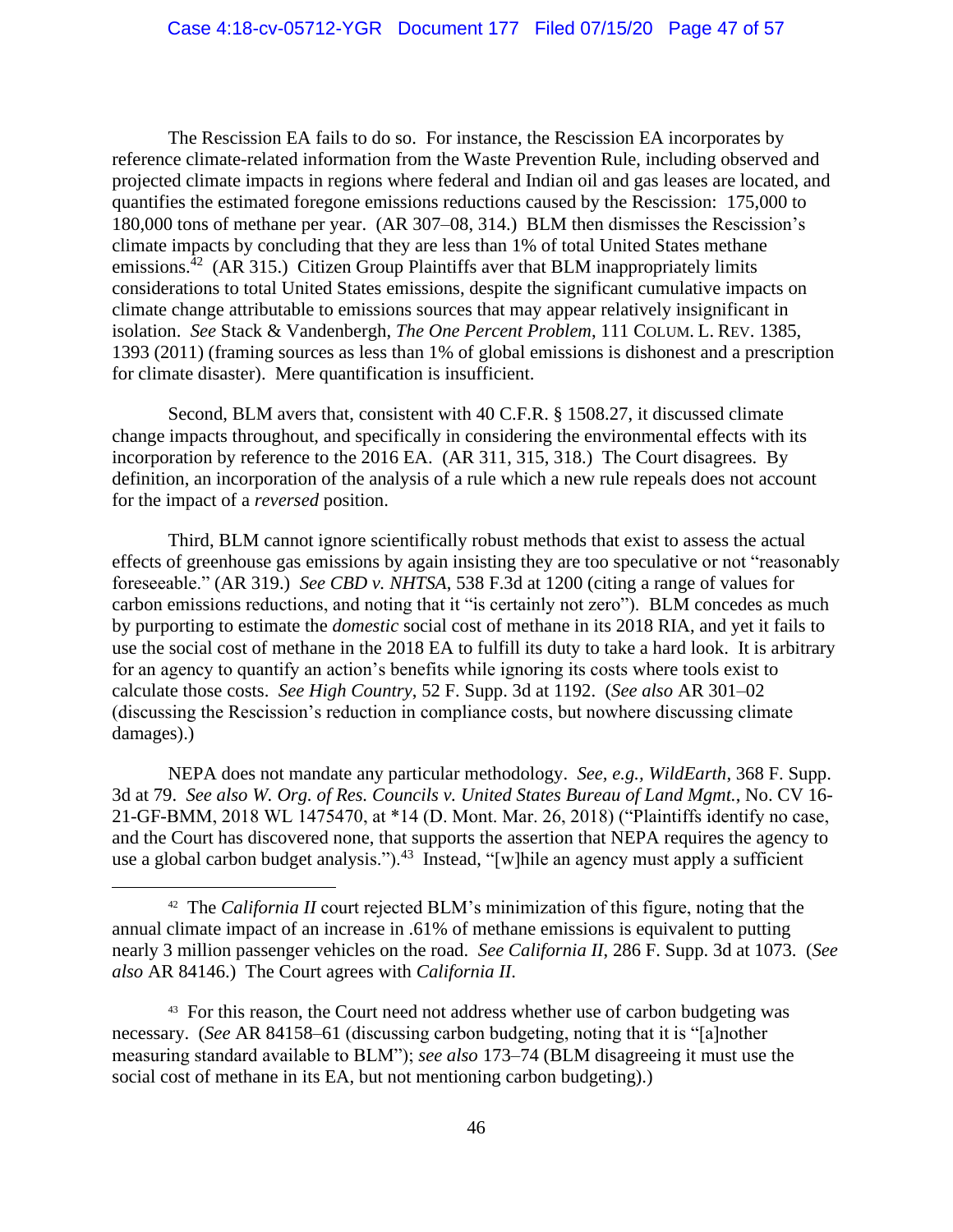The Rescission EA fails to do so. For instance, the Rescission EA incorporates by reference climate-related information from the Waste Prevention Rule, including observed and projected climate impacts in regions where federal and Indian oil and gas leases are located, and quantifies the estimated foregone emissions reductions caused by the Rescission: 175,000 to 180,000 tons of methane per year. (AR 307–08, 314.) BLM then dismisses the Rescission's climate impacts by concluding that they are less than 1% of total United States methane emissions.[42] (AR 315.) Citizen Group Plaintiffs aver that BLM inappropriately limits considerations to total United States emissions, despite the significant cumulative impacts on climate change attributable to emissions sources that may appear relatively insignificant in isolation. *See* Stack & Vandenbergh, *The One Percent Problem*, 111 COLUM. L. REV. 1385, 1393 (2011) (framing sources as less than 1% of global emissions is dishonest and a prescription for climate disaster). Mere quantification is insufficient.

Second, BLM avers that, consistent with 40 C.F.R. § 1508.27, it discussed climate change impacts throughout, and specifically in considering the environmental effects with its incorporation by reference to the 2016 EA. (AR 311, 315, 318.) The Court disagrees. By definition, an incorporation of the analysis of a rule which a new rule repeals does not account for the impact of a *reversed* position.

Third, BLM cannot ignore scientifically robust methods that exist to assess the actual effects of greenhouse gas emissions by again insisting they are too speculative or not "reasonably foreseeable." (AR 319.) *See CBD v. NHTSA*, 538 F.3d at 1200 (citing a range of values for carbon emissions reductions, and noting that it "is certainly not zero"). BLM concedes as much by purporting to estimate the *domestic* social cost of methane in its 2018 RIA, and yet it fails to use the social cost of methane in the 2018 EA to fulfill its duty to take a hard look. It is arbitrary for an agency to quantify an action's benefits while ignoring its costs where tools exist to calculate those costs. *See High Country*, 52 F. Supp. 3d at 1192. (*See also* AR 301–02 (discussing the Rescission's reduction in compliance costs, but nowhere discussing climate damages).)

NEPA does not mandate any particular methodology. *See, e.g.*, *WildEarth*, 368 F. Supp. 3d at 79. *See also W. Org. of Res. Councils v. United States Bureau of Land Mgmt.*, No. CV 16-21-GF-BMM, 2018 WL 1475470, at *14 (D. Mont. Mar. 26, 2018) ("Plaintiffs identify no case, and the Court has discovered none, that supports the assertion that NEPA requires the agency to use a global carbon budget analysis.").[43] Instead, "[w]hile an agency must apply a sufficient

---

[42] The *California II* court rejected BLM's minimization of this figure, noting that the annual climate impact of an increase in .61% of methane emissions is equivalent to putting nearly 3 million passenger vehicles on the road. *See California II*, 286 F. Supp. 3d at 1073. (*See also* AR 84146.) The Court agrees with *California II*.

[43] For this reason, the Court need not address whether use of carbon budgeting was necessary. (*See* AR 84158–61 (discussing carbon budgeting, noting that it is "[a]nother measuring standard available to BLM"); *see also* 173–74 (BLM disagreeing it must use the social cost of methane in its EA, but not mentioning carbon budgeting).)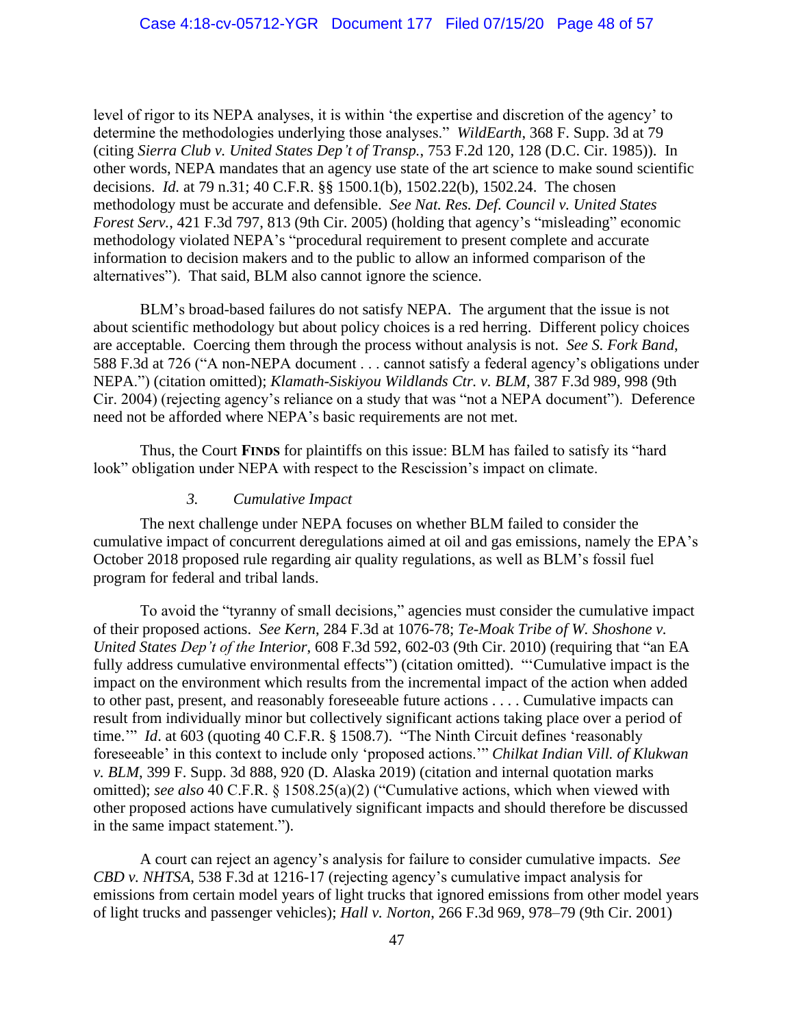level of rigor to its NEPA analyses, it is within 'the expertise and discretion of the agency' to determine the methodologies underlying those analyses." *WildEarth*, 368 F. Supp. 3d at 79 (citing *Sierra Club v. United States Dep't of Transp.*, 753 F.2d 120, 128 (D.C. Cir. 1985)). In other words, NEPA mandates that an agency use state of the art science to make sound scientific decisions. *Id.* at 79 n.31; 40 C.F.R. §§ 1500.1(b), 1502.22(b), 1502.24. The chosen methodology must be accurate and defensible. *See Nat. Res. Def. Council v. United States Forest Serv.*, 421 F.3d 797, 813 (9th Cir. 2005) (holding that agency's "misleading" economic methodology violated NEPA's "procedural requirement to present complete and accurate information to decision makers and to the public to allow an informed comparison of the alternatives"). That said, BLM also cannot ignore the science.

BLM's broad-based failures do not satisfy NEPA. The argument that the issue is not about scientific methodology but about policy choices is a red herring. Different policy choices are acceptable. Coercing them through the process without analysis is not. *See S. Fork Band*, 588 F.3d at 726 ("A non-NEPA document . . . cannot satisfy a federal agency's obligations under NEPA.") (citation omitted); *Klamath-Siskiyou Wildlands Ctr. v. BLM*, 387 F.3d 989, 998 (9th Cir. 2004) (rejecting agency's reliance on a study that was "not a NEPA document"). Deference need not be afforded where NEPA's basic requirements are not met.

Thus, the Court **FINDS** for plaintiffs on this issue: BLM has failed to satisfy its "hard look" obligation under NEPA with respect to the Rescission's impact on climate.

### *3. Cumulative Impact*

The next challenge under NEPA focuses on whether BLM failed to consider the cumulative impact of concurrent deregulations aimed at oil and gas emissions, namely the EPA's October 2018 proposed rule regarding air quality regulations, as well as BLM's fossil fuel program for federal and tribal lands.

To avoid the "tyranny of small decisions," agencies must consider the cumulative impact of their proposed actions. *See Kern*, 284 F.3d at 1076-78; *Te-Moak Tribe of W. Shoshone v. United States Dep't of the Interior*, 608 F.3d 592, 602-03 (9th Cir. 2010) (requiring that "an EA fully address cumulative environmental effects") (citation omitted). "'Cumulative impact is the impact on the environment which results from the incremental impact of the action when added to other past, present, and reasonably foreseeable future actions . . . . Cumulative impacts can result from individually minor but collectively significant actions taking place over a period of time.'" *Id*. at 603 (quoting 40 C.F.R. § 1508.7). "The Ninth Circuit defines 'reasonably foreseeable' in this context to include only 'proposed actions.'" *Chilkat Indian Vill. of Klukwan v. BLM*, 399 F. Supp. 3d 888, 920 (D. Alaska 2019) (citation and internal quotation marks omitted); *see also* 40 C.F.R. § 1508.25(a)(2) ("Cumulative actions, which when viewed with other proposed actions have cumulatively significant impacts and should therefore be discussed in the same impact statement.").

A court can reject an agency's analysis for failure to consider cumulative impacts. *See CBD v. NHTSA*, 538 F.3d at 1216-17 (rejecting agency's cumulative impact analysis for emissions from certain model years of light trucks that ignored emissions from other model years of light trucks and passenger vehicles); *Hall v. Norton*, 266 F.3d 969, 978–79 (9th Cir. 2001)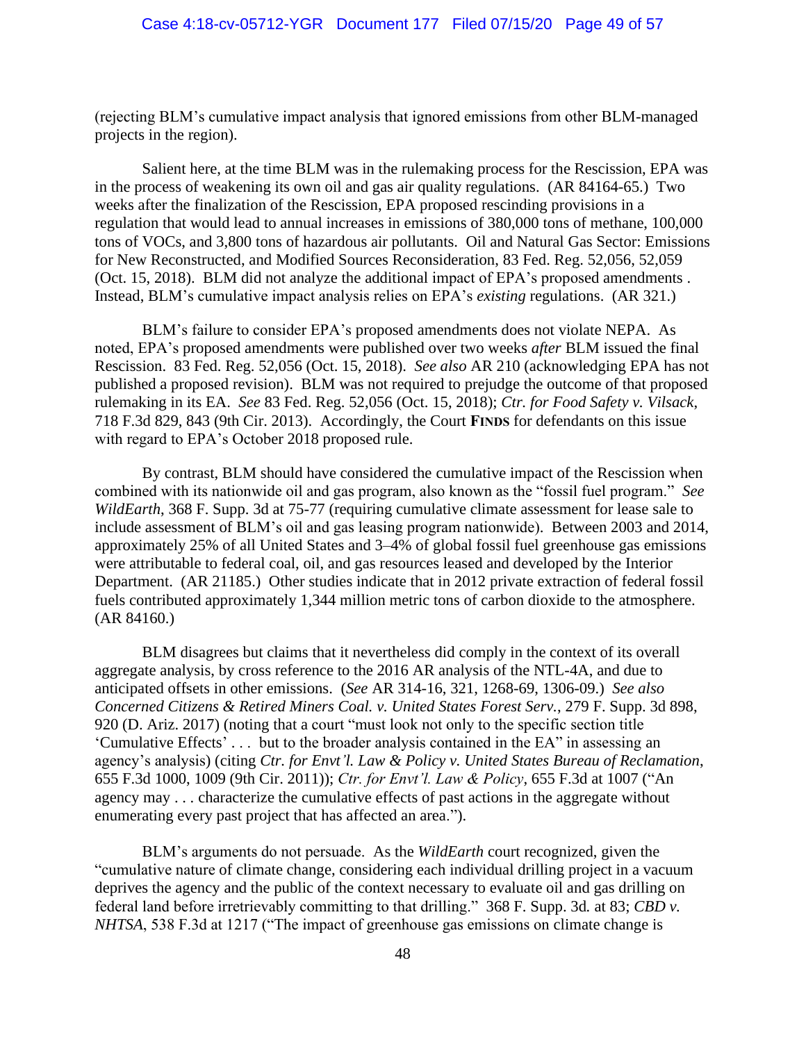(rejecting BLM's cumulative impact analysis that ignored emissions from other BLM-managed projects in the region).

Salient here, at the time BLM was in the rulemaking process for the Rescission, EPA was in the process of weakening its own oil and gas air quality regulations. (AR 84164-65.) Two weeks after the finalization of the Rescission, EPA proposed rescinding provisions in a regulation that would lead to annual increases in emissions of 380,000 tons of methane, 100,000 tons of VOCs, and 3,800 tons of hazardous air pollutants. Oil and Natural Gas Sector: Emissions for New Reconstructed, and Modified Sources Reconsideration, 83 Fed. Reg. 52,056, 52,059 (Oct. 15, 2018). BLM did not analyze the additional impact of EPA's proposed amendments . Instead, BLM's cumulative impact analysis relies on EPA's *existing* regulations. (AR 321.)

BLM's failure to consider EPA's proposed amendments does not violate NEPA. As noted, EPA's proposed amendments were published over two weeks *after* BLM issued the final Rescission. 83 Fed. Reg. 52,056 (Oct. 15, 2018). *See also* AR 210 (acknowledging EPA has not published a proposed revision). BLM was not required to prejudge the outcome of that proposed rulemaking in its EA. *See* 83 Fed. Reg. 52,056 (Oct. 15, 2018); *Ctr. for Food Safety v. Vilsack*, 718 F.3d 829, 843 (9th Cir. 2013). Accordingly, the Court **FINDS** for defendants on this issue with regard to EPA's October 2018 proposed rule.

By contrast, BLM should have considered the cumulative impact of the Rescission when combined with its nationwide oil and gas program, also known as the "fossil fuel program." *See WildEarth*, 368 F. Supp. 3d at 75-77 (requiring cumulative climate assessment for lease sale to include assessment of BLM's oil and gas leasing program nationwide). Between 2003 and 2014, approximately 25% of all United States and 3–4% of global fossil fuel greenhouse gas emissions were attributable to federal coal, oil, and gas resources leased and developed by the Interior Department. (AR 21185.) Other studies indicate that in 2012 private extraction of federal fossil fuels contributed approximately 1,344 million metric tons of carbon dioxide to the atmosphere. (AR 84160.)

BLM disagrees but claims that it nevertheless did comply in the context of its overall aggregate analysis, by cross reference to the 2016 AR analysis of the NTL-4A, and due to anticipated offsets in other emissions. (*See* AR 314-16, 321, 1268-69, 1306-09.) *See also Concerned Citizens & Retired Miners Coal. v. United States Forest Serv.*, 279 F. Supp. 3d 898, 920 (D. Ariz. 2017) (noting that a court "must look not only to the specific section title 'Cumulative Effects' . . . but to the broader analysis contained in the EA" in assessing an agency's analysis) (citing *Ctr. for Envt'l. Law & Policy v. United States Bureau of Reclamation*, 655 F.3d 1000, 1009 (9th Cir. 2011)); *Ctr. for Envt'l. Law & Policy*, 655 F.3d at 1007 ("An agency may . . . characterize the cumulative effects of past actions in the aggregate without enumerating every past project that has affected an area.").

BLM's arguments do not persuade. As the *WildEarth* court recognized, given the "cumulative nature of climate change, considering each individual drilling project in a vacuum deprives the agency and the public of the context necessary to evaluate oil and gas drilling on federal land before irretrievably committing to that drilling." 368 F. Supp. 3d*.* at 83; *CBD v. NHTSA*, 538 F.3d at 1217 ("The impact of greenhouse gas emissions on climate change is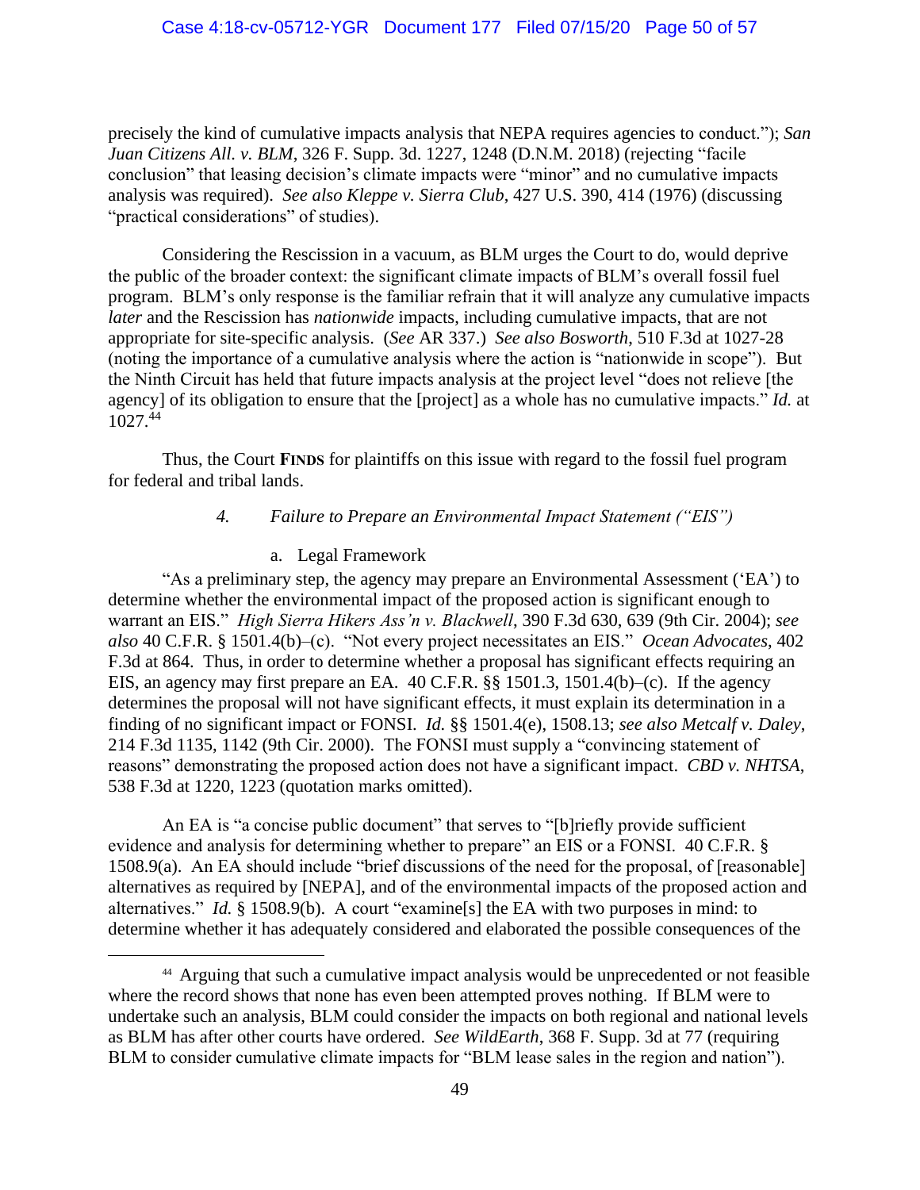precisely the kind of cumulative impacts analysis that NEPA requires agencies to conduct."); *San Juan Citizens All. v. BLM*, 326 F. Supp. 3d. 1227, 1248 (D.N.M. 2018) (rejecting "facile conclusion" that leasing decision's climate impacts were "minor" and no cumulative impacts analysis was required). *See also Kleppe v. Sierra Club*, 427 U.S. 390, 414 (1976) (discussing "practical considerations" of studies).

Considering the Rescission in a vacuum, as BLM urges the Court to do, would deprive the public of the broader context: the significant climate impacts of BLM's overall fossil fuel program. BLM's only response is the familiar refrain that it will analyze any cumulative impacts *later* and the Rescission has *nationwide* impacts, including cumulative impacts, that are not appropriate for site-specific analysis. (*See* AR 337.) *See also Bosworth*, 510 F.3d at 1027-28 (noting the importance of a cumulative analysis where the action is "nationwide in scope"). But the Ninth Circuit has held that future impacts analysis at the project level "does not relieve [the agency] of its obligation to ensure that the [project] as a whole has no cumulative impacts." *Id.* at 1027.[44]

Thus, the Court **FINDS** for plaintiffs on this issue with regard to the fossil fuel program for federal and tribal lands.

### 4. *Failure to Prepare an Environmental Impact Statement ("EIS")*

#### a. Legal Framework

"As a preliminary step, the agency may prepare an Environmental Assessment ('EA') to determine whether the environmental impact of the proposed action is significant enough to warrant an EIS." *High Sierra Hikers Ass'n v. Blackwell*, 390 F.3d 630, 639 (9th Cir. 2004); *see also* 40 C.F.R. § 1501.4(b)–(c). "Not every project necessitates an EIS." *Ocean Advocates*, 402 F.3d at 864. Thus, in order to determine whether a proposal has significant effects requiring an EIS, an agency may first prepare an EA. 40 C.F.R. §§ 1501.3, 1501.4(b)–(c). If the agency determines the proposal will not have significant effects, it must explain its determination in a finding of no significant impact or FONSI. *Id.* §§ 1501.4(e), 1508.13; *see also Metcalf v. Daley*, 214 F.3d 1135, 1142 (9th Cir. 2000). The FONSI must supply a "convincing statement of reasons" demonstrating the proposed action does not have a significant impact. *CBD v. NHTSA*, 538 F.3d at 1220, 1223 (quotation marks omitted).

An EA is "a concise public document" that serves to "[b]riefly provide sufficient evidence and analysis for determining whether to prepare" an EIS or a FONSI. 40 C.F.R. § 1508.9(a). An EA should include "brief discussions of the need for the proposal, of [reasonable] alternatives as required by [NEPA], and of the environmental impacts of the proposed action and alternatives." *Id.* § 1508.9(b). A court "examine[s] the EA with two purposes in mind: to determine whether it has adequately considered and elaborated the possible consequences of the

---

[44] Arguing that such a cumulative impact analysis would be unprecedented or not feasible where the record shows that none has even been attempted proves nothing. If BLM were to undertake such an analysis, BLM could consider the impacts on both regional and national levels as BLM has after other courts have ordered. *See WildEarth*, 368 F. Supp. 3d at 77 (requiring BLM to consider cumulative climate impacts for "BLM lease sales in the region and nation").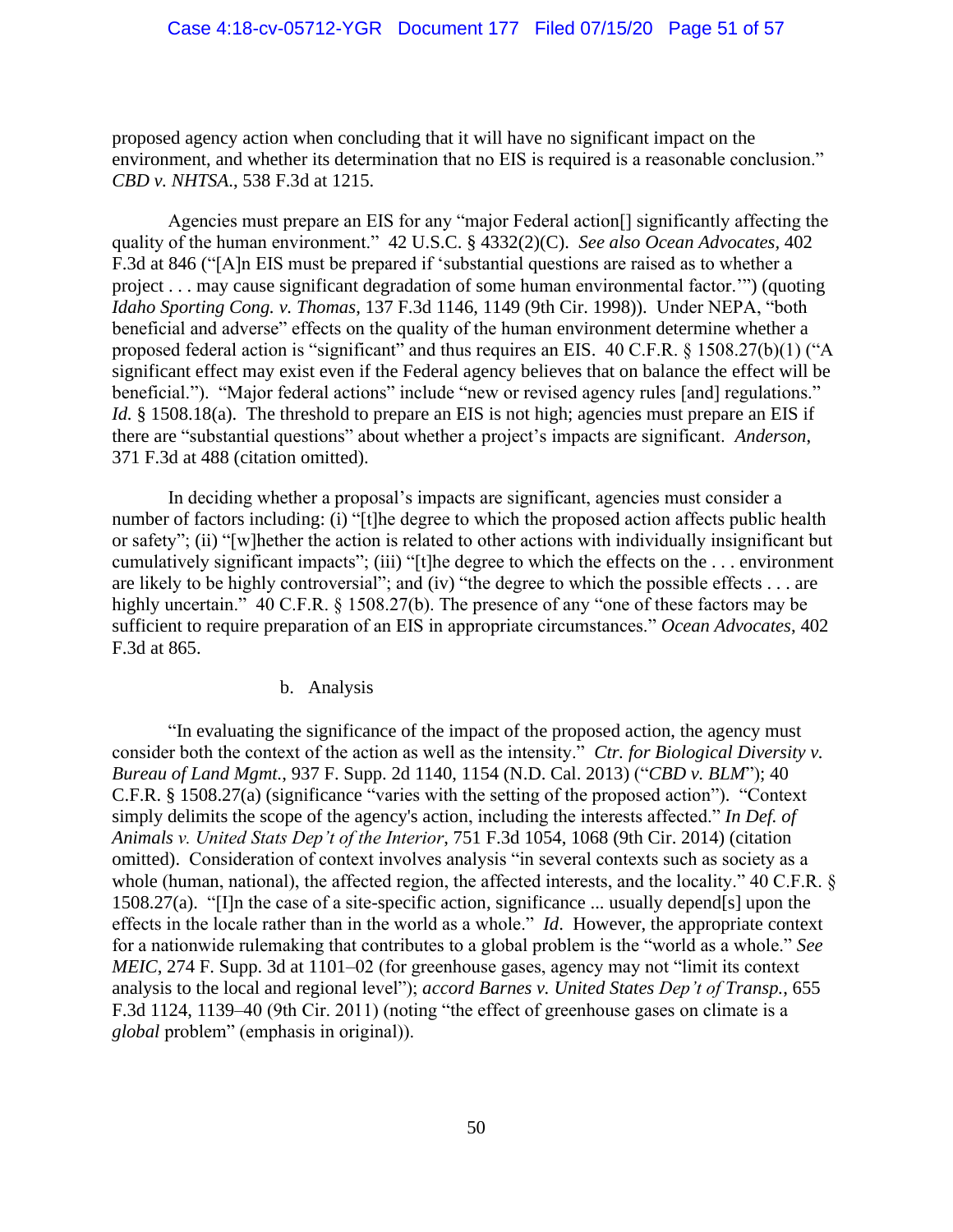proposed agency action when concluding that it will have no significant impact on the environment, and whether its determination that no EIS is required is a reasonable conclusion." *CBD v. NHTSA.*, 538 F.3d at 1215.

Agencies must prepare an EIS for any "major Federal action[] significantly affecting the quality of the human environment." 42 U.S.C. § 4332(2)(C). *See also Ocean Advocates*, 402 F.3d at 846 ("[A]n EIS must be prepared if 'substantial questions are raised as to whether a project . . . may cause significant degradation of some human environmental factor.'") (quoting *Idaho Sporting Cong. v. Thomas*, 137 F.3d 1146, 1149 (9th Cir. 1998)). Under NEPA, "both beneficial and adverse" effects on the quality of the human environment determine whether a proposed federal action is "significant" and thus requires an EIS. 40 C.F.R. § 1508.27(b)(1) ("A significant effect may exist even if the Federal agency believes that on balance the effect will be beneficial."). "Major federal actions" include "new or revised agency rules [and] regulations." *Id.* § 1508.18(a). The threshold to prepare an EIS is not high; agencies must prepare an EIS if there are "substantial questions" about whether a project's impacts are significant. *Anderson*, 371 F.3d at 488 (citation omitted).

In deciding whether a proposal's impacts are significant, agencies must consider a number of factors including: (i) "[t]he degree to which the proposed action affects public health or safety"; (ii) "[w]hether the action is related to other actions with individually insignificant but cumulatively significant impacts"; (iii) "[t]he degree to which the effects on the . . . environment are likely to be highly controversial"; and (iv) "the degree to which the possible effects . . . are highly uncertain." 40 C.F.R. § 1508.27(b). The presence of any "one of these factors may be sufficient to require preparation of an EIS in appropriate circumstances." *Ocean Advocates*, 402 F.3d at 865.

b. Analysis

"In evaluating the significance of the impact of the proposed action, the agency must consider both the context of the action as well as the intensity." *Ctr. for Biological Diversity v. Bureau of Land Mgmt.*, 937 F. Supp. 2d 1140, 1154 (N.D. Cal. 2013) ("*CBD v. BLM*"); 40 C.F.R. § 1508.27(a) (significance "varies with the setting of the proposed action"). "Context simply delimits the scope of the agency's action, including the interests affected." *In Def. of Animals v. United Stats Dep't of the Interior*, 751 F.3d 1054, 1068 (9th Cir. 2014) (citation omitted). Consideration of context involves analysis "in several contexts such as society as a whole (human, national), the affected region, the affected interests, and the locality." 40 C.F.R. § 1508.27(a). "[I]n the case of a site-specific action, significance ... usually depend[s] upon the effects in the locale rather than in the world as a whole." *Id*. However, the appropriate context for a nationwide rulemaking that contributes to a global problem is the "world as a whole." *See MEIC*, 274 F. Supp. 3d at 1101–02 (for greenhouse gases, agency may not "limit its context analysis to the local and regional level"); *accord Barnes v. United States Dep't of Transp.*, 655 F.3d 1124, 1139–40 (9th Cir. 2011) (noting "the effect of greenhouse gases on climate is a *global* problem" (emphasis in original)).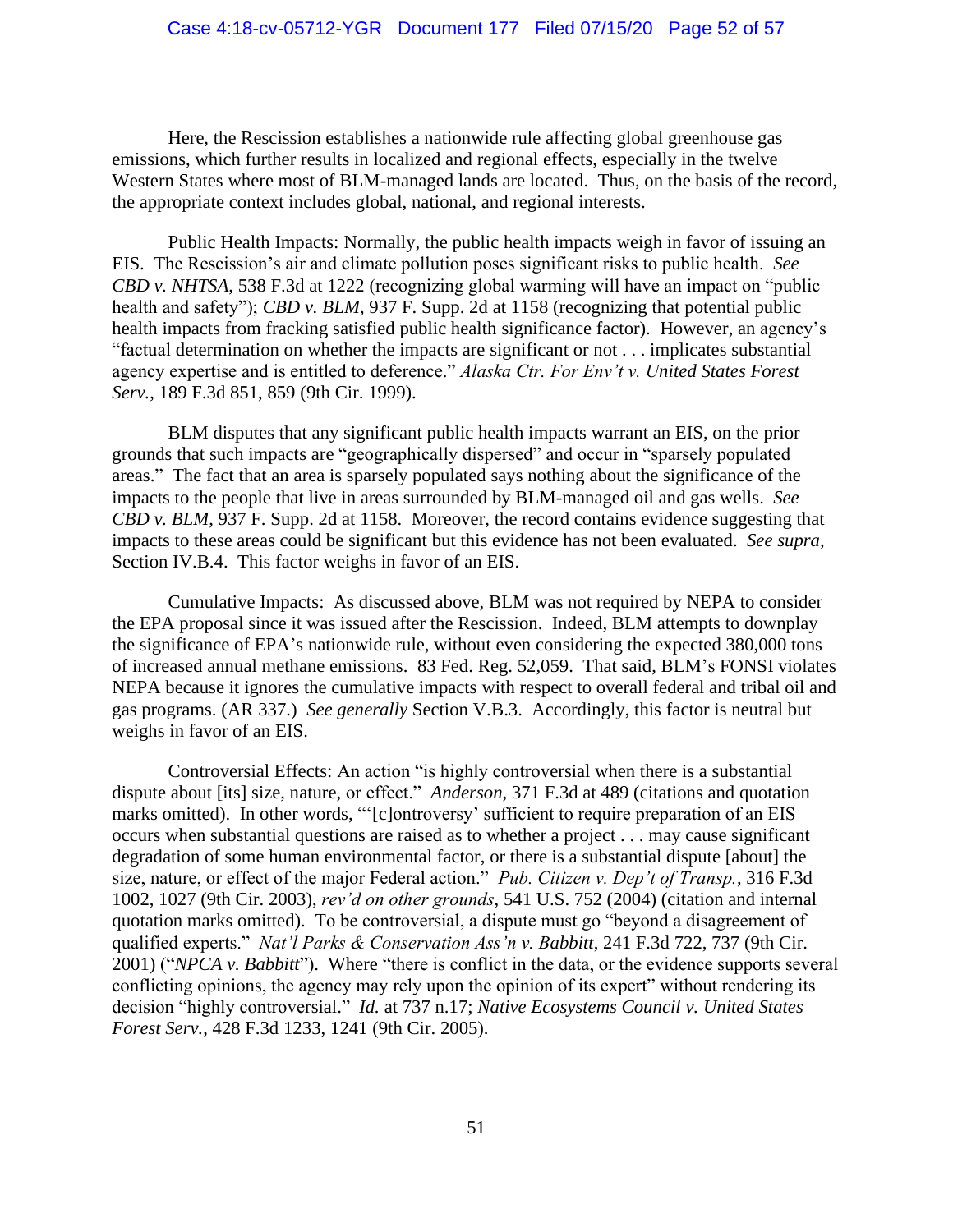Here, the Rescission establishes a nationwide rule affecting global greenhouse gas emissions, which further results in localized and regional effects, especially in the twelve Western States where most of BLM-managed lands are located. Thus, on the basis of the record, the appropriate context includes global, national, and regional interests.

Public Health Impacts: Normally, the public health impacts weigh in favor of issuing an EIS. The Rescission's air and climate pollution poses significant risks to public health. *See CBD v. NHTSA*, 538 F.3d at 1222 (recognizing global warming will have an impact on "public health and safety"); *CBD v. BLM*, 937 F. Supp. 2d at 1158 (recognizing that potential public health impacts from fracking satisfied public health significance factor). However, an agency's "factual determination on whether the impacts are significant or not . . . implicates substantial agency expertise and is entitled to deference." *Alaska Ctr. For Env't v. United States Forest Serv.*, 189 F.3d 851, 859 (9th Cir. 1999).

BLM disputes that any significant public health impacts warrant an EIS, on the prior grounds that such impacts are "geographically dispersed" and occur in "sparsely populated areas." The fact that an area is sparsely populated says nothing about the significance of the impacts to the people that live in areas surrounded by BLM-managed oil and gas wells. *See CBD v. BLM*, 937 F. Supp. 2d at 1158. Moreover, the record contains evidence suggesting that impacts to these areas could be significant but this evidence has not been evaluated. *See supra*, Section IV.B.4. This factor weighs in favor of an EIS.

Cumulative Impacts: As discussed above, BLM was not required by NEPA to consider the EPA proposal since it was issued after the Rescission. Indeed, BLM attempts to downplay the significance of EPA's nationwide rule, without even considering the expected 380,000 tons of increased annual methane emissions. 83 Fed. Reg. 52,059. That said, BLM's FONSI violates NEPA because it ignores the cumulative impacts with respect to overall federal and tribal oil and gas programs. (AR 337.) *See generally* Section V.B.3. Accordingly, this factor is neutral but weighs in favor of an EIS.

Controversial Effects: An action "is highly controversial when there is a substantial dispute about [its] size, nature, or effect." *Anderson*, 371 F.3d at 489 (citations and quotation marks omitted). In other words, "'[c]ontroversy' sufficient to require preparation of an EIS occurs when substantial questions are raised as to whether a project . . . may cause significant degradation of some human environmental factor, or there is a substantial dispute [about] the size, nature, or effect of the major Federal action." *Pub. Citizen v. Dep't of Transp.*, 316 F.3d 1002, 1027 (9th Cir. 2003), *rev'd on other grounds*, 541 U.S. 752 (2004) (citation and internal quotation marks omitted). To be controversial, a dispute must go "beyond a disagreement of qualified experts." *Nat'l Parks & Conservation Ass'n v. Babbitt*, 241 F.3d 722, 737 (9th Cir. 2001) ("*NPCA v. Babbitt*"). Where "there is conflict in the data, or the evidence supports several conflicting opinions, the agency may rely upon the opinion of its expert" without rendering its decision "highly controversial." *Id.* at 737 n.17; *Native Ecosystems Council v. United States Forest Serv.*, 428 F.3d 1233, 1241 (9th Cir. 2005).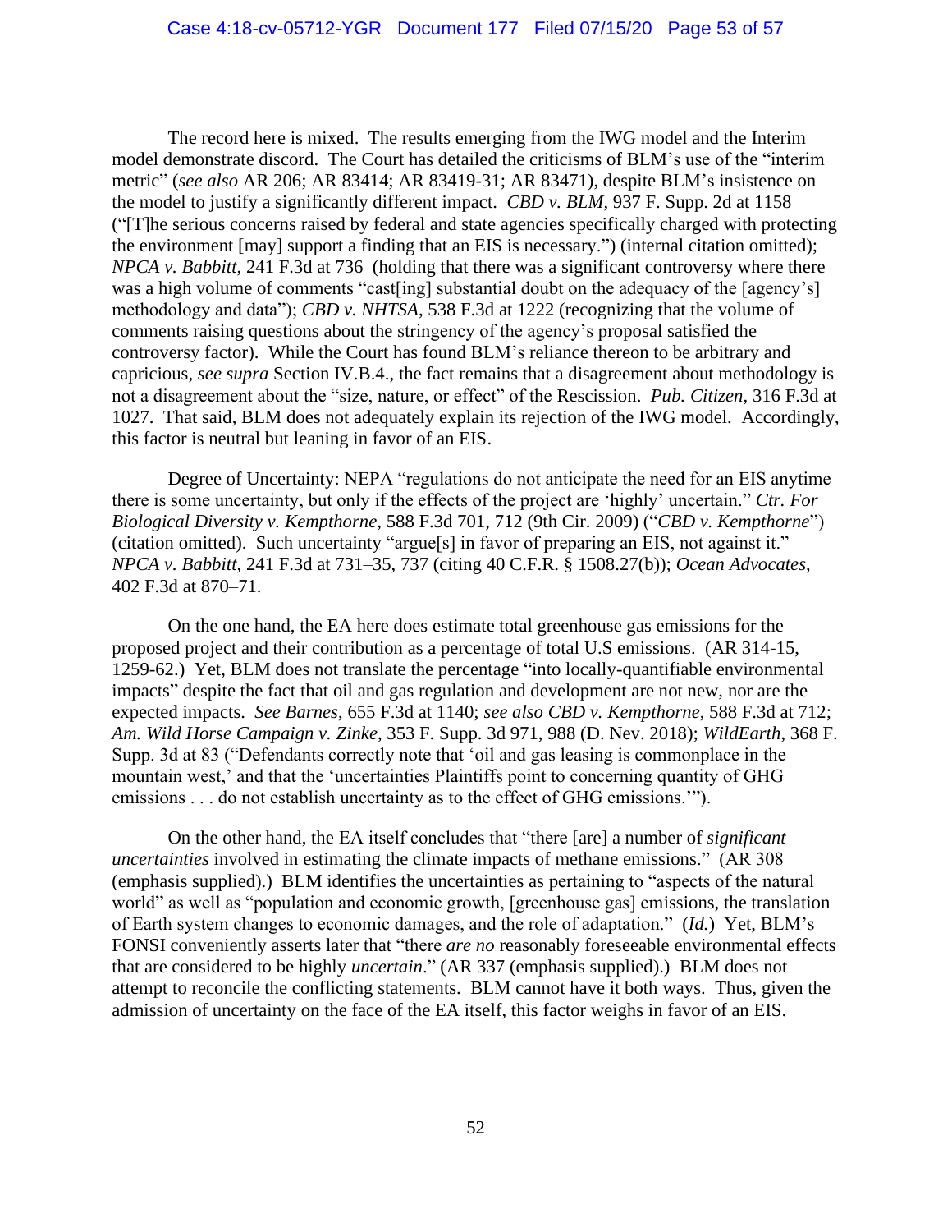The record here is mixed. The results emerging from the IWG model and the Interim model demonstrate discord. The Court has detailed the criticisms of BLM's use of the "interim metric" (*see also* AR 206; AR 83414; AR 83419-31; AR 83471), despite BLM's insistence on the model to justify a significantly different impact. *CBD v. BLM*, 937 F. Supp. 2d at 1158 ("[T]he serious concerns raised by federal and state agencies specifically charged with protecting the environment [may] support a finding that an EIS is necessary.") (internal citation omitted); *NPCA v. Babbitt*, 241 F.3d at 736 (holding that there was a significant controversy where there was a high volume of comments "cast[ing] substantial doubt on the adequacy of the [agency's] methodology and data"); *CBD v. NHTSA*, 538 F.3d at 1222 (recognizing that the volume of comments raising questions about the stringency of the agency's proposal satisfied the controversy factor). While the Court has found BLM's reliance thereon to be arbitrary and capricious, *see supra* Section IV.B.4., the fact remains that a disagreement about methodology is not a disagreement about the "size, nature, or effect" of the Rescission. *Pub. Citizen*, 316 F.3d at 1027. That said, BLM does not adequately explain its rejection of the IWG model. Accordingly, this factor is neutral but leaning in favor of an EIS.

Degree of Uncertainty: NEPA "regulations do not anticipate the need for an EIS anytime there is some uncertainty, but only if the effects of the project are 'highly' uncertain." *Ctr. For Biological Diversity v. Kempthorne*, 588 F.3d 701, 712 (9th Cir. 2009) ("*CBD v. Kempthorne*") (citation omitted). Such uncertainty "argue[s] in favor of preparing an EIS, not against it." *NPCA v. Babbitt*, 241 F.3d at 731–35, 737 (citing 40 C.F.R. § 1508.27(b)); *Ocean Advocates*, 402 F.3d at 870–71.

On the one hand, the EA here does estimate total greenhouse gas emissions for the proposed project and their contribution as a percentage of total U.S emissions. (AR 314-15, 1259-62.) Yet, BLM does not translate the percentage "into locally-quantifiable environmental impacts" despite the fact that oil and gas regulation and development are not new, nor are the expected impacts. *See Barnes*, 655 F.3d at 1140; *see also CBD v. Kempthorne*, 588 F.3d at 712; *Am. Wild Horse Campaign v. Zinke*, 353 F. Supp. 3d 971, 988 (D. Nev. 2018); *WildEarth*, 368 F. Supp. 3d at 83 ("Defendants correctly note that 'oil and gas leasing is commonplace in the mountain west,' and that the 'uncertainties Plaintiffs point to concerning quantity of GHG emissions . . . do not establish uncertainty as to the effect of GHG emissions.'").

On the other hand, the EA itself concludes that "there [are] a number of *significant uncertainties* involved in estimating the climate impacts of methane emissions." (AR 308 (emphasis supplied).) BLM identifies the uncertainties as pertaining to "aspects of the natural world" as well as "population and economic growth, [greenhouse gas] emissions, the translation of Earth system changes to economic damages, and the role of adaptation." (*Id.*) Yet, BLM's FONSI conveniently asserts later that "there *are no* reasonably foreseeable environmental effects that are considered to be highly *uncertain*." (AR 337 (emphasis supplied).) BLM does not attempt to reconcile the conflicting statements. BLM cannot have it both ways. Thus, given the admission of uncertainty on the face of the EA itself, this factor weighs in favor of an EIS.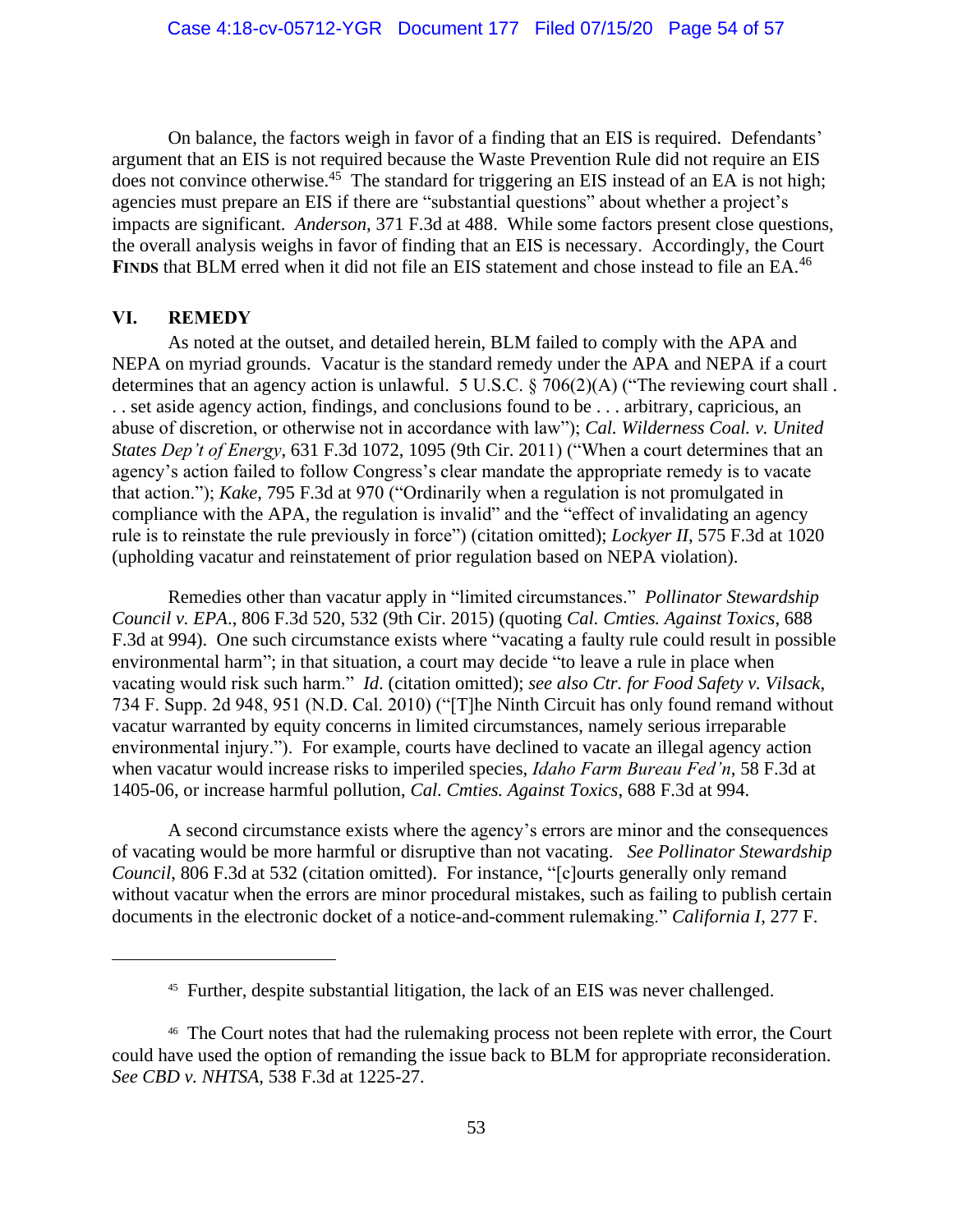On balance, the factors weigh in favor of a finding that an EIS is required. Defendants' argument that an EIS is not required because the Waste Prevention Rule did not require an EIS does not convince otherwise.[45] The standard for triggering an EIS instead of an EA is not high; agencies must prepare an EIS if there are "substantial questions" about whether a project's impacts are significant. *Anderson*, 371 F.3d at 488. While some factors present close questions, the overall analysis weighs in favor of finding that an EIS is necessary. Accordingly, the Court **FINDS** that BLM erred when it did not file an EIS statement and chose instead to file an EA.[46]

## VI. REMEDY

As noted at the outset, and detailed herein, BLM failed to comply with the APA and NEPA on myriad grounds. Vacatur is the standard remedy under the APA and NEPA if a court determines that an agency action is unlawful. 5 U.S.C. § 706(2)(A) ("The reviewing court shall . . . set aside agency action, findings, and conclusions found to be . . . arbitrary, capricious, an abuse of discretion, or otherwise not in accordance with law"); *Cal. Wilderness Coal. v. United States Dep't of Energy*, 631 F.3d 1072, 1095 (9th Cir. 2011) ("When a court determines that an agency's action failed to follow Congress's clear mandate the appropriate remedy is to vacate that action."); *Kake*, 795 F.3d at 970 ("Ordinarily when a regulation is not promulgated in compliance with the APA, the regulation is invalid" and the "effect of invalidating an agency rule is to reinstate the rule previously in force") (citation omitted); *Lockyer II*, 575 F.3d at 1020 (upholding vacatur and reinstatement of prior regulation based on NEPA violation).

Remedies other than vacatur apply in "limited circumstances." *Pollinator Stewardship Council v. EPA.*, 806 F.3d 520, 532 (9th Cir. 2015) (quoting *Cal. Cmties. Against Toxics*, 688 F.3d at 994). One such circumstance exists where "vacating a faulty rule could result in possible environmental harm"; in that situation, a court may decide "to leave a rule in place when vacating would risk such harm." *Id.* (citation omitted); *see also Ctr. for Food Safety v. Vilsack*, 734 F. Supp. 2d 948, 951 (N.D. Cal. 2010) ("[T]he Ninth Circuit has only found remand without vacatur warranted by equity concerns in limited circumstances, namely serious irreparable environmental injury."). For example, courts have declined to vacate an illegal agency action when vacatur would increase risks to imperiled species, *Idaho Farm Bureau Fed'n*, 58 F.3d at 1405-06, or increase harmful pollution, *Cal. Cmties. Against Toxics*, 688 F.3d at 994.

A second circumstance exists where the agency's errors are minor and the consequences of vacating would be more harmful or disruptive than not vacating. *See Pollinator Stewardship Council*, 806 F.3d at 532 (citation omitted). For instance, "[c]ourts generally only remand without vacatur when the errors are minor procedural mistakes, such as failing to publish certain documents in the electronic docket of a notice-and-comment rulemaking." *California I*, 277 F.

---

[45] Further, despite substantial litigation, the lack of an EIS was never challenged.

[46] The Court notes that had the rulemaking process not been replete with error, the Court could have used the option of remanding the issue back to BLM for appropriate reconsideration. *See CBD v. NHTSA*, 538 F.3d at 1225-27.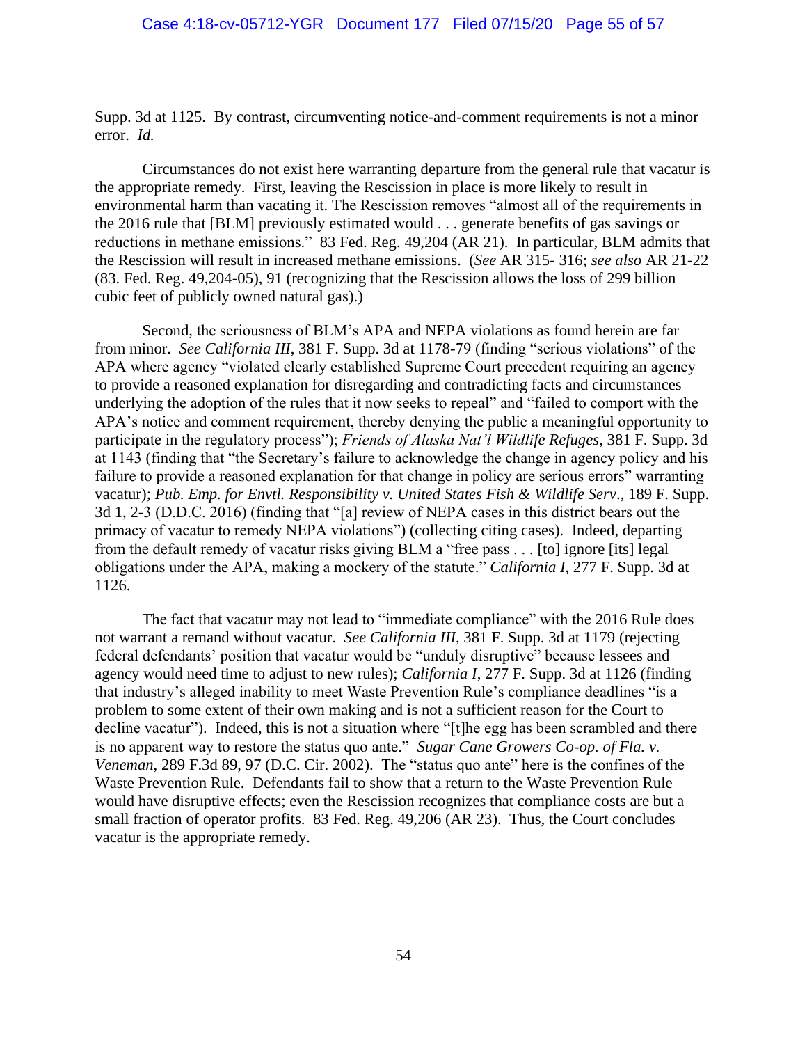Supp. 3d at 1125. By contrast, circumventing notice-and-comment requirements is not a minor error. *Id.*

Circumstances do not exist here warranting departure from the general rule that vacatur is the appropriate remedy. First, leaving the Rescission in place is more likely to result in environmental harm than vacating it. The Rescission removes "almost all of the requirements in the 2016 rule that [BLM] previously estimated would . . . generate benefits of gas savings or reductions in methane emissions." 83 Fed. Reg. 49,204 (AR 21). In particular, BLM admits that the Rescission will result in increased methane emissions. (*See* AR 315- 316; *see also* AR 21-22 (83. Fed. Reg. 49,204-05), 91 (recognizing that the Rescission allows the loss of 299 billion cubic feet of publicly owned natural gas).)

Second, the seriousness of BLM's APA and NEPA violations as found herein are far from minor. *See California III*, 381 F. Supp. 3d at 1178-79 (finding "serious violations" of the APA where agency "violated clearly established Supreme Court precedent requiring an agency to provide a reasoned explanation for disregarding and contradicting facts and circumstances underlying the adoption of the rules that it now seeks to repeal" and "failed to comport with the APA's notice and comment requirement, thereby denying the public a meaningful opportunity to participate in the regulatory process"); *Friends of Alaska Nat'l Wildlife Refuges*, 381 F. Supp. 3d at 1143 (finding that "the Secretary's failure to acknowledge the change in agency policy and his failure to provide a reasoned explanation for that change in policy are serious errors" warranting vacatur); *Pub. Emp. for Envtl. Responsibility v. United States Fish & Wildlife Serv*., 189 F. Supp. 3d 1, 2-3 (D.D.C. 2016) (finding that "[a] review of NEPA cases in this district bears out the primacy of vacatur to remedy NEPA violations") (collecting citing cases). Indeed, departing from the default remedy of vacatur risks giving BLM a "free pass . . . [to] ignore [its] legal obligations under the APA, making a mockery of the statute." *California I*, 277 F. Supp. 3d at 1126.

The fact that vacatur may not lead to "immediate compliance" with the 2016 Rule does not warrant a remand without vacatur. *See California III*, 381 F. Supp. 3d at 1179 (rejecting federal defendants' position that vacatur would be "unduly disruptive" because lessees and agency would need time to adjust to new rules); *California I*, 277 F. Supp. 3d at 1126 (finding that industry's alleged inability to meet Waste Prevention Rule's compliance deadlines "is a problem to some extent of their own making and is not a sufficient reason for the Court to decline vacatur"). Indeed, this is not a situation where "[t]he egg has been scrambled and there is no apparent way to restore the status quo ante." *Sugar Cane Growers Co-op. of Fla. v. Veneman*, 289 F.3d 89, 97 (D.C. Cir. 2002). The "status quo ante" here is the confines of the Waste Prevention Rule. Defendants fail to show that a return to the Waste Prevention Rule would have disruptive effects; even the Rescission recognizes that compliance costs are but a small fraction of operator profits. 83 Fed. Reg. 49,206 (AR 23). Thus, the Court concludes vacatur is the appropriate remedy.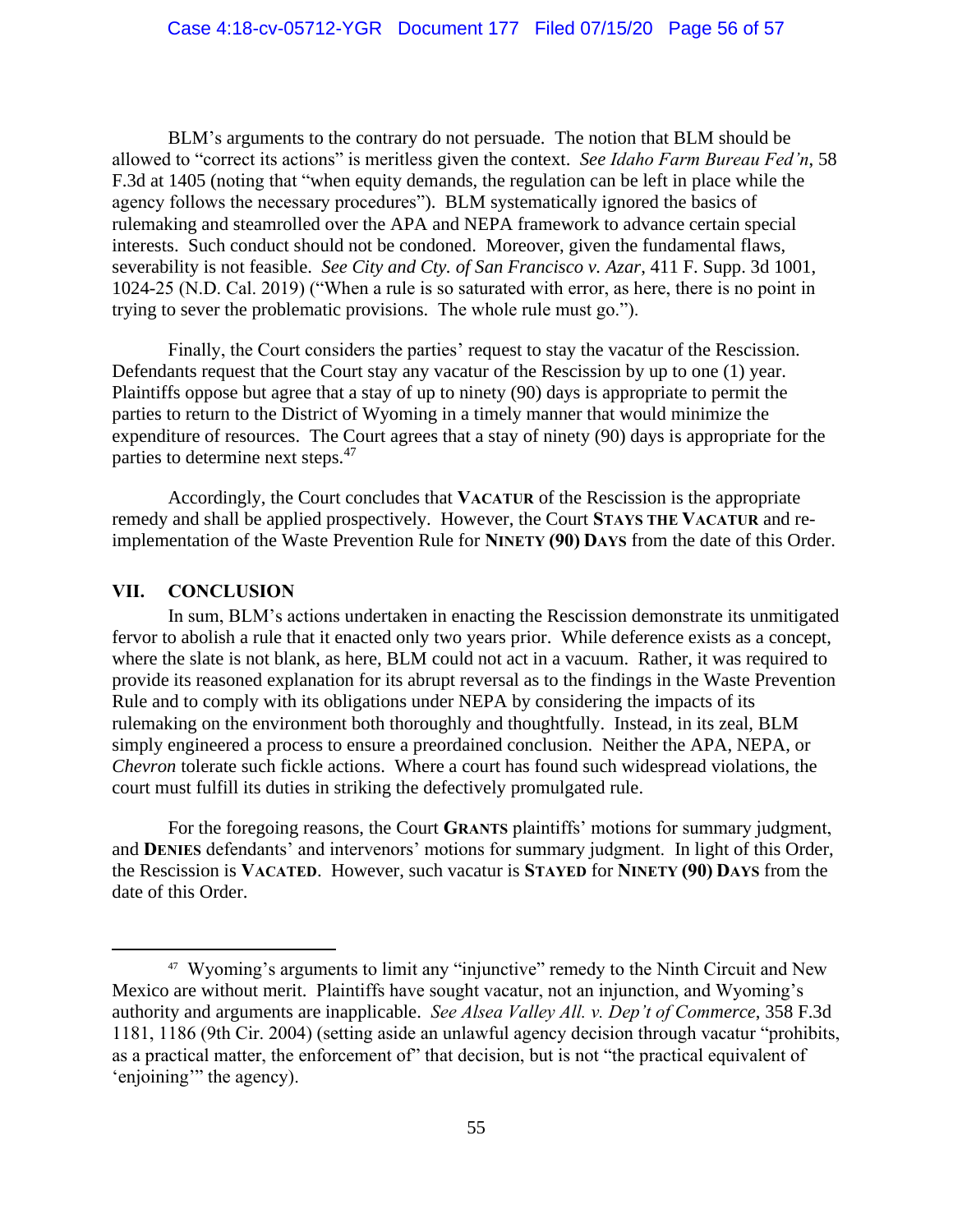BLM's arguments to the contrary do not persuade. The notion that BLM should be allowed to "correct its actions" is meritless given the context. *See Idaho Farm Bureau Fed'n*, 58 F.3d at 1405 (noting that "when equity demands, the regulation can be left in place while the agency follows the necessary procedures"). BLM systematically ignored the basics of rulemaking and steamrolled over the APA and NEPA framework to advance certain special interests. Such conduct should not be condoned. Moreover, given the fundamental flaws, severability is not feasible. *See City and Cty. of San Francisco v. Azar*, 411 F. Supp. 3d 1001, 1024-25 (N.D. Cal. 2019) ("When a rule is so saturated with error, as here, there is no point in trying to sever the problematic provisions. The whole rule must go.").

Finally, the Court considers the parties' request to stay the vacatur of the Rescission. Defendants request that the Court stay any vacatur of the Rescission by up to one (1) year. Plaintiffs oppose but agree that a stay of up to ninety (90) days is appropriate to permit the parties to return to the District of Wyoming in a timely manner that would minimize the expenditure of resources. The Court agrees that a stay of ninety (90) days is appropriate for the parties to determine next steps.[47]

Accordingly, the Court concludes that **VACATUR** of the Rescission is the appropriate remedy and shall be applied prospectively. However, the Court **STAYS THE VACATUR** and re-implementation of the Waste Prevention Rule for **NINETY (90) DAYS** from the date of this Order.

## VII. CONCLUSION

In sum, BLM's actions undertaken in enacting the Rescission demonstrate its unmitigated fervor to abolish a rule that it enacted only two years prior. While deference exists as a concept, where the slate is not blank, as here, BLM could not act in a vacuum. Rather, it was required to provide its reasoned explanation for its abrupt reversal as to the findings in the Waste Prevention Rule and to comply with its obligations under NEPA by considering the impacts of its rulemaking on the environment both thoroughly and thoughtfully. Instead, in its zeal, BLM simply engineered a process to ensure a preordained conclusion. Neither the APA, NEPA, or *Chevron* tolerate such fickle actions. Where a court has found such widespread violations, the court must fulfill its duties in striking the defectively promulgated rule.

For the foregoing reasons, the Court **GRANTS** plaintiffs' motions for summary judgment, and **DENIES** defendants' and intervenors' motions for summary judgment. In light of this Order, the Rescission is **VACATED**. However, such vacatur is **STAYED** for **NINETY (90) DAYS** from the date of this Order.

---

[47] Wyoming's arguments to limit any "injunctive" remedy to the Ninth Circuit and New Mexico are without merit. Plaintiffs have sought vacatur, not an injunction, and Wyoming's authority and arguments are inapplicable. *See Alsea Valley All. v. Dep't of Commerce*, 358 F.3d 1181, 1186 (9th Cir. 2004) (setting aside an unlawful agency decision through vacatur "prohibits, as a practical matter, the enforcement of" that decision, but is not "the practical equivalent of 'enjoining'" the agency).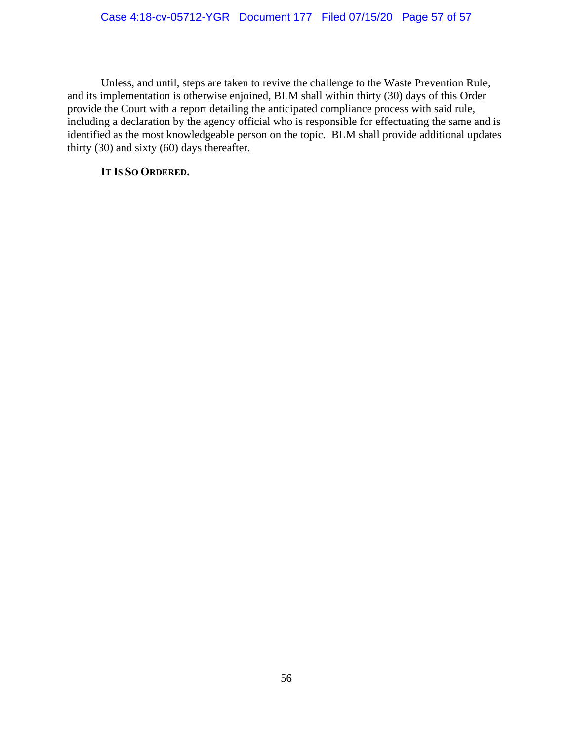Unless, and until, steps are taken to revive the challenge to the Waste Prevention Rule, and its implementation is otherwise enjoined, BLM shall within thirty (30) days of this Order provide the Court with a report detailing the anticipated compliance process with said rule, including a declaration by the agency official who is responsible for effectuating the same and is identified as the most knowledgeable person on the topic. BLM shall provide additional updates thirty (30) and sixty (60) days thereafter.

**IT IS SO ORDERED.**